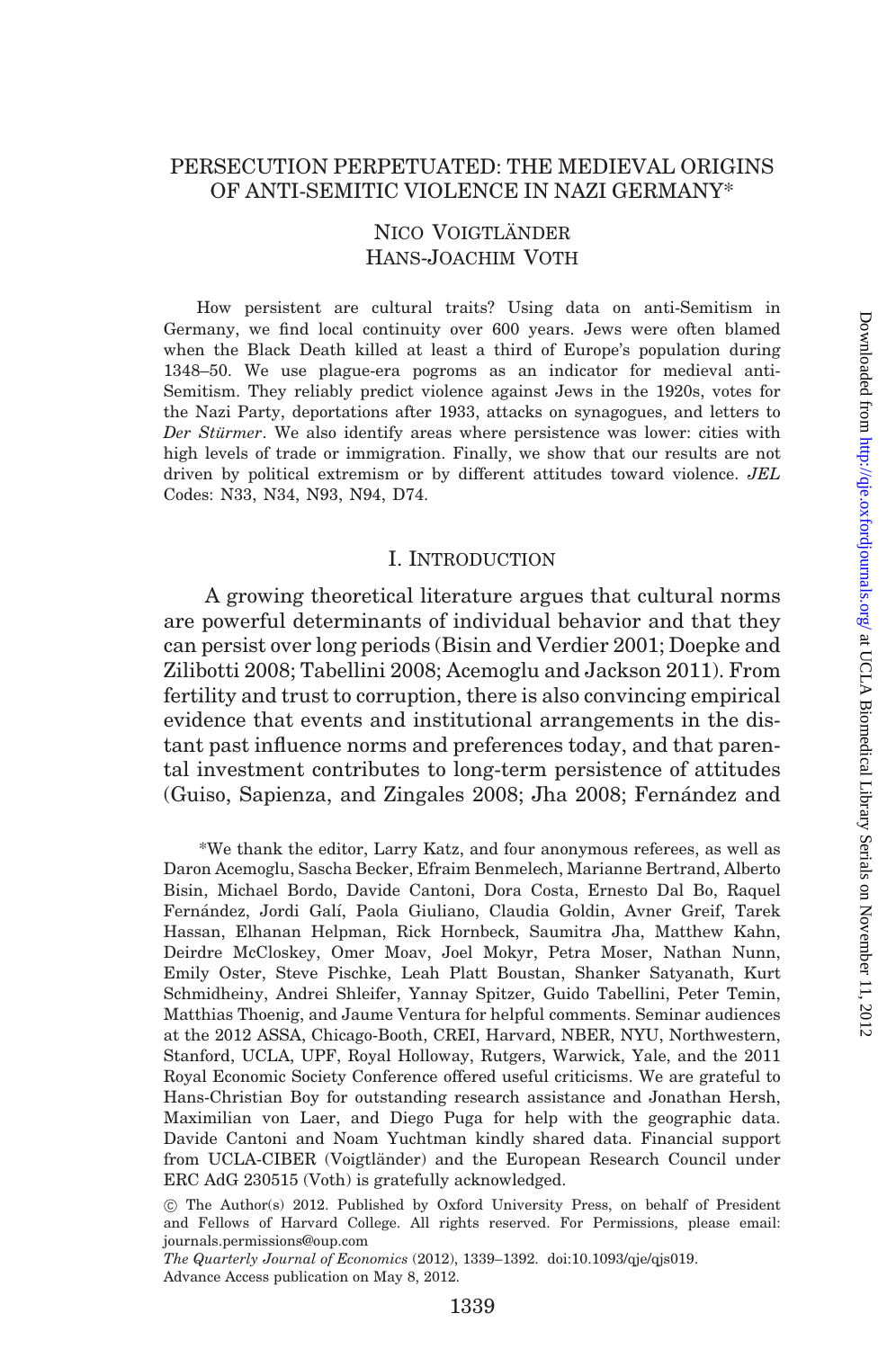# PERSECUTION PERPETUATED: THE MEDIEVAL ORIGINS OF ANTI-SEMITIC VIOLENCE IN NAZI GERMANY*

NICO VOIGTLÄNDER
HANS-JOACHIM VOTH

How persistent are cultural traits? Using data on anti-Semitism in Germany, we find local continuity over 600 years. Jews were often blamed when the Black Death killed at least a third of Europe's population during 1348–50. We use plague-era pogroms as an indicator for medieval anti-Semitism. They reliably predict violence against Jews in the 1920s, votes for the Nazi Party, deportations after 1933, attacks on synagogues, and letters to *Der Stürmer*. We also identify areas where persistence was lower: cities with high levels of trade or immigration. Finally, we show that our results are not driven by political extremism or by different attitudes toward violence. *JEL* Codes: N33, N34, N93, N94, D74.

## I. INTRODUCTION

A growing theoretical literature argues that cultural norms are powerful determinants of individual behavior and that they can persist over long periods (Bisin and Verdier 2001; Doepke and Zilibotti 2008; Tabellini 2008; Acemoglu and Jackson 2011). From fertility and trust to corruption, there is also convincing empirical evidence that events and institutional arrangements in the distant past influence norms and preferences today, and that parental investment contributes to long-term persistence of attitudes (Guiso, Sapienza, and Zingales 2008; Jha 2008; Fernández and

*We thank the editor, Larry Katz, and four anonymous referees, as well as Daron Acemoglu, Sascha Becker, Efraim Benmelech, Marianne Bertrand, Alberto Bisin, Michael Bordo, Davide Cantoni, Dora Costa, Ernesto Dal Bo, Raquel Fernández, Jordi Galí, Paola Giuliano, Claudia Goldin, Avner Greif, Tarek Hassan, Elhanan Helpman, Rick Hornbeck, Saumitra Jha, Matthew Kahn, Deirdre McCloskey, Omer Moav, Joel Mokyr, Petra Moser, Nathan Nunn, Emily Oster, Steve Pischke, Leah Platt Boustan, Shanker Satyanath, Kurt Schmidheiny, Andrei Shleifer, Yannay Spitzer, Guido Tabellini, Peter Temin, Matthias Thoenig, and Jaume Ventura for helpful comments. Seminar audiences at the 2012 ASSA, Chicago-Booth, CREI, Harvard, NBER, NYU, Northwestern, Stanford, UCLA, UPF, Royal Holloway, Rutgers, Warwick, Yale, and the 2011 Royal Economic Society Conference offered useful criticisms. We are grateful to Hans-Christian Boy for outstanding research assistance and Jonathan Hersh, Maximilian von Laer, and Diego Puga for help with the geographic data. Davide Cantoni and Noam Yuchtman kindly shared data. Financial support from UCLA-CIBER (Voigtländer) and the European Research Council under ERC AdG 230515 (Voth) is gratefully acknowledged.

© The Author(s) 2012. Published by Oxford University Press, on behalf of President and Fellows of Harvard College. All rights reserved. For Permissions, please email: journals.permissions@oup.com

*The Quarterly Journal of Economics* (2012), 1339–1392. doi:10.1093/qje/qjs019.
Advance Access publication on May 8, 2012.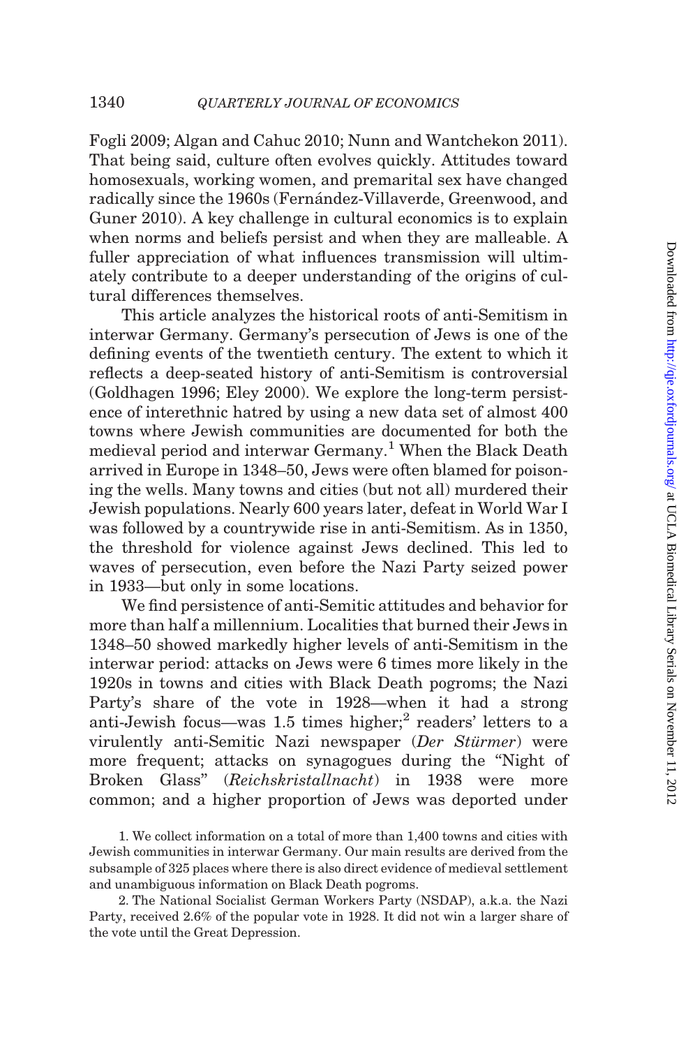Fogli 2009; Algan and Cahuc 2010; Nunn and Wantchekon 2011). That being said, culture often evolves quickly. Attitudes toward homosexuals, working women, and premarital sex have changed radically since the 1960s (Fernández-Villaverde, Greenwood, and Guner 2010). A key challenge in cultural economics is to explain when norms and beliefs persist and when they are malleable. A fuller appreciation of what influences transmission will ultimately contribute to a deeper understanding of the origins of cultural differences themselves.

This article analyzes the historical roots of anti-Semitism in interwar Germany. Germany's persecution of Jews is one of the defining events of the twentieth century. The extent to which it reflects a deep-seated history of anti-Semitism is controversial (Goldhagen 1996; Eley 2000). We explore the long-term persistence of interethnic hatred by using a new data set of almost 400 towns where Jewish communities are documented for both the medieval period and interwar Germany.[1] When the Black Death arrived in Europe in 1348–50, Jews were often blamed for poisoning the wells. Many towns and cities (but not all) murdered their Jewish populations. Nearly 600 years later, defeat in World War I was followed by a countrywide rise in anti-Semitism. As in 1350, the threshold for violence against Jews declined. This led to waves of persecution, even before the Nazi Party seized power in 1933—but only in some locations.

We find persistence of anti-Semitic attitudes and behavior for more than half a millennium. Localities that burned their Jews in 1348–50 showed markedly higher levels of anti-Semitism in the interwar period: attacks on Jews were 6 times more likely in the 1920s in towns and cities with Black Death pogroms; the Nazi Party's share of the vote in 1928—when it had a strong anti-Jewish focus—was 1.5 times higher;[2] readers' letters to a virulently anti-Semitic Nazi newspaper (*Der Stürmer*) were more frequent; attacks on synagogues during the "Night of Broken Glass" (*Reichskristallnacht*) in 1938 were more common; and a higher proportion of Jews was deported under

1. We collect information on a total of more than 1,400 towns and cities with Jewish communities in interwar Germany. Our main results are derived from the subsample of 325 places where there is also direct evidence of medieval settlement and unambiguous information on Black Death pogroms.

2. The National Socialist German Workers Party (NSDAP), a.k.a. the Nazi Party, received 2.6% of the popular vote in 1928. It did not win a larger share of the vote until the Great Depression.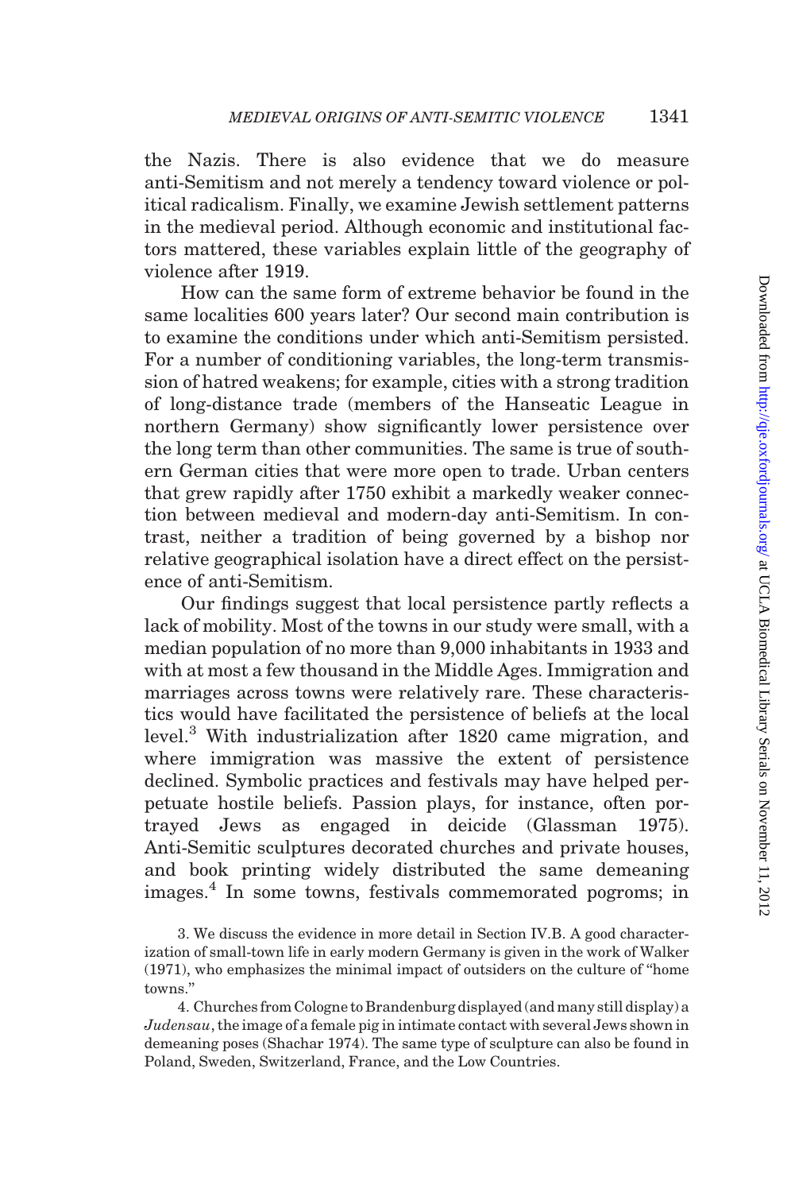the Nazis. There is also evidence that we do measure anti-Semitism and not merely a tendency toward violence or political radicalism. Finally, we examine Jewish settlement patterns in the medieval period. Although economic and institutional factors mattered, these variables explain little of the geography of violence after 1919.

How can the same form of extreme behavior be found in the same localities 600 years later? Our second main contribution is to examine the conditions under which anti-Semitism persisted. For a number of conditioning variables, the long-term transmission of hatred weakens; for example, cities with a strong tradition of long-distance trade (members of the Hanseatic League in northern Germany) show significantly lower persistence over the long term than other communities. The same is true of southern German cities that were more open to trade. Urban centers that grew rapidly after 1750 exhibit a markedly weaker connection between medieval and modern-day anti-Semitism. In contrast, neither a tradition of being governed by a bishop nor relative geographical isolation have a direct effect on the persistence of anti-Semitism.

Our findings suggest that local persistence partly reflects a lack of mobility. Most of the towns in our study were small, with a median population of no more than 9,000 inhabitants in 1933 and with at most a few thousand in the Middle Ages. Immigration and marriages across towns were relatively rare. These characteristics would have facilitated the persistence of beliefs at the local level.[3] With industrialization after 1820 came migration, and where immigration was massive the extent of persistence declined. Symbolic practices and festivals may have helped perpetuate hostile beliefs. Passion plays, for instance, often portrayed Jews as engaged in deicide (Glassman 1975). Anti-Semitic sculptures decorated churches and private houses, and book printing widely distributed the same demeaning images.[4] In some towns, festivals commemorated pogroms; in

3. We discuss the evidence in more detail in Section IV.B. A good characterization of small-town life in early modern Germany is given in the work of Walker (1971), who emphasizes the minimal impact of outsiders on the culture of "home towns."

4. Churches from Cologne to Brandenburg displayed (and many still display) a *Judensau*, the image of a female pig in intimate contact with several Jews shown in demeaning poses (Shachar 1974). The same type of sculpture can also be found in Poland, Sweden, Switzerland, France, and the Low Countries.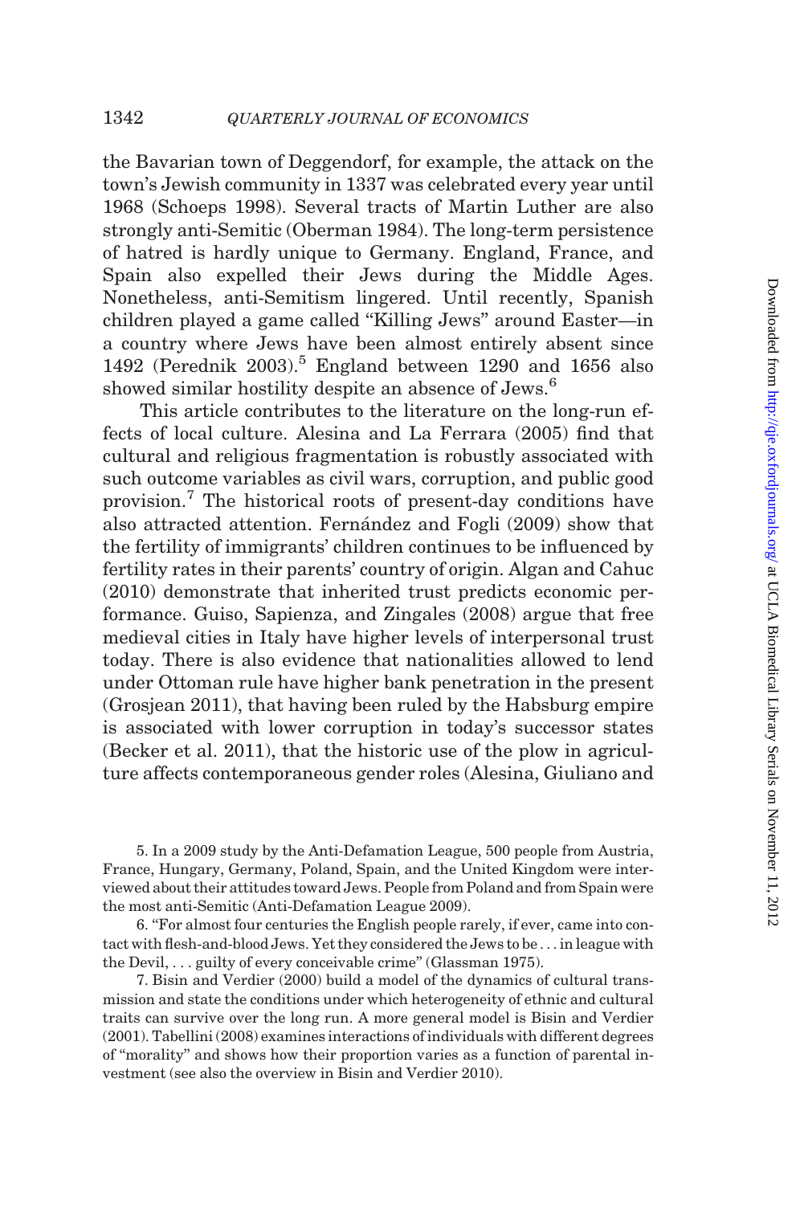the Bavarian town of Deggendorf, for example, the attack on the town's Jewish community in 1337 was celebrated every year until 1968 (Schoeps 1998). Several tracts of Martin Luther are also strongly anti-Semitic (Oberman 1984). The long-term persistence of hatred is hardly unique to Germany. England, France, and Spain also expelled their Jews during the Middle Ages. Nonetheless, anti-Semitism lingered. Until recently, Spanish children played a game called "Killing Jews" around Easter—in a country where Jews have been almost entirely absent since 1492 (Perednik 2003).[5] England between 1290 and 1656 also showed similar hostility despite an absence of Jews.[6]

This article contributes to the literature on the long-run effects of local culture. Alesina and La Ferrara (2005) find that cultural and religious fragmentation is robustly associated with such outcome variables as civil wars, corruption, and public good provision.[7] The historical roots of present-day conditions have also attracted attention. Fernández and Fogli (2009) show that the fertility of immigrants' children continues to be influenced by fertility rates in their parents' country of origin. Algan and Cahuc (2010) demonstrate that inherited trust predicts economic performance. Guiso, Sapienza, and Zingales (2008) argue that free medieval cities in Italy have higher levels of interpersonal trust today. There is also evidence that nationalities allowed to lend under Ottoman rule have higher bank penetration in the present (Grosjean 2011), that having been ruled by the Habsburg empire is associated with lower corruption in today's successor states (Becker et al. 2011), that the historic use of the plow in agriculture affects contemporaneous gender roles (Alesina, Giuliano and

5. In a 2009 study by the Anti-Defamation League, 500 people from Austria, France, Hungary, Germany, Poland, Spain, and the United Kingdom were interviewed about their attitudes toward Jews. People from Poland and from Spain were the most anti-Semitic (Anti-Defamation League 2009).

6. "For almost four centuries the English people rarely, if ever, came into contact with flesh-and-blood Jews. Yet they considered the Jews to be . . . in league with the Devil, . . . guilty of every conceivable crime" (Glassman 1975).

7. Bisin and Verdier (2000) build a model of the dynamics of cultural transmission and state the conditions under which heterogeneity of ethnic and cultural traits can survive over the long run. A more general model is Bisin and Verdier (2001). Tabellini (2008) examines interactions of individuals with different degrees of "morality" and shows how their proportion varies as a function of parental investment (see also the overview in Bisin and Verdier 2010).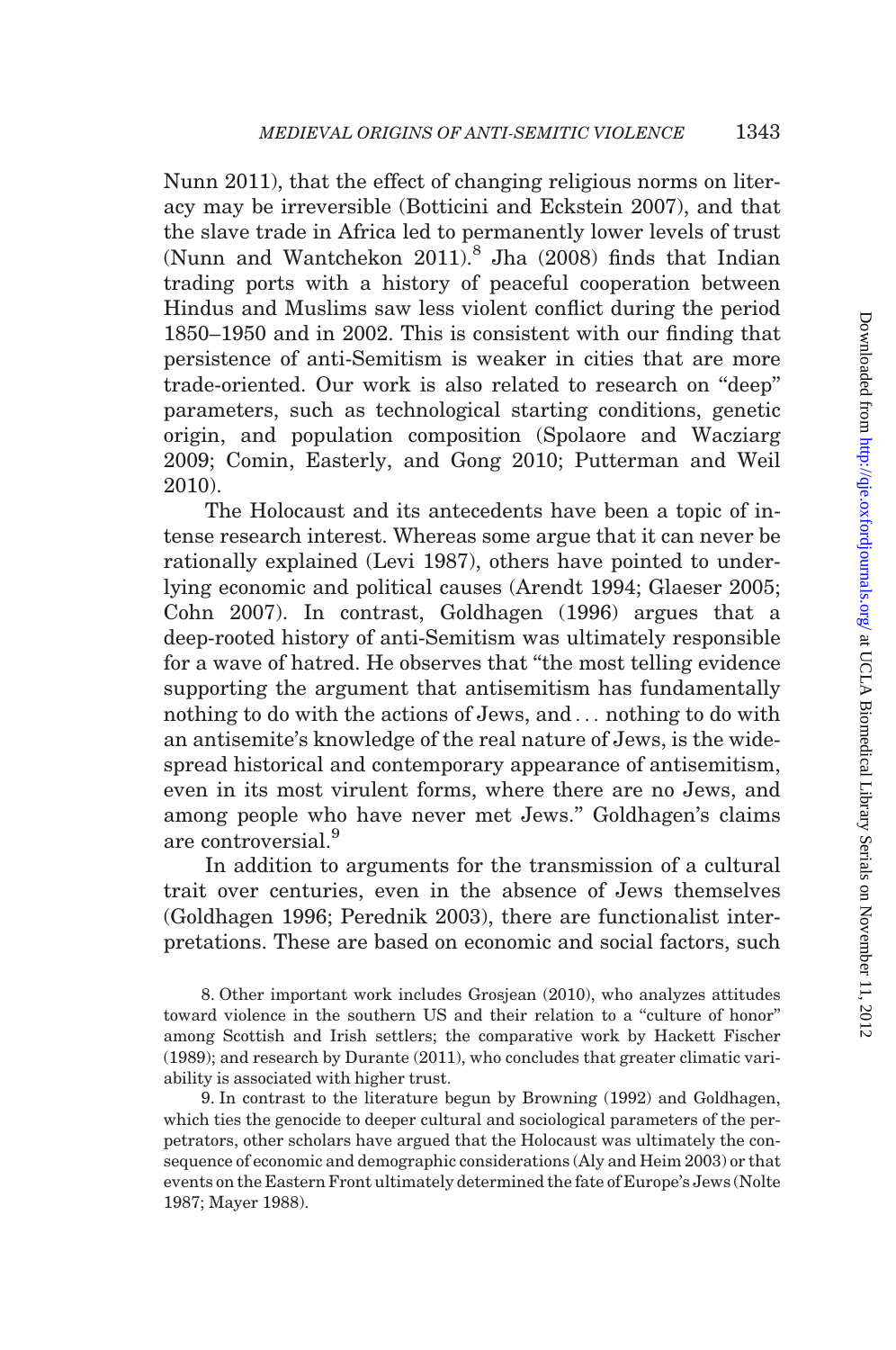Nunn 2011), that the effect of changing religious norms on literacy may be irreversible (Botticini and Eckstein 2007), and that the slave trade in Africa led to permanently lower levels of trust (Nunn and Wantchekon 2011).[8] Jha (2008) finds that Indian trading ports with a history of peaceful cooperation between Hindus and Muslims saw less violent conflict during the period 1850–1950 and in 2002. This is consistent with our finding that persistence of anti-Semitism is weaker in cities that are more trade-oriented. Our work is also related to research on "deep" parameters, such as technological starting conditions, genetic origin, and population composition (Spolaore and Wacziarg 2009; Comin, Easterly, and Gong 2010; Putterman and Weil 2010).

The Holocaust and its antecedents have been a topic of intense research interest. Whereas some argue that it can never be rationally explained (Levi 1987), others have pointed to underlying economic and political causes (Arendt 1994; Glaeser 2005; Cohn 2007). In contrast, Goldhagen (1996) argues that a deep-rooted history of anti-Semitism was ultimately responsible for a wave of hatred. He observes that "the most telling evidence supporting the argument that antisemitism has fundamentally nothing to do with the actions of Jews, and … nothing to do with an antisemite's knowledge of the real nature of Jews, is the widespread historical and contemporary appearance of antisemitism, even in its most virulent forms, where there are no Jews, and among people who have never met Jews." Goldhagen's claims are controversial.[9]

In addition to arguments for the transmission of a cultural trait over centuries, even in the absence of Jews themselves (Goldhagen 1996; Perednik 2003), there are functionalist interpretations. These are based on economic and social factors, such

8. Other important work includes Grosjean (2010), who analyzes attitudes toward violence in the southern US and their relation to a "culture of honor" among Scottish and Irish settlers; the comparative work by Hackett Fischer (1989); and research by Durante (2011), who concludes that greater climatic variability is associated with higher trust.

9. In contrast to the literature begun by Browning (1992) and Goldhagen, which ties the genocide to deeper cultural and sociological parameters of the perpetrators, other scholars have argued that the Holocaust was ultimately the consequence of economic and demographic considerations (Aly and Heim 2003) or that events on the Eastern Front ultimately determined the fate of Europe's Jews (Nolte 1987; Mayer 1988).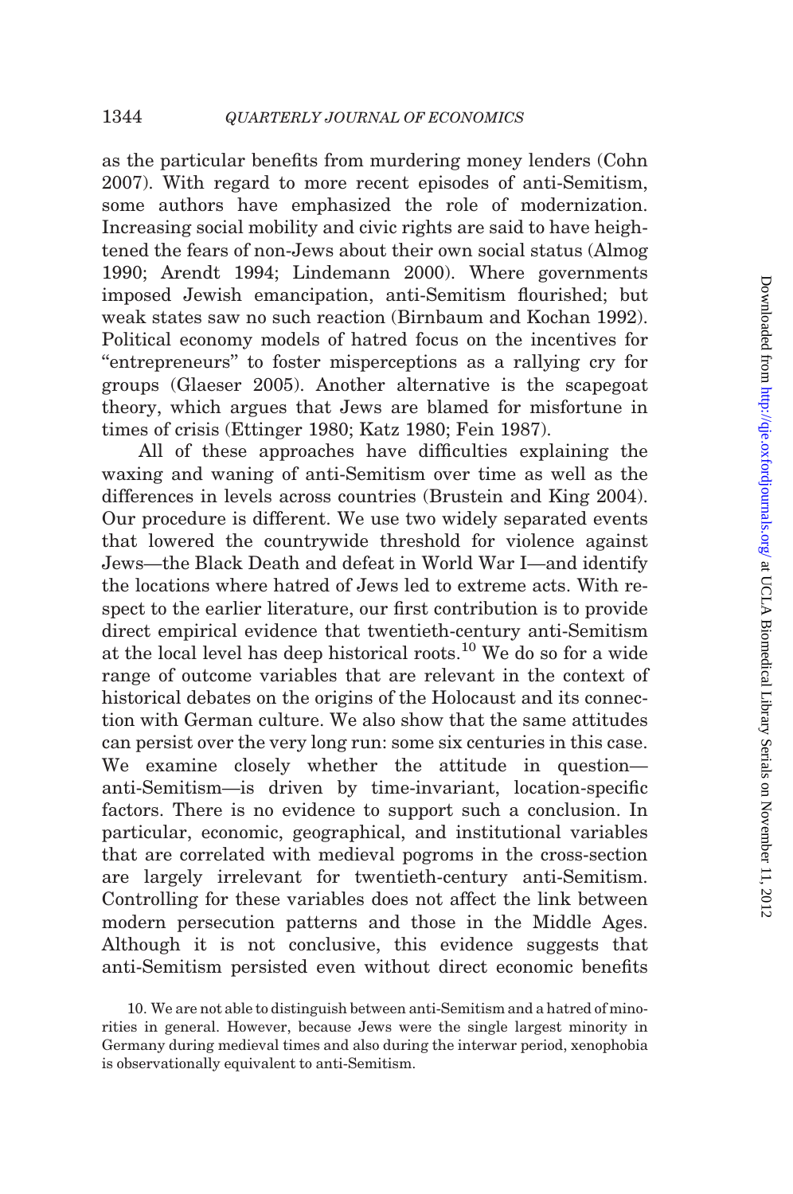as the particular benefits from murdering money lenders (Cohn 2007). With regard to more recent episodes of anti-Semitism, some authors have emphasized the role of modernization. Increasing social mobility and civic rights are said to have heightened the fears of non-Jews about their own social status (Almog 1990; Arendt 1994; Lindemann 2000). Where governments imposed Jewish emancipation, anti-Semitism flourished; but weak states saw no such reaction (Birnbaum and Kochan 1992). Political economy models of hatred focus on the incentives for "entrepreneurs" to foster misperceptions as a rallying cry for groups (Glaeser 2005). Another alternative is the scapegoat theory, which argues that Jews are blamed for misfortune in times of crisis (Ettinger 1980; Katz 1980; Fein 1987).

All of these approaches have difficulties explaining the waxing and waning of anti-Semitism over time as well as the differences in levels across countries (Brustein and King 2004). Our procedure is different. We use two widely separated events that lowered the countrywide threshold for violence against Jews—the Black Death and defeat in World War I—and identify the locations where hatred of Jews led to extreme acts. With respect to the earlier literature, our first contribution is to provide direct empirical evidence that twentieth-century anti-Semitism at the local level has deep historical roots.[10] We do so for a wide range of outcome variables that are relevant in the context of historical debates on the origins of the Holocaust and its connection with German culture. We also show that the same attitudes can persist over the very long run: some six centuries in this case. We examine closely whether the attitude in question—anti-Semitism—is driven by time-invariant, location-specific factors. There is no evidence to support such a conclusion. In particular, economic, geographical, and institutional variables that are correlated with medieval pogroms in the cross-section are largely irrelevant for twentieth-century anti-Semitism. Controlling for these variables does not affect the link between modern persecution patterns and those in the Middle Ages. Although it is not conclusive, this evidence suggests that anti-Semitism persisted even without direct economic benefits

10. We are not able to distinguish between anti-Semitism and a hatred of minorities in general. However, because Jews were the single largest minority in Germany during medieval times and also during the interwar period, xenophobia is observationally equivalent to anti-Semitism.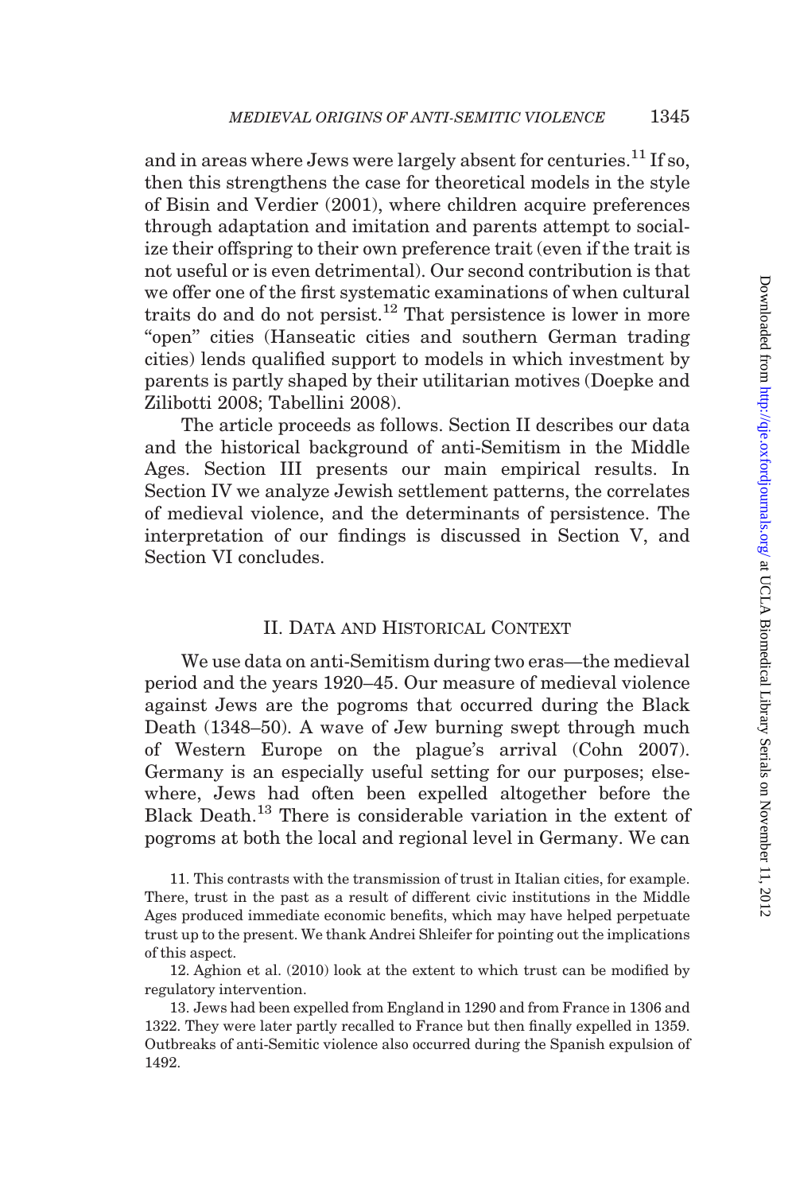and in areas where Jews were largely absent for centuries.[11] If so, then this strengthens the case for theoretical models in the style of Bisin and Verdier (2001), where children acquire preferences through adaptation and imitation and parents attempt to socialize their offspring to their own preference trait (even if the trait is not useful or is even detrimental). Our second contribution is that we offer one of the first systematic examinations of when cultural traits do and do not persist.[12] That persistence is lower in more "open" cities (Hanseatic cities and southern German trading cities) lends qualified support to models in which investment by parents is partly shaped by their utilitarian motives (Doepke and Zilibotti 2008; Tabellini 2008).

The article proceeds as follows. Section II describes our data and the historical background of anti-Semitism in the Middle Ages. Section III presents our main empirical results. In Section IV we analyze Jewish settlement patterns, the correlates of medieval violence, and the determinants of persistence. The interpretation of our findings is discussed in Section V, and Section VI concludes.

## II. Data and Historical Context

We use data on anti-Semitism during two eras—the medieval period and the years 1920–45. Our measure of medieval violence against Jews are the pogroms that occurred during the Black Death (1348–50). A wave of Jew burning swept through much of Western Europe on the plague's arrival (Cohn 2007). Germany is an especially useful setting for our purposes; elsewhere, Jews had often been expelled altogether before the Black Death.[13] There is considerable variation in the extent of pogroms at both the local and regional level in Germany. We can

11. This contrasts with the transmission of trust in Italian cities, for example. There, trust in the past as a result of different civic institutions in the Middle Ages produced immediate economic benefits, which may have helped perpetuate trust up to the present. We thank Andrei Shleifer for pointing out the implications of this aspect.

12. Aghion et al. (2010) look at the extent to which trust can be modified by regulatory intervention.

13. Jews had been expelled from England in 1290 and from France in 1306 and 1322. They were later partly recalled to France but then finally expelled in 1359. Outbreaks of anti-Semitic violence also occurred during the Spanish expulsion of 1492.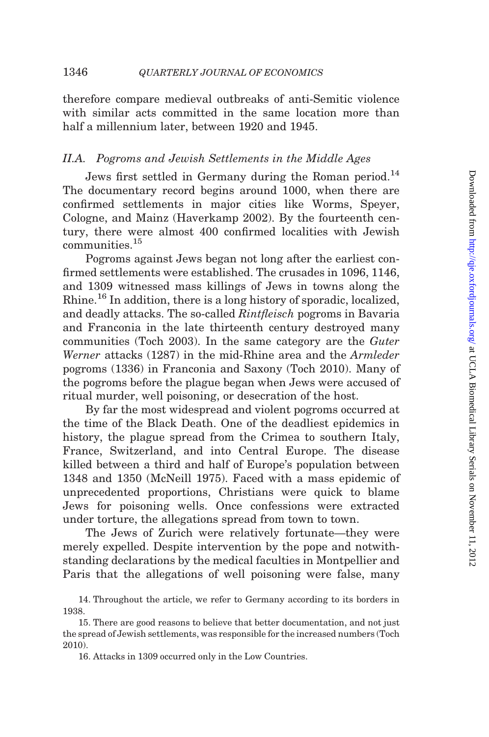therefore compare medieval outbreaks of anti-Semitic violence with similar acts committed in the same location more than half a millennium later, between 1920 and 1945.

### II.A. Pogroms and Jewish Settlements in the Middle Ages

Jews first settled in Germany during the Roman period.[14] The documentary record begins around 1000, when there are confirmed settlements in major cities like Worms, Speyer, Cologne, and Mainz (Haverkamp 2002). By the fourteenth century, there were almost 400 confirmed localities with Jewish communities.[15]

Pogroms against Jews began not long after the earliest confirmed settlements were established. The crusades in 1096, 1146, and 1309 witnessed mass killings of Jews in towns along the Rhine.[16] In addition, there is a long history of sporadic, localized, and deadly attacks. The so-called *Rintfleisch* pogroms in Bavaria and Franconia in the late thirteenth century destroyed many communities (Toch 2003). In the same category are the *Guter Werner* attacks (1287) in the mid-Rhine area and the *Armleder* pogroms (1336) in Franconia and Saxony (Toch 2010). Many of the pogroms before the plague began when Jews were accused of ritual murder, well poisoning, or desecration of the host.

By far the most widespread and violent pogroms occurred at the time of the Black Death. One of the deadliest epidemics in history, the plague spread from the Crimea to southern Italy, France, Switzerland, and into Central Europe. The disease killed between a third and half of Europe's population between 1348 and 1350 (McNeill 1975). Faced with a mass epidemic of unprecedented proportions, Christians were quick to blame Jews for poisoning wells. Once confessions were extracted under torture, the allegations spread from town to town.

The Jews of Zurich were relatively fortunate—they were merely expelled. Despite intervention by the pope and notwithstanding declarations by the medical faculties in Montpellier and Paris that the allegations of well poisoning were false, many

14. Throughout the article, we refer to Germany according to its borders in 1938.

15. There are good reasons to believe that better documentation, and not just the spread of Jewish settlements, was responsible for the increased numbers (Toch 2010).

16. Attacks in 1309 occurred only in the Low Countries.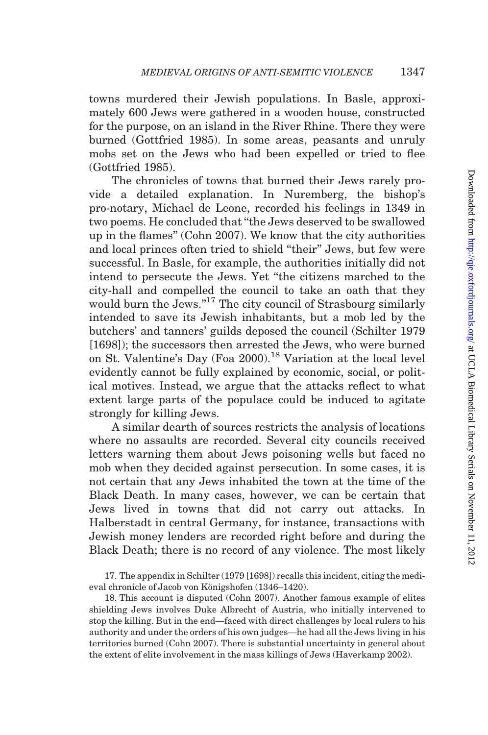towns murdered their Jewish populations. In Basle, approximately 600 Jews were gathered in a wooden house, constructed for the purpose, on an island in the River Rhine. There they were burned (Gottfried 1985). In some areas, peasants and unruly mobs set on the Jews who had been expelled or tried to flee (Gottfried 1985).

The chronicles of towns that burned their Jews rarely provide a detailed explanation. In Nuremberg, the bishop's pro-notary, Michael de Leone, recorded his feelings in 1349 in two poems. He concluded that "the Jews deserved to be swallowed up in the flames" (Cohn 2007). We know that the city authorities and local princes often tried to shield "their" Jews, but few were successful. In Basle, for example, the authorities initially did not intend to persecute the Jews. Yet "the citizens marched to the city-hall and compelled the council to take an oath that they would burn the Jews."[17] The city council of Strasbourg similarly intended to save its Jewish inhabitants, but a mob led by the butchers' and tanners' guilds deposed the council (Schilter 1979 [1698]); the successors then arrested the Jews, who were burned on St. Valentine's Day (Foa 2000).[18] Variation at the local level evidently cannot be fully explained by economic, social, or political motives. Instead, we argue that the attacks reflect to what extent large parts of the populace could be induced to agitate strongly for killing Jews.

A similar dearth of sources restricts the analysis of locations where no assaults are recorded. Several city councils received letters warning them about Jews poisoning wells but faced no mob when they decided against persecution. In some cases, it is not certain that any Jews inhabited the town at the time of the Black Death. In many cases, however, we can be certain that Jews lived in towns that did not carry out attacks. In Halberstadt in central Germany, for instance, transactions with Jewish money lenders are recorded right before and during the Black Death; there is no record of any violence. The most likely

17. The appendix in Schilter (1979 [1698]) recalls this incident, citing the medieval chronicle of Jacob von Königshofen (1346–1420).

18. This account is disputed (Cohn 2007). Another famous example of elites shielding Jews involves Duke Albrecht of Austria, who initially intervened to stop the killing. But in the end—faced with direct challenges by local rulers to his authority and under the orders of his own judges—he had all the Jews living in his territories burned (Cohn 2007). There is substantial uncertainty in general about the extent of elite involvement in the mass killings of Jews (Haverkamp 2002).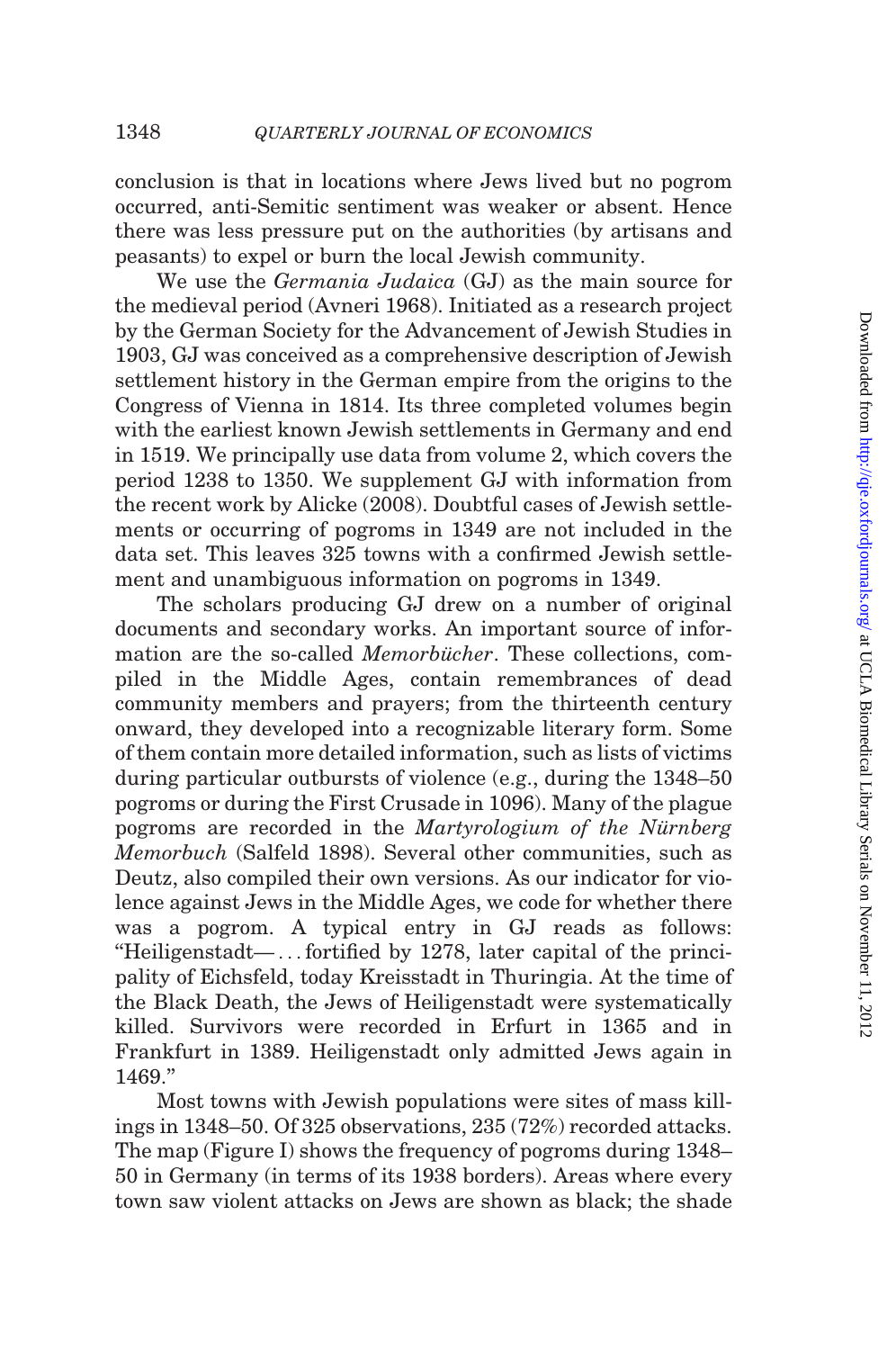conclusion is that in locations where Jews lived but no pogrom occurred, anti-Semitic sentiment was weaker or absent. Hence there was less pressure put on the authorities (by artisans and peasants) to expel or burn the local Jewish community.

We use the *Germania Judaica* (GJ) as the main source for the medieval period (Avneri 1968). Initiated as a research project by the German Society for the Advancement of Jewish Studies in 1903, GJ was conceived as a comprehensive description of Jewish settlement history in the German empire from the origins to the Congress of Vienna in 1814. Its three completed volumes begin with the earliest known Jewish settlements in Germany and end in 1519. We principally use data from volume 2, which covers the period 1238 to 1350. We supplement GJ with information from the recent work by Alicke (2008). Doubtful cases of Jewish settlements or occurring of pogroms in 1349 are not included in the data set. This leaves 325 towns with a confirmed Jewish settlement and unambiguous information on pogroms in 1349.

The scholars producing GJ drew on a number of original documents and secondary works. An important source of information are the so-called *Memorbücher*. These collections, compiled in the Middle Ages, contain remembrances of dead community members and prayers; from the thirteenth century onward, they developed into a recognizable literary form. Some of them contain more detailed information, such as lists of victims during particular outbursts of violence (e.g., during the 1348–50 pogroms or during the First Crusade in 1096). Many of the plague pogroms are recorded in the *Martyrologium of the Nürnberg Memorbuch* (Salfeld 1898). Several other communities, such as Deutz, also compiled their own versions. As our indicator for violence against Jews in the Middle Ages, we code for whether there was a pogrom. A typical entry in GJ reads as follows: "Heiligenstadt— . . . fortified by 1278, later capital of the principality of Eichsfeld, today Kreisstadt in Thuringia. At the time of the Black Death, the Jews of Heiligenstadt were systematically killed. Survivors were recorded in Erfurt in 1365 and in Frankfurt in 1389. Heiligenstadt only admitted Jews again in 1469."

Most towns with Jewish populations were sites of mass killings in 1348–50. Of 325 observations, 235 (72%) recorded attacks. The map (Figure I) shows the frequency of pogroms during 1348–50 in Germany (in terms of its 1938 borders). Areas where every town saw violent attacks on Jews are shown as black; the shade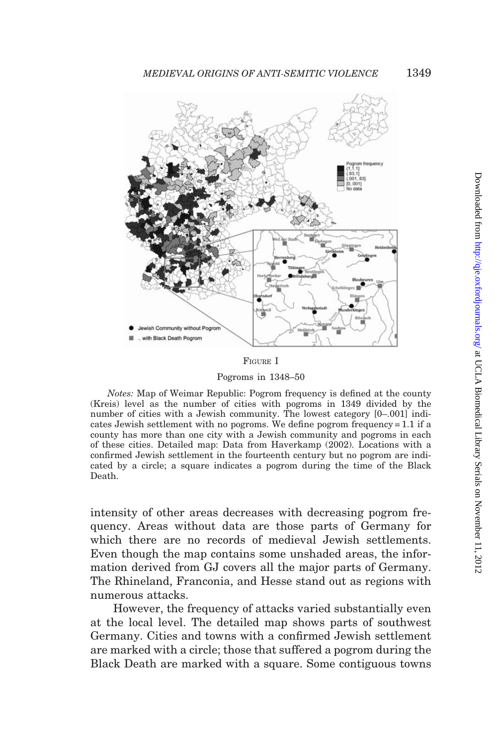FIGURE I

Pogroms in 1348–50

*Notes:* Map of Weimar Republic: Pogrom frequency is defined at the county (Kreis) level as the number of cities with pogroms in 1349 divided by the number of cities with a Jewish community. The lowest category [0–.001] indicates Jewish settlement with no pogroms. We define pogrom frequency = 1.1 if a county has more than one city with a Jewish community and pogroms in each of these cities. Detailed map: Data from Haverkamp (2002). Locations with a confirmed Jewish settlement in the fourteenth century but no pogrom are indicated by a circle; a square indicates a pogrom during the time of the Black Death.

intensity of other areas decreases with decreasing pogrom frequency. Areas without data are those parts of Germany for which there are no records of medieval Jewish settlements. Even though the map contains some unshaded areas, the information derived from GJ covers all the major parts of Germany. The Rhineland, Franconia, and Hesse stand out as regions with numerous attacks.

However, the frequency of attacks varied substantially even at the local level. The detailed map shows parts of southwest Germany. Cities and towns with a confirmed Jewish settlement are marked with a circle; those that suffered a pogrom during the Black Death are marked with a square. Some contiguous towns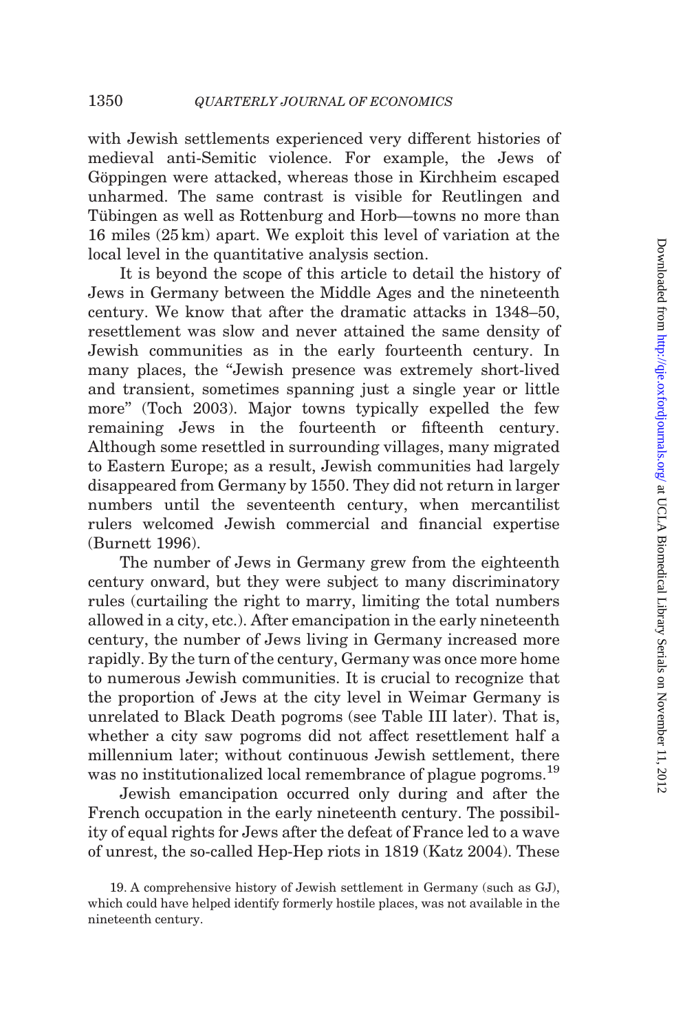with Jewish settlements experienced very different histories of medieval anti-Semitic violence. For example, the Jews of Göppingen were attacked, whereas those in Kirchheim escaped unharmed. The same contrast is visible for Reutlingen and Tübingen as well as Rottenburg and Horb—towns no more than 16 miles (25 km) apart. We exploit this level of variation at the local level in the quantitative analysis section.

It is beyond the scope of this article to detail the history of Jews in Germany between the Middle Ages and the nineteenth century. We know that after the dramatic attacks in 1348–50, resettlement was slow and never attained the same density of Jewish communities as in the early fourteenth century. In many places, the "Jewish presence was extremely short-lived and transient, sometimes spanning just a single year or little more" (Toch 2003). Major towns typically expelled the few remaining Jews in the fourteenth or fifteenth century. Although some resettled in surrounding villages, many migrated to Eastern Europe; as a result, Jewish communities had largely disappeared from Germany by 1550. They did not return in larger numbers until the seventeenth century, when mercantilist rulers welcomed Jewish commercial and financial expertise (Burnett 1996).

The number of Jews in Germany grew from the eighteenth century onward, but they were subject to many discriminatory rules (curtailing the right to marry, limiting the total numbers allowed in a city, etc.). After emancipation in the early nineteenth century, the number of Jews living in Germany increased more rapidly. By the turn of the century, Germany was once more home to numerous Jewish communities. It is crucial to recognize that the proportion of Jews at the city level in Weimar Germany is unrelated to Black Death pogroms (see Table III later). That is, whether a city saw pogroms did not affect resettlement half a millennium later; without continuous Jewish settlement, there was no institutionalized local remembrance of plague pogroms.[19]

Jewish emancipation occurred only during and after the French occupation in the early nineteenth century. The possibility of equal rights for Jews after the defeat of France led to a wave of unrest, the so-called Hep-Hep riots in 1819 (Katz 2004). These

19. A comprehensive history of Jewish settlement in Germany (such as GJ), which could have helped identify formerly hostile places, was not available in the nineteenth century.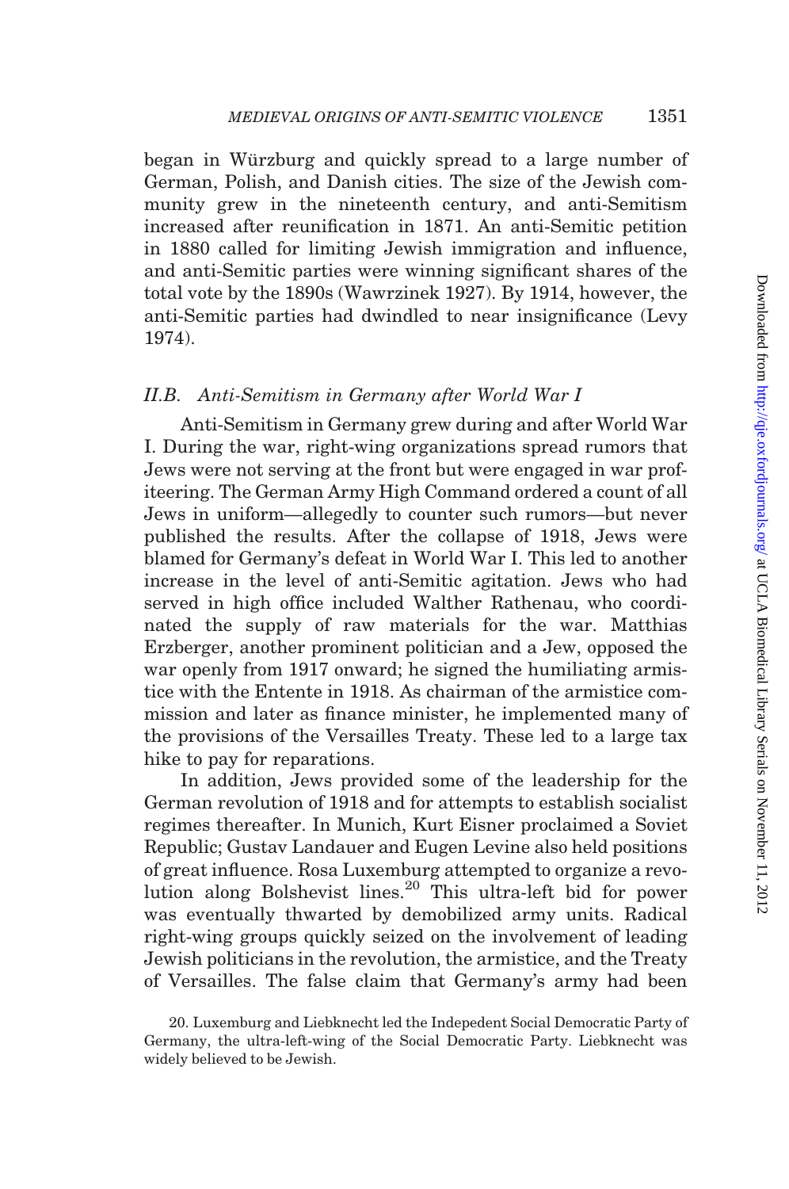began in Würzburg and quickly spread to a large number of German, Polish, and Danish cities. The size of the Jewish community grew in the nineteenth century, and anti-Semitism increased after reunification in 1871. An anti-Semitic petition in 1880 called for limiting Jewish immigration and influence, and anti-Semitic parties were winning significant shares of the total vote by the 1890s (Wawrzinek 1927). By 1914, however, the anti-Semitic parties had dwindled to near insignificance (Levy 1974).

### II.B. *Anti-Semitism in Germany after World War I*

Anti-Semitism in Germany grew during and after World War I. During the war, right-wing organizations spread rumors that Jews were not serving at the front but were engaged in war profiteering. The German Army High Command ordered a count of all Jews in uniform—allegedly to counter such rumors—but never published the results. After the collapse of 1918, Jews were blamed for Germany's defeat in World War I. This led to another increase in the level of anti-Semitic agitation. Jews who had served in high office included Walther Rathenau, who coordinated the supply of raw materials for the war. Matthias Erzberger, another prominent politician and a Jew, opposed the war openly from 1917 onward; he signed the humiliating armistice with the Entente in 1918. As chairman of the armistice commission and later as finance minister, he implemented many of the provisions of the Versailles Treaty. These led to a large tax hike to pay for reparations.

In addition, Jews provided some of the leadership for the German revolution of 1918 and for attempts to establish socialist regimes thereafter. In Munich, Kurt Eisner proclaimed a Soviet Republic; Gustav Landauer and Eugen Levine also held positions of great influence. Rosa Luxemburg attempted to organize a revolution along Bolshevist lines.[20] This ultra-left bid for power was eventually thwarted by demobilized army units. Radical right-wing groups quickly seized on the involvement of leading Jewish politicians in the revolution, the armistice, and the Treaty of Versailles. The false claim that Germany's army had been

20. Luxemburg and Liebknecht led the Indepedent Social Democratic Party of Germany, the ultra-left-wing of the Social Democratic Party. Liebknecht was widely believed to be Jewish.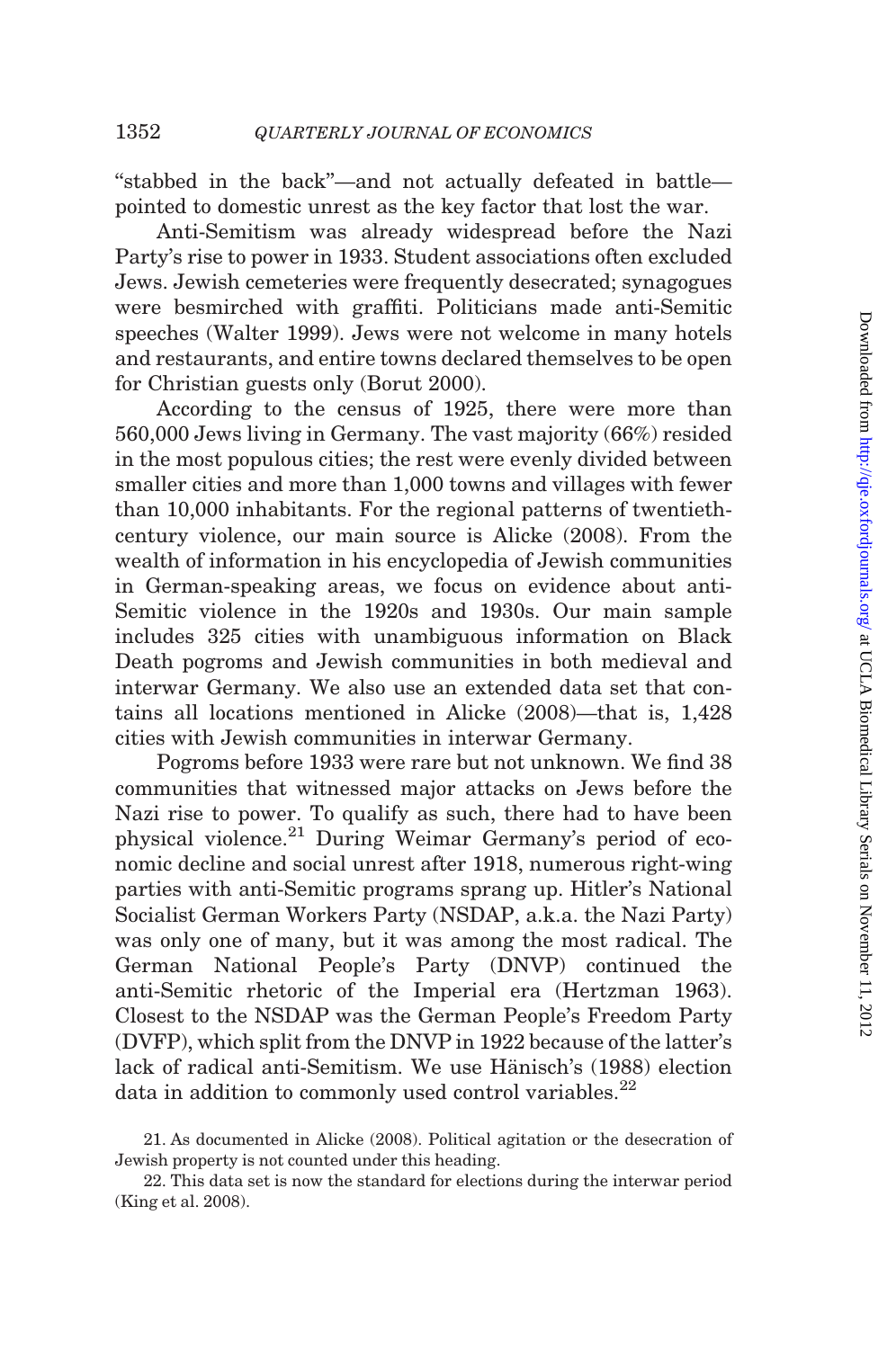"stabbed in the back"—and not actually defeated in battle—pointed to domestic unrest as the key factor that lost the war.

Anti-Semitism was already widespread before the Nazi Party's rise to power in 1933. Student associations often excluded Jews. Jewish cemeteries were frequently desecrated; synagogues were besmirched with graffiti. Politicians made anti-Semitic speeches (Walter 1999). Jews were not welcome in many hotels and restaurants, and entire towns declared themselves to be open for Christian guests only (Borut 2000).

According to the census of 1925, there were more than 560,000 Jews living in Germany. The vast majority (66%) resided in the most populous cities; the rest were evenly divided between smaller cities and more than 1,000 towns and villages with fewer than 10,000 inhabitants. For the regional patterns of twentieth-century violence, our main source is Alicke (2008). From the wealth of information in his encyclopedia of Jewish communities in German-speaking areas, we focus on evidence about anti-Semitic violence in the 1920s and 1930s. Our main sample includes 325 cities with unambiguous information on Black Death pogroms and Jewish communities in both medieval and interwar Germany. We also use an extended data set that contains all locations mentioned in Alicke (2008)—that is, 1,428 cities with Jewish communities in interwar Germany.

Pogroms before 1933 were rare but not unknown. We find 38 communities that witnessed major attacks on Jews before the Nazi rise to power. To qualify as such, there had to have been physical violence.[21] During Weimar Germany's period of economic decline and social unrest after 1918, numerous right-wing parties with anti-Semitic programs sprang up. Hitler's National Socialist German Workers Party (NSDAP, a.k.a. the Nazi Party) was only one of many, but it was among the most radical. The German National People's Party (DNVP) continued the anti-Semitic rhetoric of the Imperial era (Hertzman 1963). Closest to the NSDAP was the German People's Freedom Party (DVFP), which split from the DNVP in 1922 because of the latter's lack of radical anti-Semitism. We use Hänisch's (1988) election data in addition to commonly used control variables.[22]

21. As documented in Alicke (2008). Political agitation or the desecration of Jewish property is not counted under this heading.

22. This data set is now the standard for elections during the interwar period (King et al. 2008).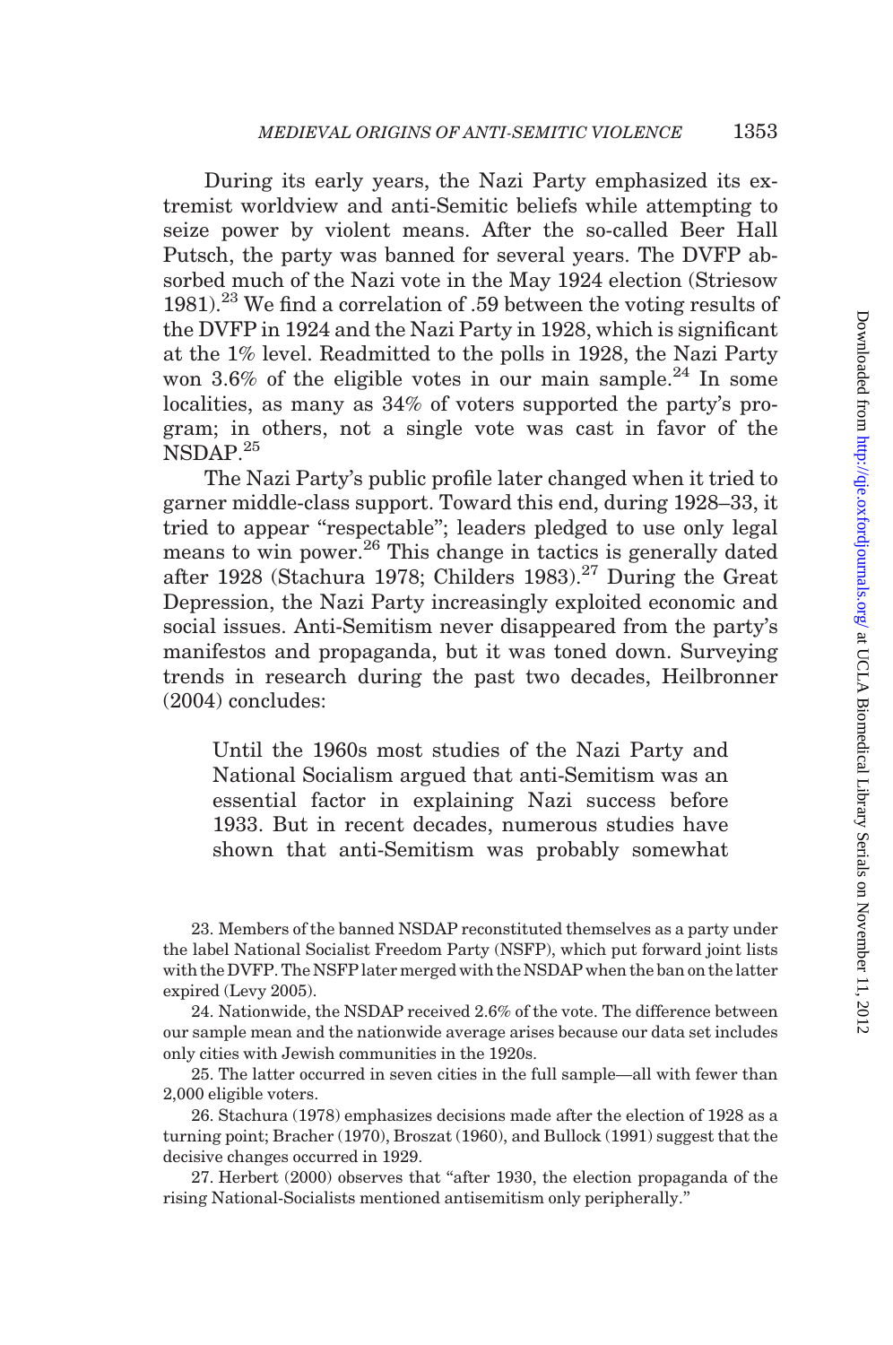During its early years, the Nazi Party emphasized its extremist worldview and anti-Semitic beliefs while attempting to seize power by violent means. After the so-called Beer Hall Putsch, the party was banned for several years. The DVFP absorbed much of the Nazi vote in the May 1924 election (Striesow 1981).[23] We find a correlation of .59 between the voting results of the DVFP in 1924 and the Nazi Party in 1928, which is significant at the 1% level. Readmitted to the polls in 1928, the Nazi Party won 3.6% of the eligible votes in our main sample.[24] In some localities, as many as 34% of voters supported the party's program; in others, not a single vote was cast in favor of the NSDAP.[25]

The Nazi Party's public profile later changed when it tried to garner middle-class support. Toward this end, during 1928–33, it tried to appear "respectable"; leaders pledged to use only legal means to win power.[26] This change in tactics is generally dated after 1928 (Stachura 1978; Childers 1983).[27] During the Great Depression, the Nazi Party increasingly exploited economic and social issues. Anti-Semitism never disappeared from the party's manifestos and propaganda, but it was toned down. Surveying trends in research during the past two decades, Heilbronner (2004) concludes:

> Until the 1960s most studies of the Nazi Party and National Socialism argued that anti-Semitism was an essential factor in explaining Nazi success before 1933. But in recent decades, numerous studies have shown that anti-Semitism was probably somewhat

23. Members of the banned NSDAP reconstituted themselves as a party under the label National Socialist Freedom Party (NSFP), which put forward joint lists with the DVFP. The NSFP later merged with the NSDAP when the ban on the latter expired (Levy 2005).

24. Nationwide, the NSDAP received 2.6% of the vote. The difference between our sample mean and the nationwide average arises because our data set includes only cities with Jewish communities in the 1920s.

25. The latter occurred in seven cities in the full sample—all with fewer than 2,000 eligible voters.

26. Stachura (1978) emphasizes decisions made after the election of 1928 as a turning point; Bracher (1970), Broszat (1960), and Bullock (1991) suggest that the decisive changes occurred in 1929.

27. Herbert (2000) observes that "after 1930, the election propaganda of the rising National-Socialists mentioned antisemitism only peripherally."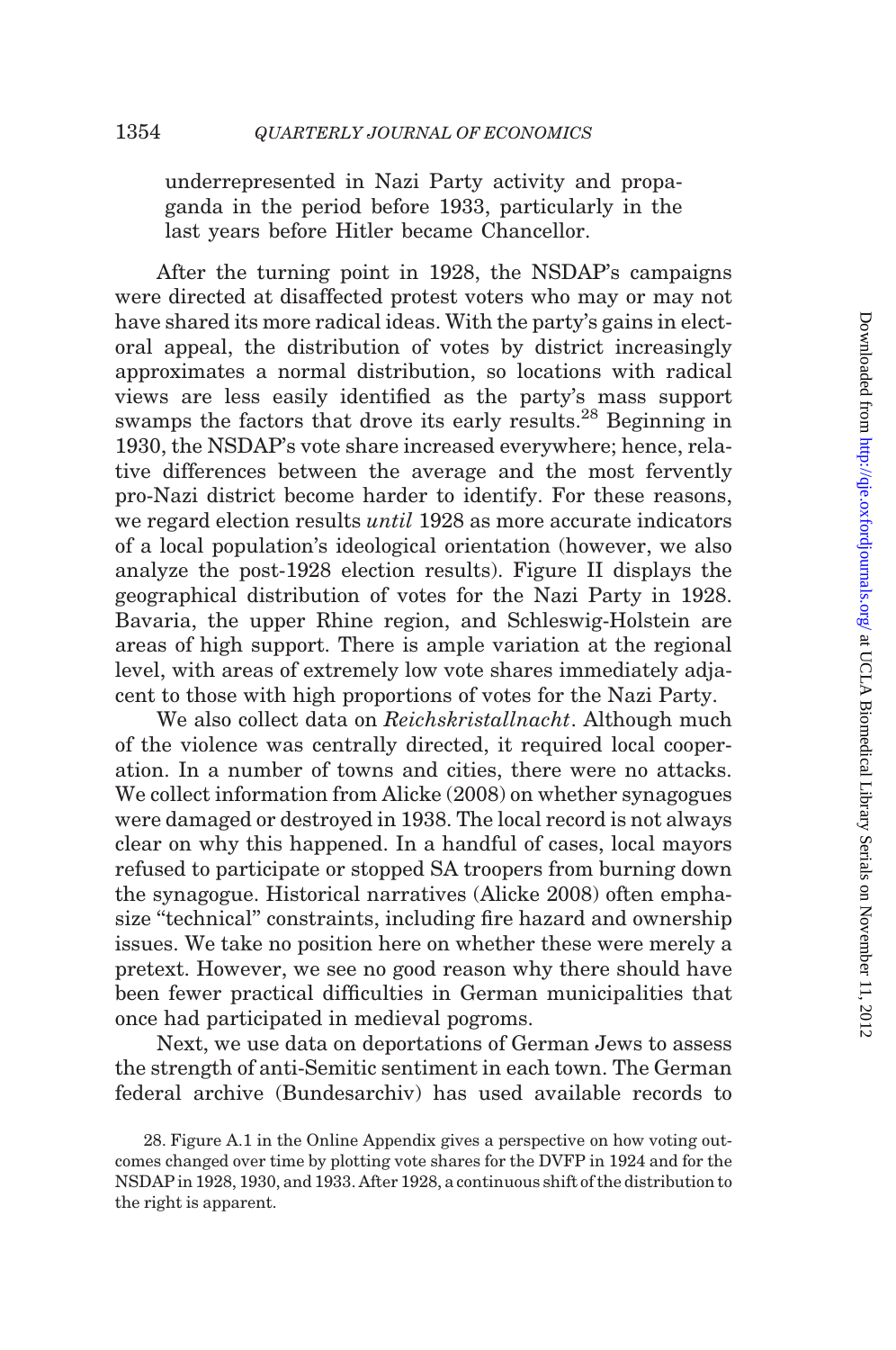underrepresented in Nazi Party activity and propaganda in the period before 1933, particularly in the last years before Hitler became Chancellor.

After the turning point in 1928, the NSDAP's campaigns were directed at disaffected protest voters who may or may not have shared its more radical ideas. With the party's gains in electoral appeal, the distribution of votes by district increasingly approximates a normal distribution, so locations with radical views are less easily identified as the party's mass support swamps the factors that drove its early results.[28] Beginning in 1930, the NSDAP's vote share increased everywhere; hence, relative differences between the average and the most fervently pro-Nazi district become harder to identify. For these reasons, we regard election results *until* 1928 as more accurate indicators of a local population's ideological orientation (however, we also analyze the post-1928 election results). Figure II displays the geographical distribution of votes for the Nazi Party in 1928. Bavaria, the upper Rhine region, and Schleswig-Holstein are areas of high support. There is ample variation at the regional level, with areas of extremely low vote shares immediately adjacent to those with high proportions of votes for the Nazi Party.

We also collect data on *Reichskristallnacht*. Although much of the violence was centrally directed, it required local cooperation. In a number of towns and cities, there were no attacks. We collect information from Alicke (2008) on whether synagogues were damaged or destroyed in 1938. The local record is not always clear on why this happened. In a handful of cases, local mayors refused to participate or stopped SA troopers from burning down the synagogue. Historical narratives (Alicke 2008) often emphasize "technical" constraints, including fire hazard and ownership issues. We take no position here on whether these were merely a pretext. However, we see no good reason why there should have been fewer practical difficulties in German municipalities that once had participated in medieval pogroms.

Next, we use data on deportations of German Jews to assess the strength of anti-Semitic sentiment in each town. The German federal archive (Bundesarchiv) has used available records to

28. Figure A.1 in the Online Appendix gives a perspective on how voting outcomes changed over time by plotting vote shares for the DVFP in 1924 and for the NSDAP in 1928, 1930, and 1933. After 1928, a continuous shift of the distribution to the right is apparent.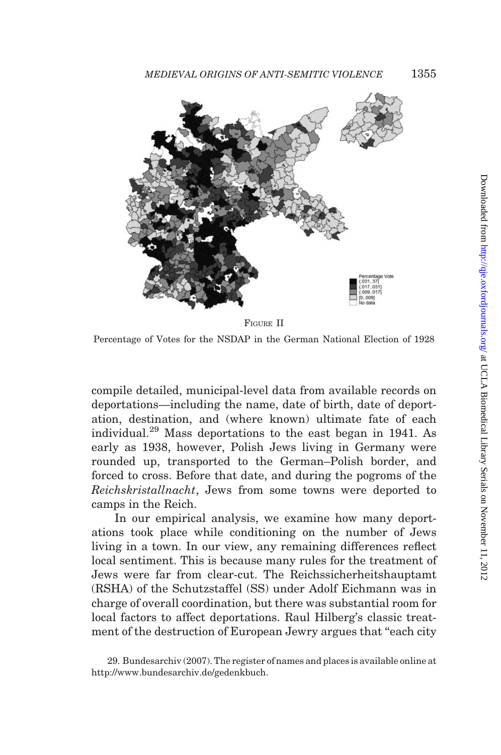FIGURE II

Percentage of Votes for the NSDAP in the German National Election of 1928

compile detailed, municipal-level data from available records on deportations—including the name, date of birth, date of deportation, destination, and (where known) ultimate fate of each individual.[29] Mass deportations to the east began in 1941. As early as 1938, however, Polish Jews living in Germany were rounded up, transported to the German–Polish border, and forced to cross. Before that date, and during the pogroms of the *Reichskristallnacht*, Jews from some towns were deported to camps in the Reich.

In our empirical analysis, we examine how many deportations took place while conditioning on the number of Jews living in a town. In our view, any remaining differences reflect local sentiment. This is because many rules for the treatment of Jews were far from clear-cut. The Reichssicherheitshauptamt (RSHA) of the Schutzstaffel (SS) under Adolf Eichmann was in charge of overall coordination, but there was substantial room for local factors to affect deportations. Raul Hilberg's classic treatment of the destruction of European Jewry argues that "each city

29. Bundesarchiv (2007). The register of names and places is available online at http://www.bundesarchiv.de/gedenkbuch.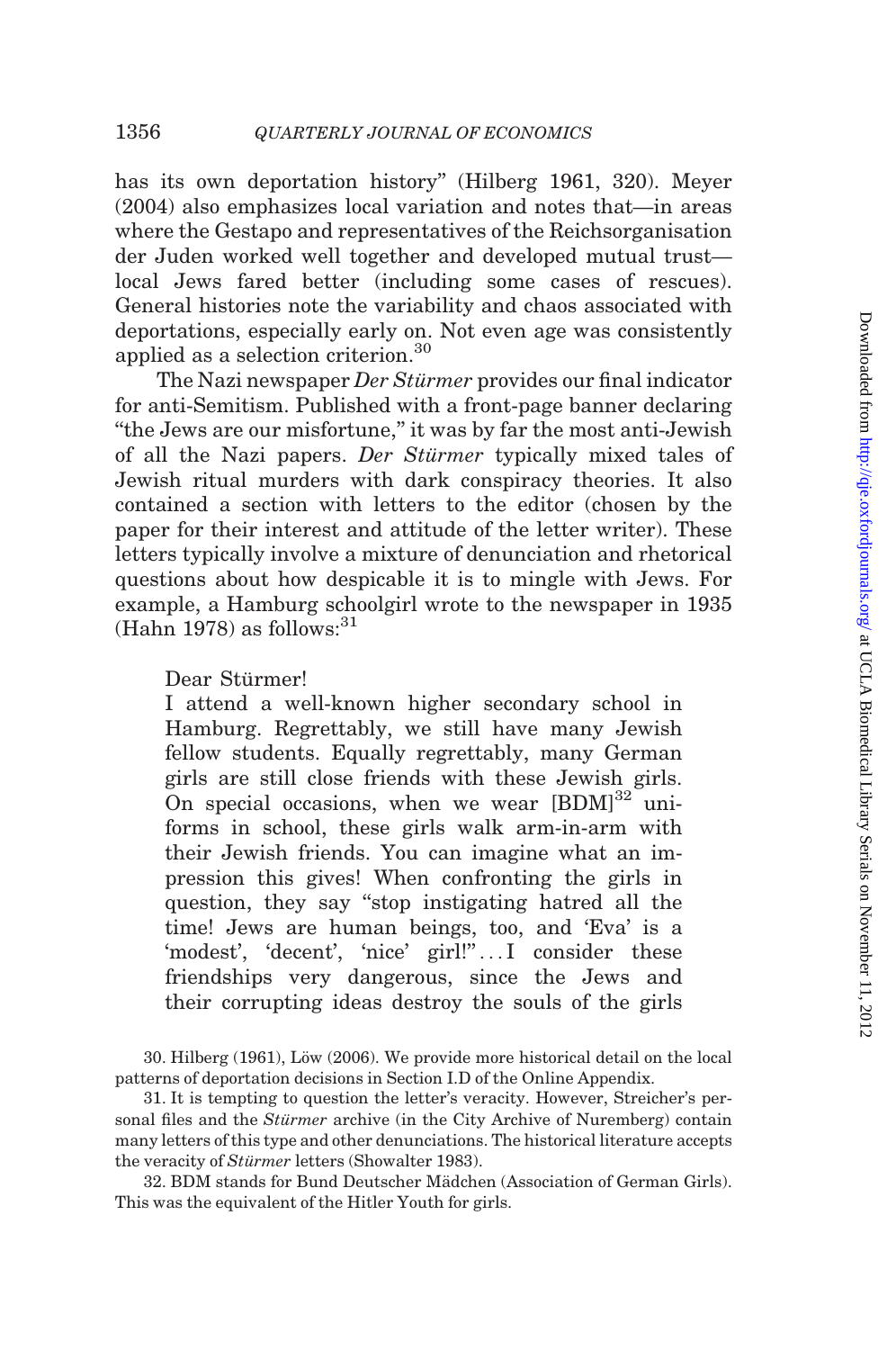has its own deportation history" (Hilberg 1961, 320). Meyer (2004) also emphasizes local variation and notes that—in areas where the Gestapo and representatives of the Reichsorganisation der Juden worked well together and developed mutual trust—local Jews fared better (including some cases of rescues). General histories note the variability and chaos associated with deportations, especially early on. Not even age was consistently applied as a selection criterion.[30]

The Nazi newspaper *Der Stürmer* provides our final indicator for anti-Semitism. Published with a front-page banner declaring "the Jews are our misfortune," it was by far the most anti-Jewish of all the Nazi papers. *Der Stürmer* typically mixed tales of Jewish ritual murders with dark conspiracy theories. It also contained a section with letters to the editor (chosen by the paper for their interest and attitude of the letter writer). These letters typically involve a mixture of denunciation and rhetorical questions about how despicable it is to mingle with Jews. For example, a Hamburg schoolgirl wrote to the newspaper in 1935 (Hahn 1978) as follows:[31]

> Dear Stürmer!
> I attend a well-known higher secondary school in Hamburg. Regrettably, we still have many Jewish fellow students. Equally regrettably, many German girls are still close friends with these Jewish girls. On special occasions, when we wear [BDM][32] uniforms in school, these girls walk arm-in-arm with their Jewish friends. You can imagine what an impression this gives! When confronting the girls in question, they say "stop instigating hatred all the time! Jews are human beings, too, and 'Eva' is a 'modest', 'decent', 'nice' girl!"...I consider these friendships very dangerous, since the Jews and their corrupting ideas destroy the souls of the girls

30. Hilberg (1961), Löw (2006). We provide more historical detail on the local patterns of deportation decisions in Section I.D of the Online Appendix.

31. It is tempting to question the letter's veracity. However, Streicher's personal files and the *Stürmer* archive (in the City Archive of Nuremberg) contain many letters of this type and other denunciations. The historical literature accepts the veracity of *Stürmer* letters (Showalter 1983).

32. BDM stands for Bund Deutscher Mädchen (Association of German Girls). This was the equivalent of the Hitler Youth for girls.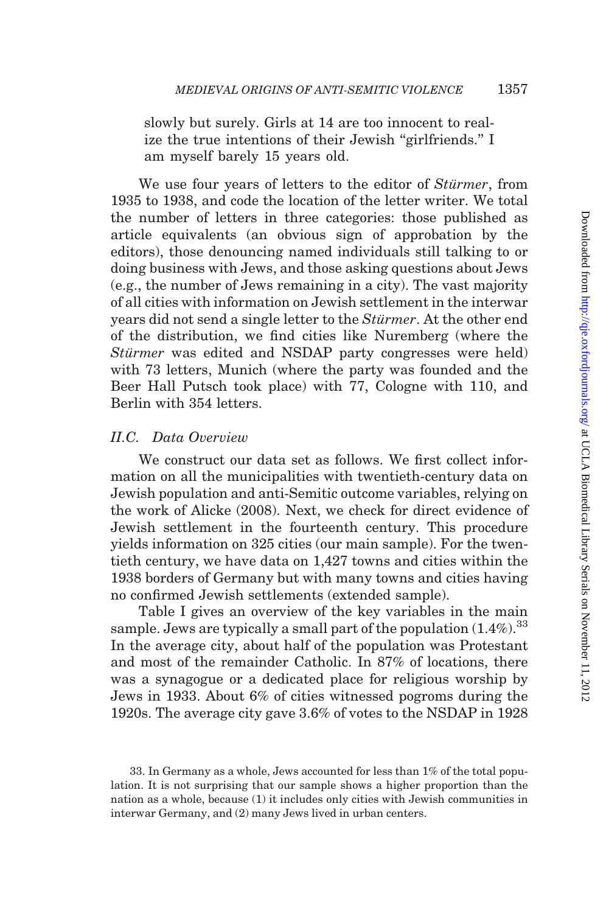slowly but surely. Girls at 14 are too innocent to realize the true intentions of their Jewish "girlfriends." I am myself barely 15 years old.

We use four years of letters to the editor of *Stürmer*, from 1935 to 1938, and code the location of the letter writer. We total the number of letters in three categories: those published as article equivalents (an obvious sign of approbation by the editors), those denouncing named individuals still talking to or doing business with Jews, and those asking questions about Jews (e.g., the number of Jews remaining in a city). The vast majority of all cities with information on Jewish settlement in the interwar years did not send a single letter to the *Stürmer*. At the other end of the distribution, we find cities like Nuremberg (where the *Stürmer* was edited and NSDAP party congresses were held) with 73 letters, Munich (where the party was founded and the Beer Hall Putsch took place) with 77, Cologne with 110, and Berlin with 354 letters.

### II.C. *Data Overview*

We construct our data set as follows. We first collect information on all the municipalities with twentieth-century data on Jewish population and anti-Semitic outcome variables, relying on the work of Alicke (2008). Next, we check for direct evidence of Jewish settlement in the fourteenth century. This procedure yields information on 325 cities (our main sample). For the twentieth century, we have data on 1,427 towns and cities within the 1938 borders of Germany but with many towns and cities having no confirmed Jewish settlements (extended sample).

Table I gives an overview of the key variables in the main sample. Jews are typically a small part of the population (1.4%).[33] In the average city, about half of the population was Protestant and most of the remainder Catholic. In 87% of locations, there was a synagogue or a dedicated place for religious worship by Jews in 1933. About 6% of cities witnessed pogroms during the 1920s. The average city gave 3.6% of votes to the NSDAP in 1928

33. In Germany as a whole, Jews accounted for less than 1% of the total population. It is not surprising that our sample shows a higher proportion than the nation as a whole, because (1) it includes only cities with Jewish communities in interwar Germany, and (2) many Jews lived in urban centers.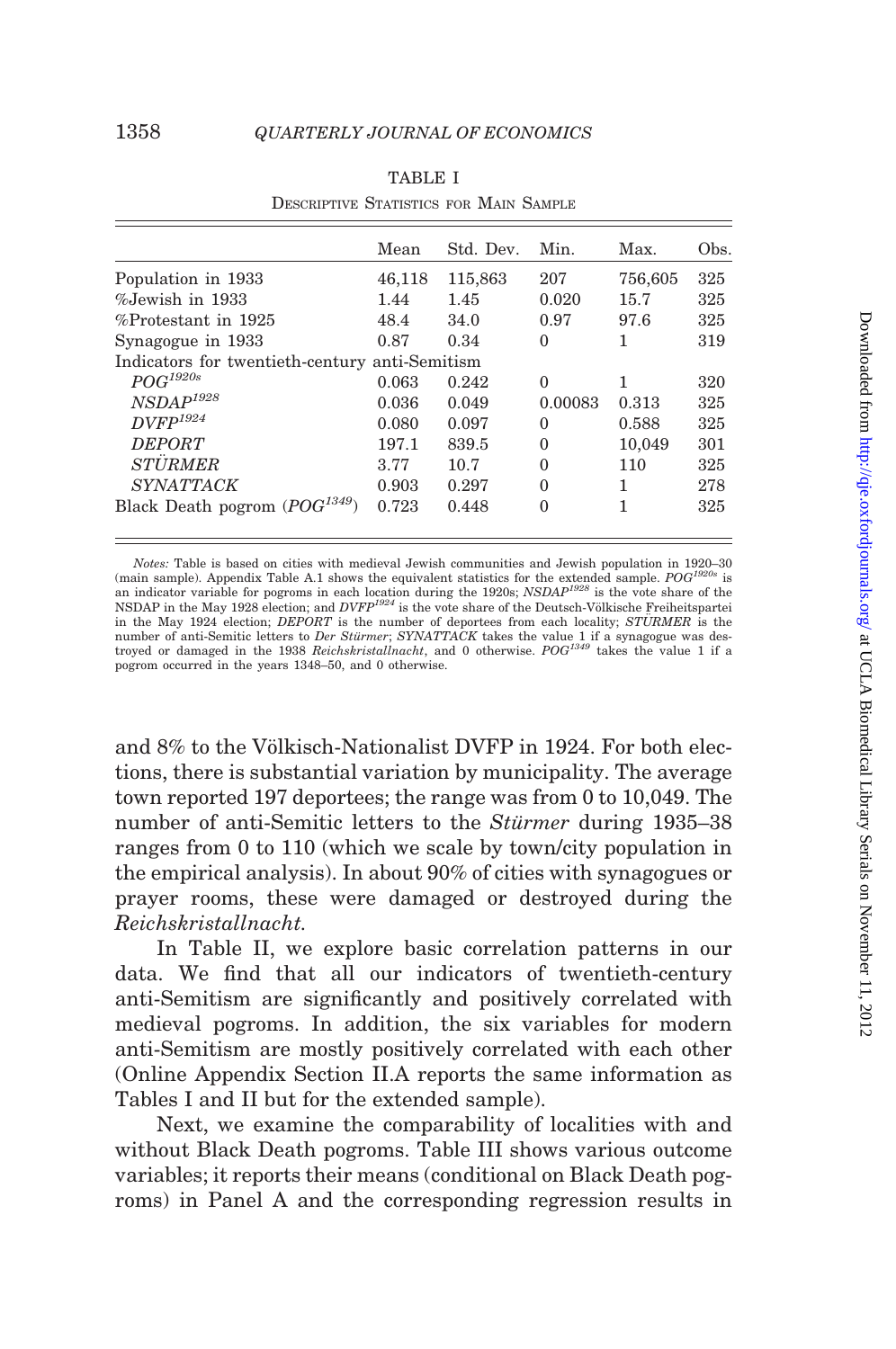TABLE I

Descriptive Statistics for Main Sample

| | Mean | Std. Dev. | Min. | Max. | Obs. |
|---|---|---|---|---|---|
| Population in 1933 | 46,118 | 115,863 | 207 | 756,605 | 325 |
| %Jewish in 1933 | 1.44 | 1.45 | 0.020 | 15.7 | 325 |
| %Protestant in 1925 | 48.4 | 34.0 | 0.97 | 97.6 | 325 |
| Synagogue in 1933 | 0.87 | 0.34 | 0 | 1 | 319 |
| Indicators for twentieth-century anti-Semitism | | | | | |
| $POG^{1920s}$ | 0.063 | 0.242 | 0 | 1 | 320 |
| $NSDAP^{1928}$ | 0.036 | 0.049 | 0.00083 | 0.313 | 325 |
| $DVFP^{1924}$ | 0.080 | 0.097 | 0 | 0.588 | 325 |
| *DEPORT* | 197.1 | 839.5 | 0 | 10,049 | 301 |
| *STÜRMER* | 3.77 | 10.7 | 0 | 110 | 325 |
| *SYNATTACK* | 0.903 | 0.297 | 0 | 1 | 278 |
| Black Death pogrom ($POG^{1349}$) | 0.723 | 0.448 | 0 | 1 | 325 |

*Notes:* Table is based on cities with medieval Jewish communities and Jewish population in 1920–30 (main sample). Appendix Table A.1 shows the equivalent statistics for the extended sample. $POG^{1920s}$ is an indicator variable for pogroms in each location during the 1920s; $NSDAP^{1928}$ is the vote share of the NSDAP in the May 1928 election; and $DVFP^{1924}$ is the vote share of the Deutsch-Völkische Freiheitspartei in the May 1924 election; *DEPORT* is the number of deportees from each locality; *STÜRMER* is the number of anti-Semitic letters to *Der Stürmer*; *SYNATTACK* takes the value 1 if a synagogue was destroyed or damaged in the 1938 *Reichskristallnacht*, and 0 otherwise. $POG^{1349}$ takes the value 1 if a pogrom occurred in the years 1348–50, and 0 otherwise.

and 8% to the Völkisch-Nationalist DVFP in 1924. For both elections, there is substantial variation by municipality. The average town reported 197 deportees; the range was from 0 to 10,049. The number of anti-Semitic letters to the *Stürmer* during 1935–38 ranges from 0 to 110 (which we scale by town/city population in the empirical analysis). In about 90% of cities with synagogues or prayer rooms, these were damaged or destroyed during the *Reichskristallnacht*.

In Table II, we explore basic correlation patterns in our data. We find that all our indicators of twentieth-century anti-Semitism are significantly and positively correlated with medieval pogroms. In addition, the six variables for modern anti-Semitism are mostly positively correlated with each other (Online Appendix Section II.A reports the same information as Tables I and II but for the extended sample).

Next, we examine the comparability of localities with and without Black Death pogroms. Table III shows various outcome variables; it reports their means (conditional on Black Death pogroms) in Panel A and the corresponding regression results in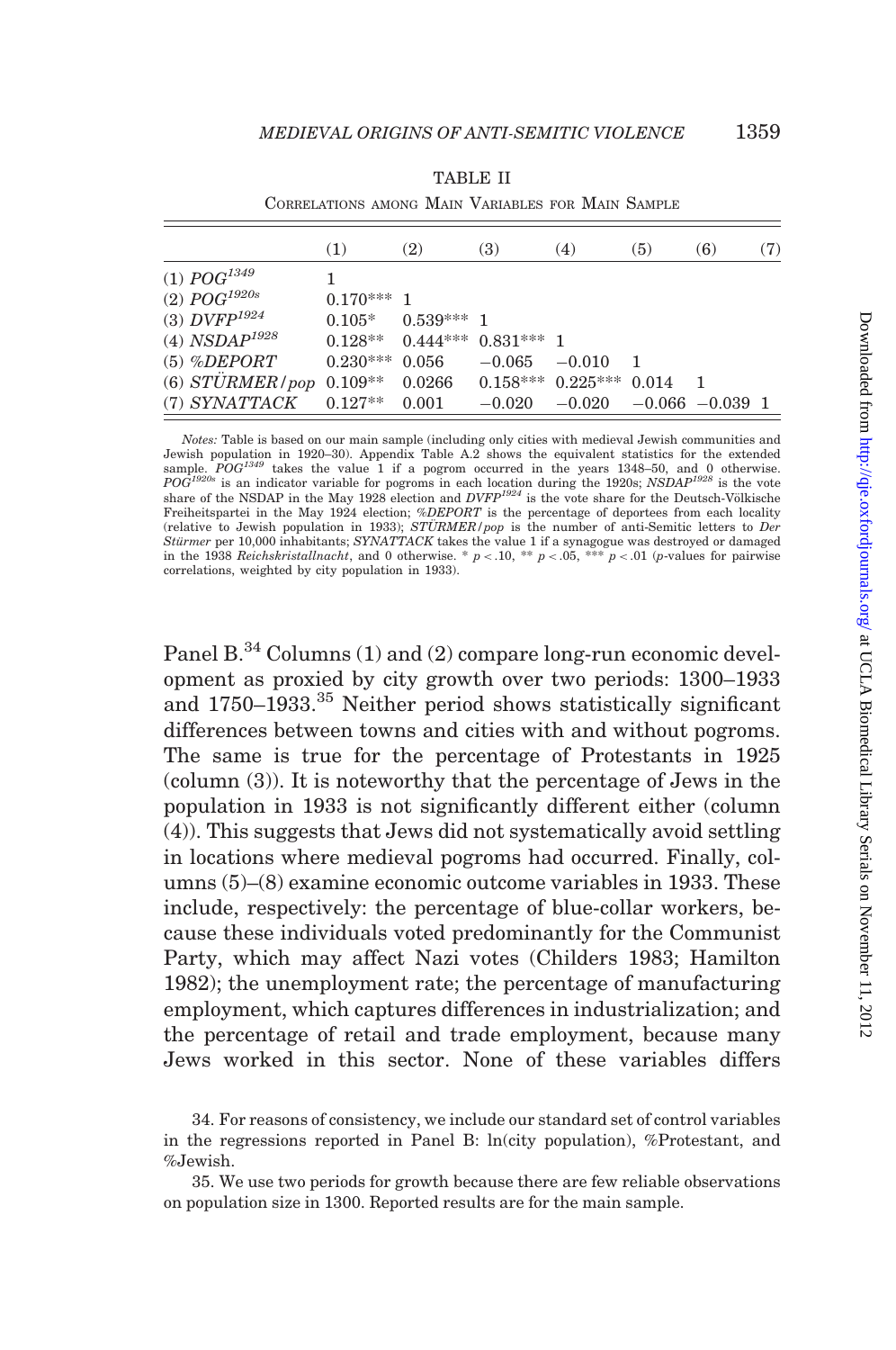TABLE II

Correlations among Main Variables for Main Sample

| | (1) | (2) | (3) | (4) | (5) | (6) | (7) |
|---|---|---|---|---|---|---|---|
| (1) $POG^{1349}$ | 1 | | | | | | |
| (2) $POG^{1920s}$ | 0.170*** | 1 | | | | | |
| (3) $DVFP^{1924}$ | 0.105* | 0.539*** | 1 | | | | |
| (4) $NSDAP^{1928}$ | 0.128** | 0.444*** | 0.831*** | 1 | | | |
| (5) *%DEPORT* | 0.230*** | 0.056 | −0.065 | −0.010 | 1 | | |
| (6) *STÜRMER/pop* | 0.109** | 0.0266 | 0.158*** | 0.225*** | 0.014 | 1 | |
| (7) *SYNATTACK* | 0.127** | 0.001 | −0.020 | −0.020 | −0.066 | −0.039 | 1 |

*Notes:* Table is based on our main sample (including only cities with medieval Jewish communities and Jewish population in 1920–30). Appendix Table A.2 shows the equivalent statistics for the extended sample. $POG^{1349}$ takes the value 1 if a pogrom occurred in the years 1348–50, and 0 otherwise. $POG^{1920s}$ is an indicator variable for pogroms in each location during the 1920s; $NSDAP^{1928}$ is the vote share of the NSDAP in the May 1928 election and $DVFP^{1924}$ is the vote share for the Deutsch-Völkische Freiheitspartei in the May 1924 election; *%DEPORT* is the percentage of deportees from each locality (relative to Jewish population in 1933); *STÜRMER/pop* is the number of anti-Semitic letters to *Der Stürmer* per 10,000 inhabitants; *SYNATTACK* takes the value 1 if a synagogue was destroyed or damaged in the 1938 *Reichskristallnacht*, and 0 otherwise. * $p < .10$, ** $p < .05$, *** $p < .01$ (*p*-values for pairwise correlations, weighted by city population in 1933).

Panel B.[34] Columns (1) and (2) compare long-run economic development as proxied by city growth over two periods: 1300–1933 and 1750–1933.[35] Neither period shows statistically significant differences between towns and cities with and without pogroms. The same is true for the percentage of Protestants in 1925 (column (3)). It is noteworthy that the percentage of Jews in the population in 1933 is not significantly different either (column (4)). This suggests that Jews did not systematically avoid settling in locations where medieval pogroms had occurred. Finally, columns (5)–(8) examine economic outcome variables in 1933. These include, respectively: the percentage of blue-collar workers, because these individuals voted predominantly for the Communist Party, which may affect Nazi votes (Childers 1983; Hamilton 1982); the unemployment rate; the percentage of manufacturing employment, which captures differences in industrialization; and the percentage of retail and trade employment, because many Jews worked in this sector. None of these variables differs

34. For reasons of consistency, we include our standard set of control variables in the regressions reported in Panel B: ln(city population), %Protestant, and %Jewish.

35. We use two periods for growth because there are few reliable observations on population size in 1300. Reported results are for the main sample.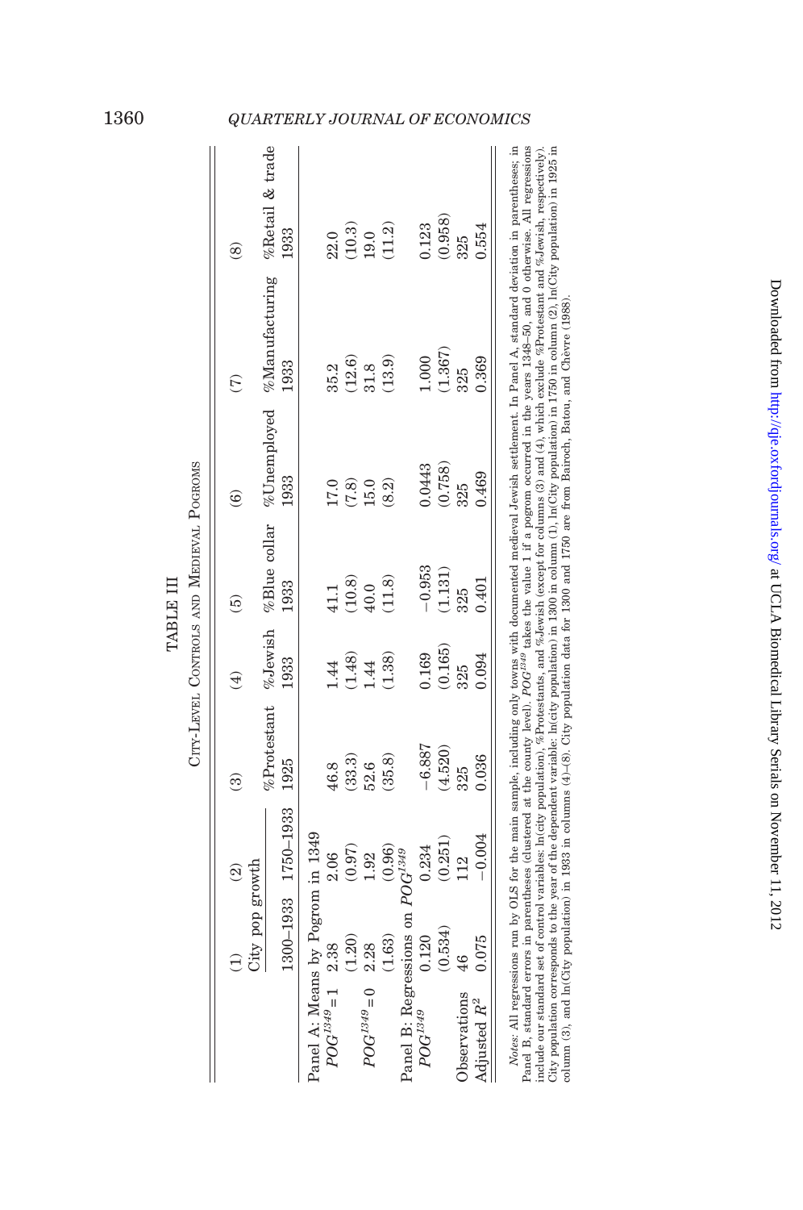TABLE III

City-Level Controls and Medieval Pogroms

| | (1) | (2) | (3) | (4) | (5) | (6) | (7) | (8) |
|---|---|---|---|---|---|---|---|---|
| | City pop growth | | %Protestant | %Jewish | %Blue collar | %Unemployed | %Manufacturing | %Retail & trade |
| | 1300–1933 | 1750–1933 | 1925 | 1933 | 1933 | 1933 | 1933 | 1933 |
| Panel A: Means by Pogrom in 1349 | | | | | | | | |
| $POG^{1349} = 1$ | 2.38 | 2.06 | 46.8 | 1.44 | 41.1 | 17.0 | 35.2 | 22.0 |
| | (1.20) | (0.97) | (33.3) | (1.48) | (10.8) | (7.8) | (12.6) | (10.3) |
| $POG^{1349} = 0$ | 2.28 | 1.92 | 52.6 | 1.44 | 40.0 | 15.0 | 31.8 | 19.0 |
| | (1.63) | (0.96) | (35.8) | (1.38) | (11.8) | (8.2) | (13.9) | (11.2) |
| Panel B: Regressions on $POG^{1349}$ | | | | | | | | |
| $POG^{1349}$ | 0.120 | 0.234 | −6.887 | 0.169 | −0.953 | 0.0443 | 1.000 | 0.123 |
| | (0.534) | (0.251) | (4.520) | (0.165) | (1.131) | (0.758) | (1.367) | (0.958) |
| Observations | 46 | 112 | 325 | 325 | 325 | 325 | 325 | 325 |
| Adjusted $R^2$ | 0.075 | −0.004 | 0.036 | 0.094 | 0.401 | 0.469 | 0.369 | 0.554 |

*Notes*: All regressions run by OLS for the main sample, including only towns with documented medieval Jewish settlement. In Panel A, standard deviation in parentheses; in Panel B, standard errors in parentheses (clustered at the county level). $POG^{1349}$ takes the value 1 if a pogrom occurred in the years 1348–50, and 0 otherwise. All regressions include our standard set of control variables: ln(city population), %Protestants, and %Jewish (except for columns (3) and (4), which exclude %Protestant and %Jewish, respectively). City population corresponds to the year of the dependent variable: ln(city population) in 1300 in column (1), ln(City population) in 1750 in column (2), ln(City population) in 1925 in column (3), and ln(City population) in 1933 in columns (4)–(8). City population data for 1300 and 1750 are from Bairoch, Batou, and Chèvre (1988).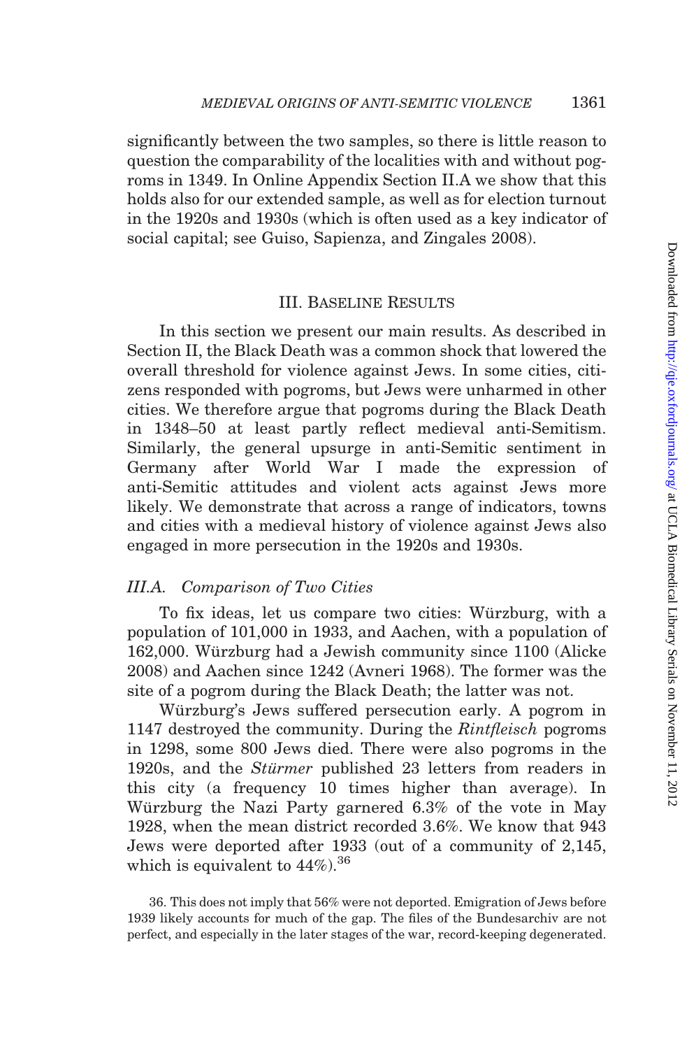significantly between the two samples, so there is little reason to question the comparability of the localities with and without pogroms in 1349. In Online Appendix Section II.A we show that this holds also for our extended sample, as well as for election turnout in the 1920s and 1930s (which is often used as a key indicator of social capital; see Guiso, Sapienza, and Zingales 2008).

## III. Baseline Results

In this section we present our main results. As described in Section II, the Black Death was a common shock that lowered the overall threshold for violence against Jews. In some cities, citizens responded with pogroms, but Jews were unharmed in other cities. We therefore argue that pogroms during the Black Death in 1348–50 at least partly reflect medieval anti-Semitism. Similarly, the general upsurge in anti-Semitic sentiment in Germany after World War I made the expression of anti-Semitic attitudes and violent acts against Jews more likely. We demonstrate that across a range of indicators, towns and cities with a medieval history of violence against Jews also engaged in more persecution in the 1920s and 1930s.

### *III.A. Comparison of Two Cities*

To fix ideas, let us compare two cities: Würzburg, with a population of 101,000 in 1933, and Aachen, with a population of 162,000. Würzburg had a Jewish community since 1100 (Alicke 2008) and Aachen since 1242 (Avneri 1968). The former was the site of a pogrom during the Black Death; the latter was not.

Würzburg's Jews suffered persecution early. A pogrom in 1147 destroyed the community. During the *Rintfleisch* pogroms in 1298, some 800 Jews died. There were also pogroms in the 1920s, and the *Stürmer* published 23 letters from readers in this city (a frequency 10 times higher than average). In Würzburg the Nazi Party garnered 6.3% of the vote in May 1928, when the mean district recorded 3.6%. We know that 943 Jews were deported after 1933 (out of a community of 2,145, which is equivalent to 44%).[36]

36. This does not imply that 56% were not deported. Emigration of Jews before 1939 likely accounts for much of the gap. The files of the Bundesarchiv are not perfect, and especially in the later stages of the war, record-keeping degenerated.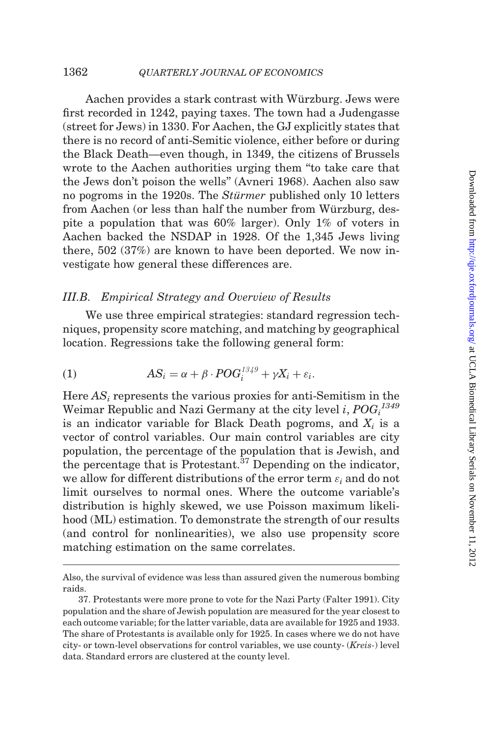Aachen provides a stark contrast with Würzburg. Jews were first recorded in 1242, paying taxes. The town had a Judengasse (street for Jews) in 1330. For Aachen, the GJ explicitly states that there is no record of anti-Semitic violence, either before or during the Black Death—even though, in 1349, the citizens of Brussels wrote to the Aachen authorities urging them "to take care that the Jews don't poison the wells" (Avneri 1968). Aachen also saw no pogroms in the 1920s. The *Stürmer* published only 10 letters from Aachen (or less than half the number from Würzburg, despite a population that was 60% larger). Only 1% of voters in Aachen backed the NSDAP in 1928. Of the 1,345 Jews living there, 502 (37%) are known to have been deported. We now investigate how general these differences are.

### III.B. *Empirical Strategy and Overview of Results*

We use three empirical strategies: standard regression techniques, propensity score matching, and matching by geographical location. Regressions take the following general form:

$$AS_i = \alpha + \beta \cdot POG_i^{1349} + \gamma X_i + \varepsilon_i. \tag{1}$$

Here $AS_i$ represents the various proxies for anti-Semitism in the Weimar Republic and Nazi Germany at the city level $i$, $POG_i^{1349}$ is an indicator variable for Black Death pogroms, and $X_i$ is a vector of control variables. Our main control variables are city population, the percentage of the population that is Jewish, and the percentage that is Protestant.[37] Depending on the indicator, we allow for different distributions of the error term $\varepsilon_i$ and do not limit ourselves to normal ones. Where the outcome variable's distribution is highly skewed, we use Poisson maximum likelihood (ML) estimation. To demonstrate the strength of our results (and control for nonlinearities), we also use propensity score matching estimation on the same correlates.

---

Also, the survival of evidence was less than assured given the numerous bombing raids.

37. Protestants were more prone to vote for the Nazi Party (Falter 1991). City population and the share of Jewish population are measured for the year closest to each outcome variable; for the latter variable, data are available for 1925 and 1933. The share of Protestants is available only for 1925. In cases where we do not have city- or town-level observations for control variables, we use county- (*Kreis*-) level data. Standard errors are clustered at the county level.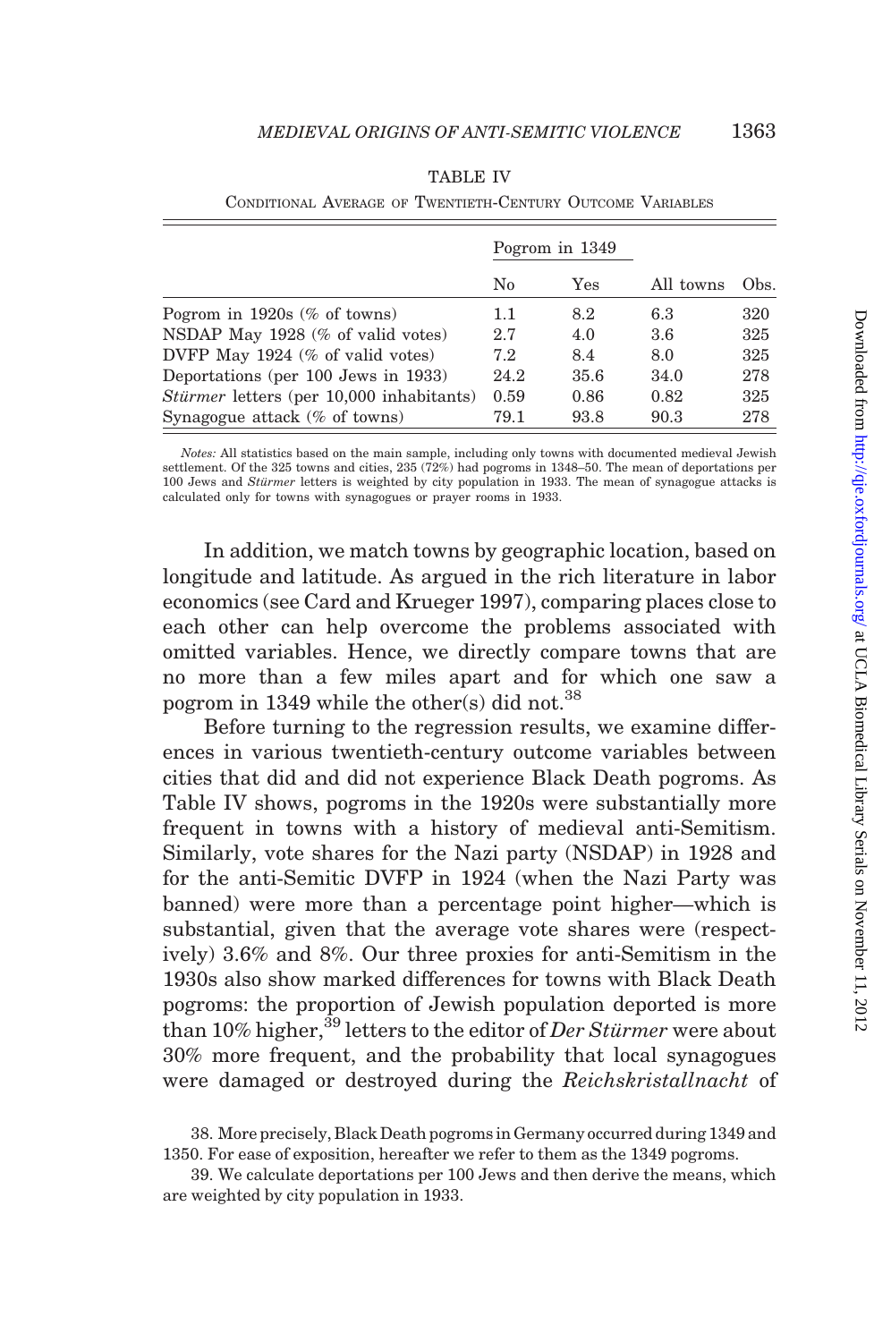TABLE IV

Conditional Average of Twentieth-Century Outcome Variables

| | Pogrom in 1349 | | | |
|---|---|---|---|---|
| | No | Yes | All towns | Obs. |
| Pogrom in 1920s (% of towns) | 1.1 | 8.2 | 6.3 | 320 |
| NSDAP May 1928 (% of valid votes) | 2.7 | 4.0 | 3.6 | 325 |
| DVFP May 1924 (% of valid votes) | 7.2 | 8.4 | 8.0 | 325 |
| Deportations (per 100 Jews in 1933) | 24.2 | 35.6 | 34.0 | 278 |
| *Stürmer* letters (per 10,000 inhabitants) | 0.59 | 0.86 | 0.82 | 325 |
| Synagogue attack (% of towns) | 79.1 | 93.8 | 90.3 | 278 |

*Notes:* All statistics based on the main sample, including only towns with documented medieval Jewish settlement. Of the 325 towns and cities, 235 (72%) had pogroms in 1348–50. The mean of deportations per 100 Jews and *Stürmer* letters is weighted by city population in 1933. The mean of synagogue attacks is calculated only for towns with synagogues or prayer rooms in 1933.

In addition, we match towns by geographic location, based on longitude and latitude. As argued in the rich literature in labor economics (see Card and Krueger 1997), comparing places close to each other can help overcome the problems associated with omitted variables. Hence, we directly compare towns that are no more than a few miles apart and for which one saw a pogrom in 1349 while the other(s) did not.[38]

Before turning to the regression results, we examine differences in various twentieth-century outcome variables between cities that did and did not experience Black Death pogroms. As Table IV shows, pogroms in the 1920s were substantially more frequent in towns with a history of medieval anti-Semitism. Similarly, vote shares for the Nazi party (NSDAP) in 1928 and for the anti-Semitic DVFP in 1924 (when the Nazi Party was banned) were more than a percentage point higher—which is substantial, given that the average vote shares were (respectively) 3.6% and 8%. Our three proxies for anti-Semitism in the 1930s also show marked differences for towns with Black Death pogroms: the proportion of Jewish population deported is more than 10% higher,[39] letters to the editor of *Der Stürmer* were about 30% more frequent, and the probability that local synagogues were damaged or destroyed during the *Reichskristallnacht* of

38. More precisely, Black Death pogroms in Germany occurred during 1349 and 1350. For ease of exposition, hereafter we refer to them as the 1349 pogroms.

39. We calculate deportations per 100 Jews and then derive the means, which are weighted by city population in 1933.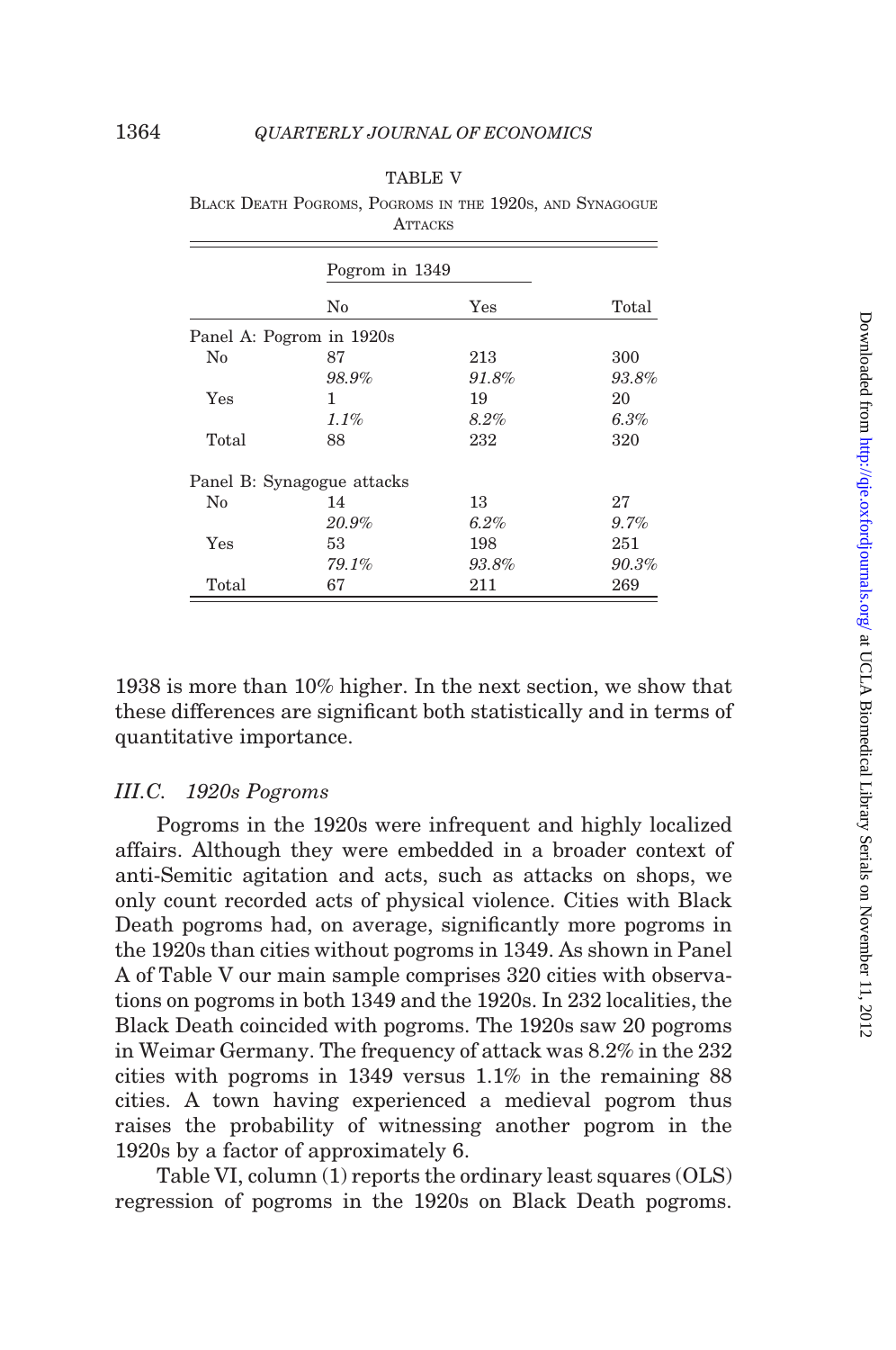TABLE V

BLACK DEATH POGROMS, POGROMS IN THE 1920S, AND SYNAGOGUE ATTACKS

| | Pogrom in 1349 | | |
|---|---|---|---|
| | No | Yes | Total |
| Panel A: Pogrom in 1920s | | | |
| No | 87 | 213 | 300 |
| | *98.9%* | *91.8%* | *93.8%* |
| Yes | 1 | 19 | 20 |
| | *1.1%* | *8.2%* | *6.3%* |
| Total | 88 | 232 | 320 |
| Panel B: Synagogue attacks | | | |
| No | 14 | 13 | 27 |
| | *20.9%* | *6.2%* | *9.7%* |
| Yes | 53 | 198 | 251 |
| | *79.1%* | *93.8%* | *90.3%* |
| Total | 67 | 211 | 269 |

1938 is more than 10% higher. In the next section, we show that these differences are significant both statistically and in terms of quantitative importance.

### III.C. 1920s Pogroms

Pogroms in the 1920s were infrequent and highly localized affairs. Although they were embedded in a broader context of anti-Semitic agitation and acts, such as attacks on shops, we only count recorded acts of physical violence. Cities with Black Death pogroms had, on average, significantly more pogroms in the 1920s than cities without pogroms in 1349. As shown in Panel A of Table V our main sample comprises 320 cities with observations on pogroms in both 1349 and the 1920s. In 232 localities, the Black Death coincided with pogroms. The 1920s saw 20 pogroms in Weimar Germany. The frequency of attack was 8.2% in the 232 cities with pogroms in 1349 versus 1.1% in the remaining 88 cities. A town having experienced a medieval pogrom thus raises the probability of witnessing another pogrom in the 1920s by a factor of approximately 6.

Table VI, column (1) reports the ordinary least squares (OLS) regression of pogroms in the 1920s on Black Death pogroms.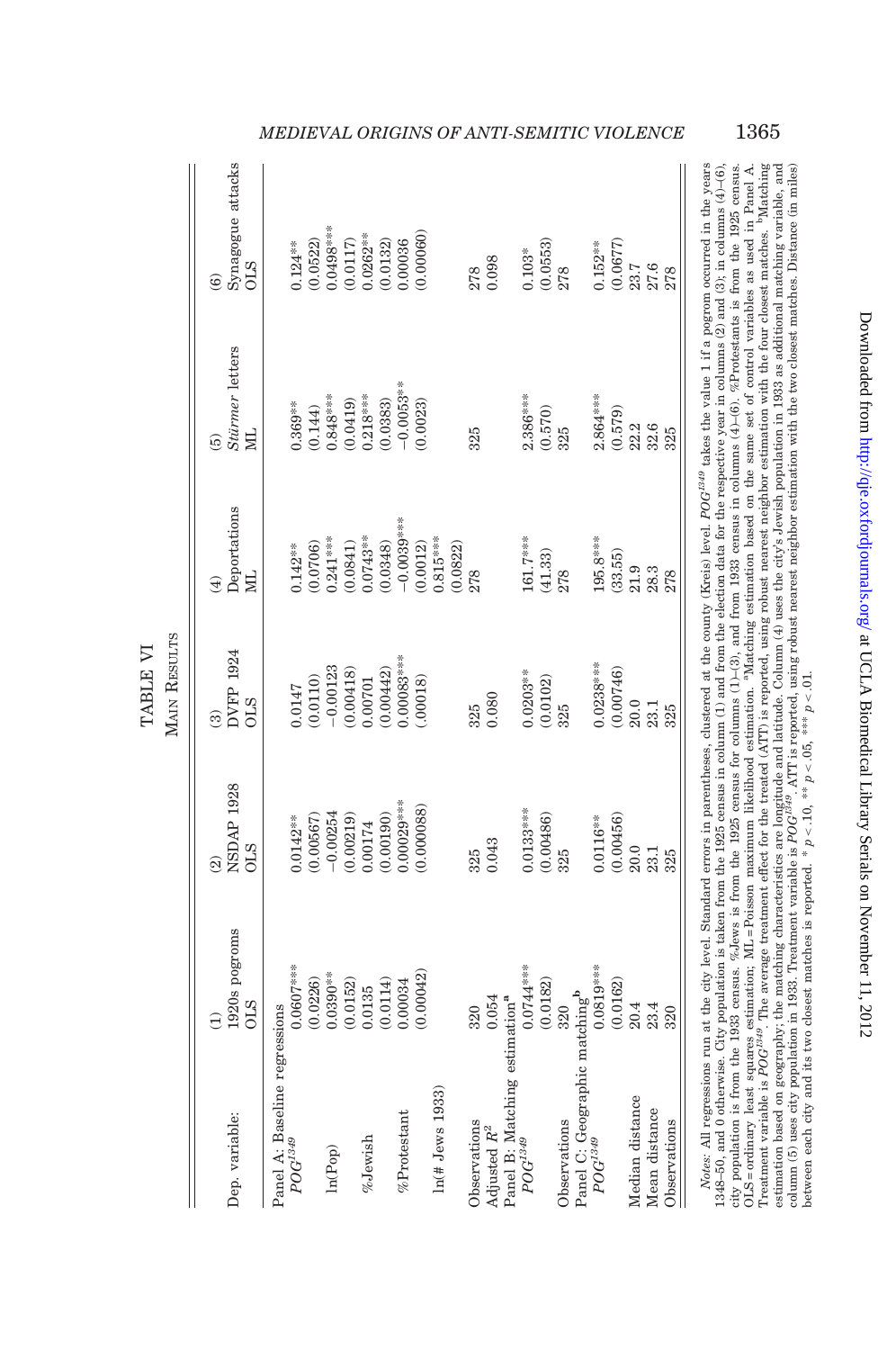**TABLE VI**

**Main Results**

| Dep. variable: | (1) 1920s pogroms OLS | (2) NSDAP 1928 OLS | (3) DVFP 1924 OLS | (4) Deportations ML | (5) *Stürmer* letters ML | (6) Synagogue attacks OLS |
|---|---|---|---|---|---|---|
| Panel A: Baseline regressions | | | | | | |
| $POG^{1349}$ | 0.0607*** | 0.0142** | 0.0147 | 0.142** | 0.369** | 0.124** |
| | (0.0226) | (0.00567) | (0.0110) | (0.0706) | (0.144) | (0.0522) |
| ln(Pop) | 0.0390** | −0.00254 | −0.00123 | 0.241*** | 0.848*** | 0.0498*** |
| | (0.0152) | (0.00219) | (0.00418) | (0.0841) | (0.0419) | (0.0117) |
| %Jewish | 0.0135 | 0.00174 | 0.00701 | 0.0743** | 0.218*** | 0.0262** |
| | (0.0114) | (0.00190) | (0.00442) | (0.0348) | (0.0383) | (0.0132) |
| %Protestant | 0.00034 | 0.00029*** | 0.00083*** | −0.0039*** | −0.0053** | 0.00036 |
| | (0.00042) | (0.000088) | (.00018) | (0.0012) | (0.0023) | (0.00060) |
| ln(# Jews 1933) | | | | 0.815*** | | |
| | | | | (0.0822) | | |
| Observations | 320 | 325 | 325 | 278 | 325 | 278 |
| Adjusted $R^2$ | 0.054 | 0.043 | 0.080 | | | 0.098 |
| Panel B: Matching estimation[a] | | | | | | |
| $POG^{1349}$ | 0.0744*** | 0.0133*** | 0.0203** | 161.7*** | 2.386*** | 0.103* |
| | (0.0182) | (0.00486) | (0.0102) | (41.33) | (0.570) | (0.0553) |
| Observations | 320 | 325 | 325 | 278 | 325 | 278 |
| Panel C: Geographic matching[b] | | | | | | |
| $POG^{1349}$ | 0.0819*** | 0.0116** | 0.0238*** | 195.8*** | 2.864*** | 0.152** |
| | (0.0162) | (0.00456) | (0.00746) | (33.55) | (0.579) | (0.0677) |
| Median distance | 20.4 | 20.0 | 20.0 | 21.9 | 22.2 | 23.7 |
| Mean distance | 23.4 | 23.1 | 23.1 | 28.3 | 32.6 | 27.6 |
| Observations | 320 | 325 | 325 | 278 | 325 | 278 |

*Notes:* All regressions run at the city level. Standard errors in parentheses, clustered at the county (Kreis) level. $POG^{1349}$ takes the value 1 if a pogrom occurred in the years 1348–50, and 0 otherwise. City population is taken from the 1925 census in column (1) and from the election data for the respective year in columns (2) and (3); in columns (4)–(6), city population is from the 1933 census. %Jews is from the 1925 census for columns (1)–(3), and from 1933 census in columns (4)–(6). %Protestants is from the 1925 census. OLS = ordinary least squares estimation; ML = Poisson maximum likelihood estimation. [a]Matching estimation based on the same set of control variables as used in Panel A. Treatment variable is $POG^{1349}$. The average treatment effect for the treated (ATT) is reported, using robust nearest neighbor estimation with the four closest matches. [b]Matching estimation based on geography; the matching characteristics are longitude and latitude. Column (4) uses the city's Jewish population in 1933 as additional matching variable, and column (5) uses city population in 1933. Treatment variable is $POG^{1349}$. ATT is reported, using robust nearest neighbor estimation with the two closest matches. Distance (in miles) between each city and its two closest matches is reported. * $p < .10$, ** $p < .05$, *** $p < .01$.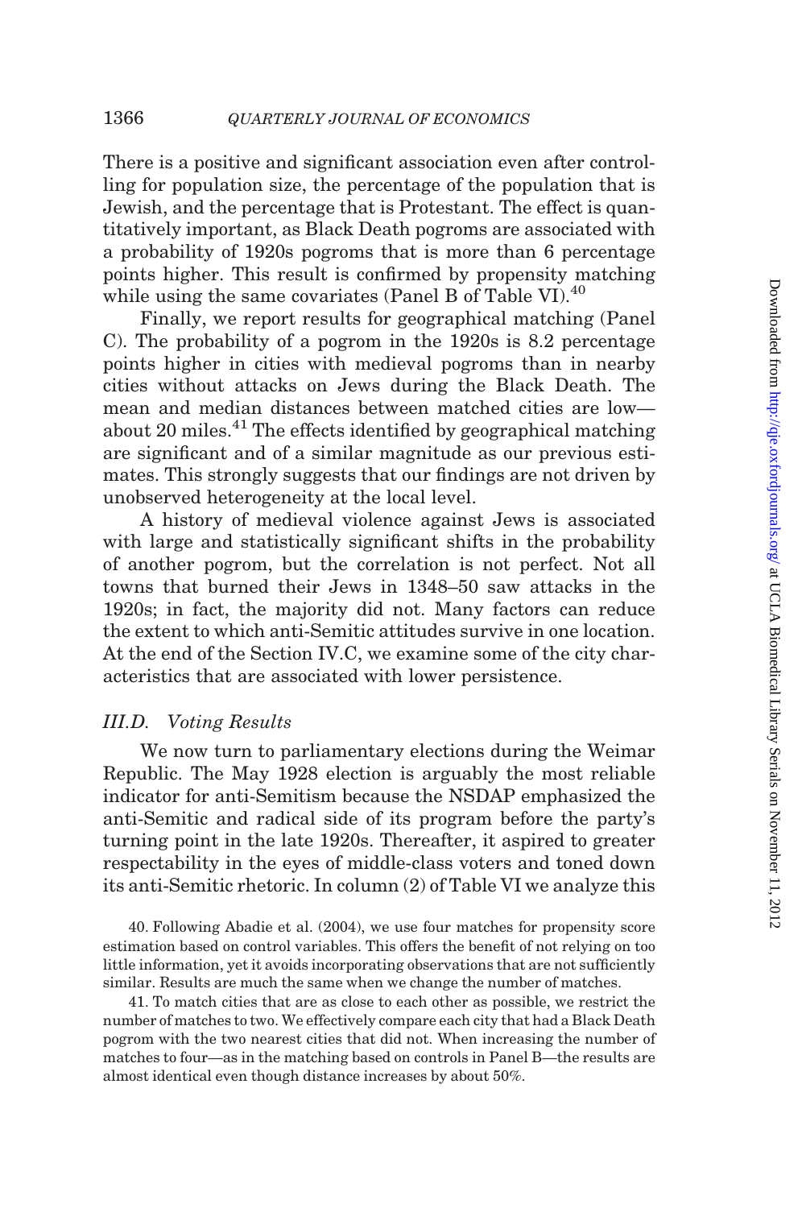There is a positive and significant association even after controlling for population size, the percentage of the population that is Jewish, and the percentage that is Protestant. The effect is quantitatively important, as Black Death pogroms are associated with a probability of 1920s pogroms that is more than 6 percentage points higher. This result is confirmed by propensity matching while using the same covariates (Panel B of Table VI).[40]

Finally, we report results for geographical matching (Panel C). The probability of a pogrom in the 1920s is 8.2 percentage points higher in cities with medieval pogroms than in nearby cities without attacks on Jews during the Black Death. The mean and median distances between matched cities are low—about 20 miles.[41] The effects identified by geographical matching are significant and of a similar magnitude as our previous estimates. This strongly suggests that our findings are not driven by unobserved heterogeneity at the local level.

A history of medieval violence against Jews is associated with large and statistically significant shifts in the probability of another pogrom, but the correlation is not perfect. Not all towns that burned their Jews in 1348–50 saw attacks in the 1920s; in fact, the majority did not. Many factors can reduce the extent to which anti-Semitic attitudes survive in one location. At the end of the Section IV.C, we examine some of the city characteristics that are associated with lower persistence.

### *III.D. Voting Results*

We now turn to parliamentary elections during the Weimar Republic. The May 1928 election is arguably the most reliable indicator for anti-Semitism because the NSDAP emphasized the anti-Semitic and radical side of its program before the party's turning point in the late 1920s. Thereafter, it aspired to greater respectability in the eyes of middle-class voters and toned down its anti-Semitic rhetoric. In column (2) of Table VI we analyze this

40. Following Abadie et al. (2004), we use four matches for propensity score estimation based on control variables. This offers the benefit of not relying on too little information, yet it avoids incorporating observations that are not sufficiently similar. Results are much the same when we change the number of matches.

41. To match cities that are as close to each other as possible, we restrict the number of matches to two. We effectively compare each city that had a Black Death pogrom with the two nearest cities that did not. When increasing the number of matches to four—as in the matching based on controls in Panel B—the results are almost identical even though distance increases by about 50%.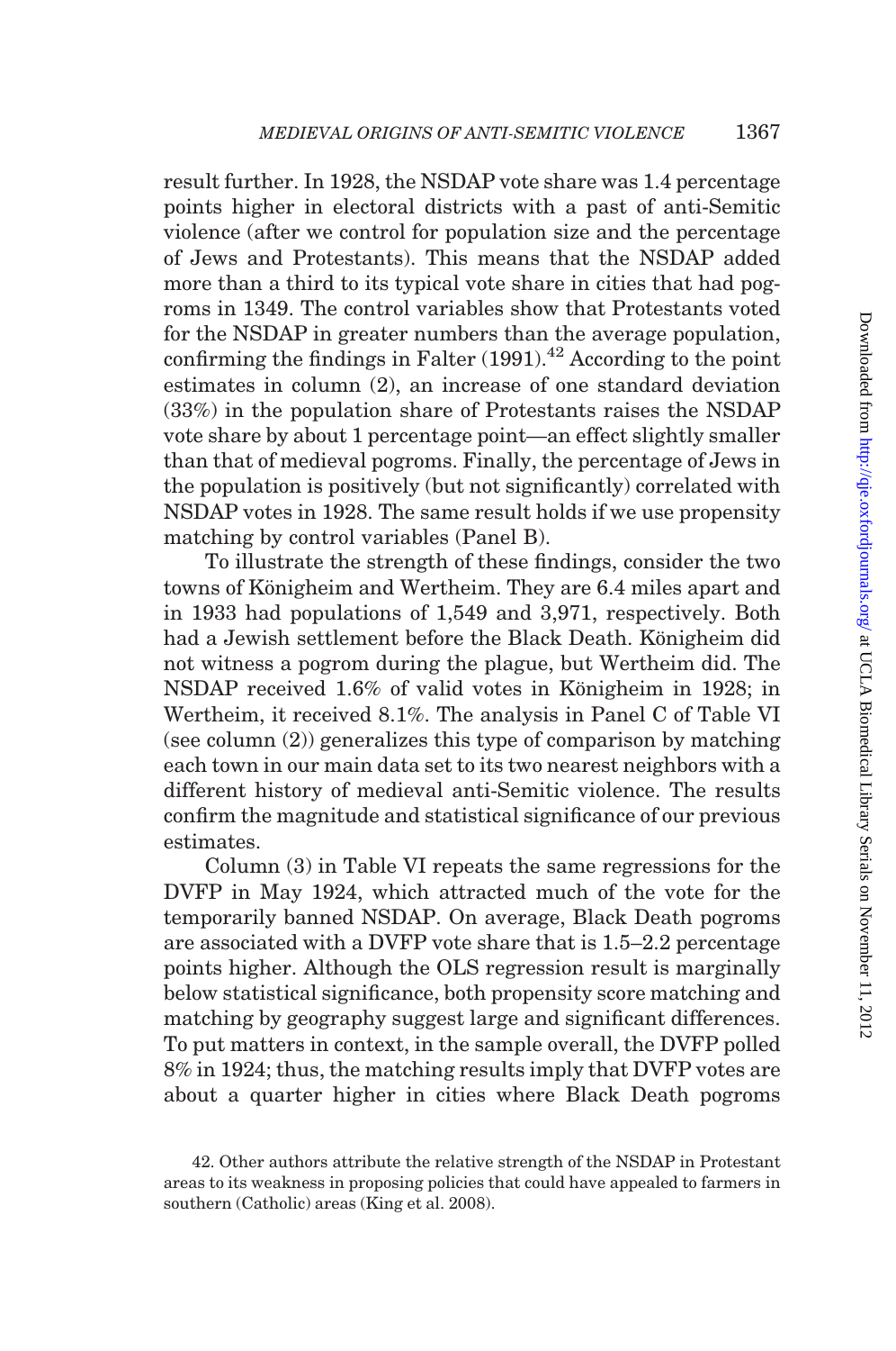result further. In 1928, the NSDAP vote share was 1.4 percentage points higher in electoral districts with a past of anti-Semitic violence (after we control for population size and the percentage of Jews and Protestants). This means that the NSDAP added more than a third to its typical vote share in cities that had pogroms in 1349. The control variables show that Protestants voted for the NSDAP in greater numbers than the average population, confirming the findings in Falter (1991).[42] According to the point estimates in column (2), an increase of one standard deviation (33%) in the population share of Protestants raises the NSDAP vote share by about 1 percentage point—an effect slightly smaller than that of medieval pogroms. Finally, the percentage of Jews in the population is positively (but not significantly) correlated with NSDAP votes in 1928. The same result holds if we use propensity matching by control variables (Panel B).

To illustrate the strength of these findings, consider the two towns of Königheim and Wertheim. They are 6.4 miles apart and in 1933 had populations of 1,549 and 3,971, respectively. Both had a Jewish settlement before the Black Death. Königheim did not witness a pogrom during the plague, but Wertheim did. The NSDAP received 1.6% of valid votes in Königheim in 1928; in Wertheim, it received 8.1%. The analysis in Panel C of Table VI (see column (2)) generalizes this type of comparison by matching each town in our main data set to its two nearest neighbors with a different history of medieval anti-Semitic violence. The results confirm the magnitude and statistical significance of our previous estimates.

Column (3) in Table VI repeats the same regressions for the DVFP in May 1924, which attracted much of the vote for the temporarily banned NSDAP. On average, Black Death pogroms are associated with a DVFP vote share that is 1.5–2.2 percentage points higher. Although the OLS regression result is marginally below statistical significance, both propensity score matching and matching by geography suggest large and significant differences. To put matters in context, in the sample overall, the DVFP polled 8% in 1924; thus, the matching results imply that DVFP votes are about a quarter higher in cities where Black Death pogroms

42. Other authors attribute the relative strength of the NSDAP in Protestant areas to its weakness in proposing policies that could have appealed to farmers in southern (Catholic) areas (King et al. 2008).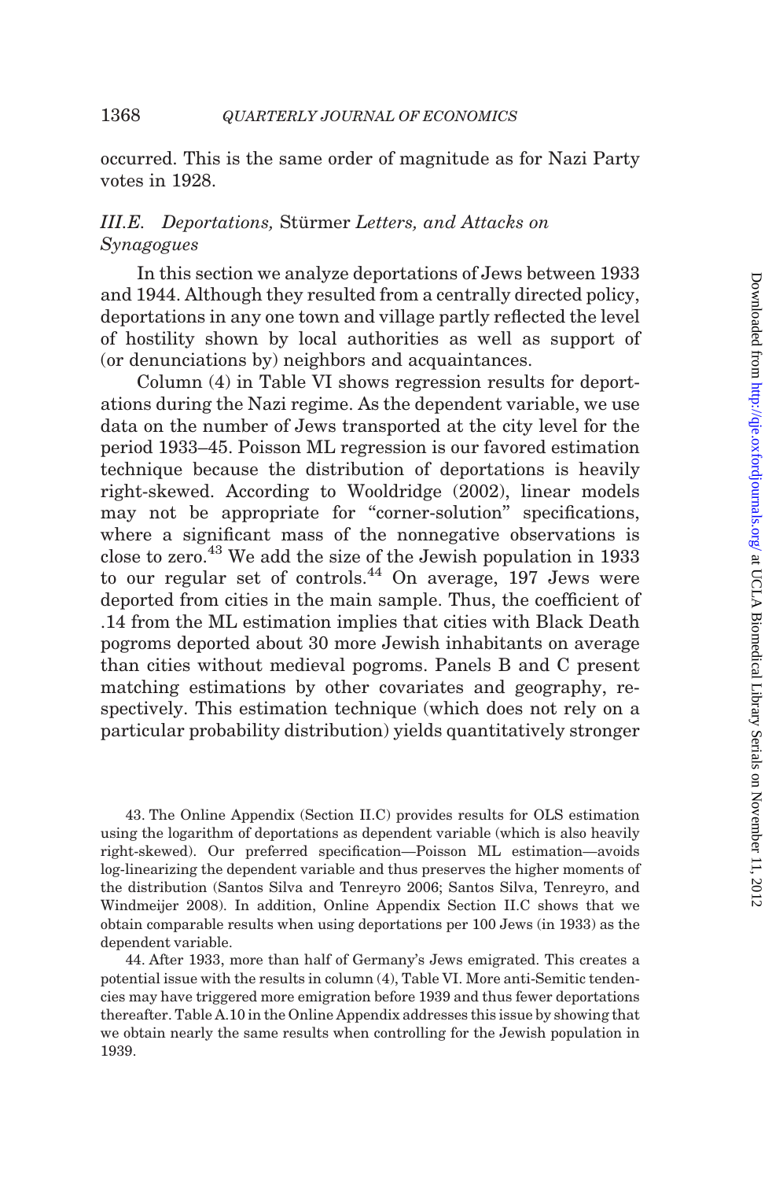occurred. This is the same order of magnitude as for Nazi Party votes in 1928.

### III.E. *Deportations,* Stürmer *Letters, and Attacks on Synagogues*

In this section we analyze deportations of Jews between 1933 and 1944. Although they resulted from a centrally directed policy, deportations in any one town and village partly reflected the level of hostility shown by local authorities as well as support of (or denunciations by) neighbors and acquaintances.

Column (4) in Table VI shows regression results for deportations during the Nazi regime. As the dependent variable, we use data on the number of Jews transported at the city level for the period 1933–45. Poisson ML regression is our favored estimation technique because the distribution of deportations is heavily right-skewed. According to Wooldridge (2002), linear models may not be appropriate for "corner-solution" specifications, where a significant mass of the nonnegative observations is close to zero.[43] We add the size of the Jewish population in 1933 to our regular set of controls.[44] On average, 197 Jews were deported from cities in the main sample. Thus, the coefficient of .14 from the ML estimation implies that cities with Black Death pogroms deported about 30 more Jewish inhabitants on average than cities without medieval pogroms. Panels B and C present matching estimations by other covariates and geography, respectively. This estimation technique (which does not rely on a particular probability distribution) yields quantitatively stronger

43. The Online Appendix (Section II.C) provides results for OLS estimation using the logarithm of deportations as dependent variable (which is also heavily right-skewed). Our preferred specification—Poisson ML estimation—avoids log-linearizing the dependent variable and thus preserves the higher moments of the distribution (Santos Silva and Tenreyro 2006; Santos Silva, Tenreyro, and Windmeijer 2008). In addition, Online Appendix Section II.C shows that we obtain comparable results when using deportations per 100 Jews (in 1933) as the dependent variable.

44. After 1933, more than half of Germany's Jews emigrated. This creates a potential issue with the results in column (4), Table VI. More anti-Semitic tendencies may have triggered more emigration before 1939 and thus fewer deportations thereafter. Table A.10 in the Online Appendix addresses this issue by showing that we obtain nearly the same results when controlling for the Jewish population in 1939.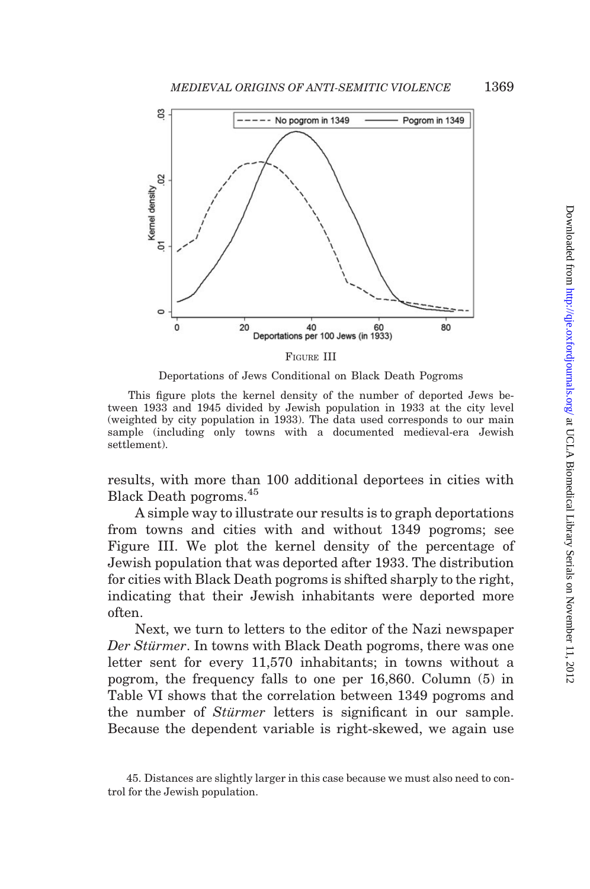FIGURE III

Deportations of Jews Conditional on Black Death Pogroms

This figure plots the kernel density of the number of deported Jews between 1933 and 1945 divided by Jewish population in 1933 at the city level (weighted by city population in 1933). The data used corresponds to our main sample (including only towns with a documented medieval-era Jewish settlement).

results, with more than 100 additional deportees in cities with Black Death pogroms.[45]

A simple way to illustrate our results is to graph deportations from towns and cities with and without 1349 pogroms; see Figure III. We plot the kernel density of the percentage of Jewish population that was deported after 1933. The distribution for cities with Black Death pogroms is shifted sharply to the right, indicating that their Jewish inhabitants were deported more often.

Next, we turn to letters to the editor of the Nazi newspaper *Der Stürmer*. In towns with Black Death pogroms, there was one letter sent for every 11,570 inhabitants; in towns without a pogrom, the frequency falls to one per 16,860. Column (5) in Table VI shows that the correlation between 1349 pogroms and the number of *Stürmer* letters is significant in our sample. Because the dependent variable is right-skewed, we again use

45. Distances are slightly larger in this case because we must also need to control for the Jewish population.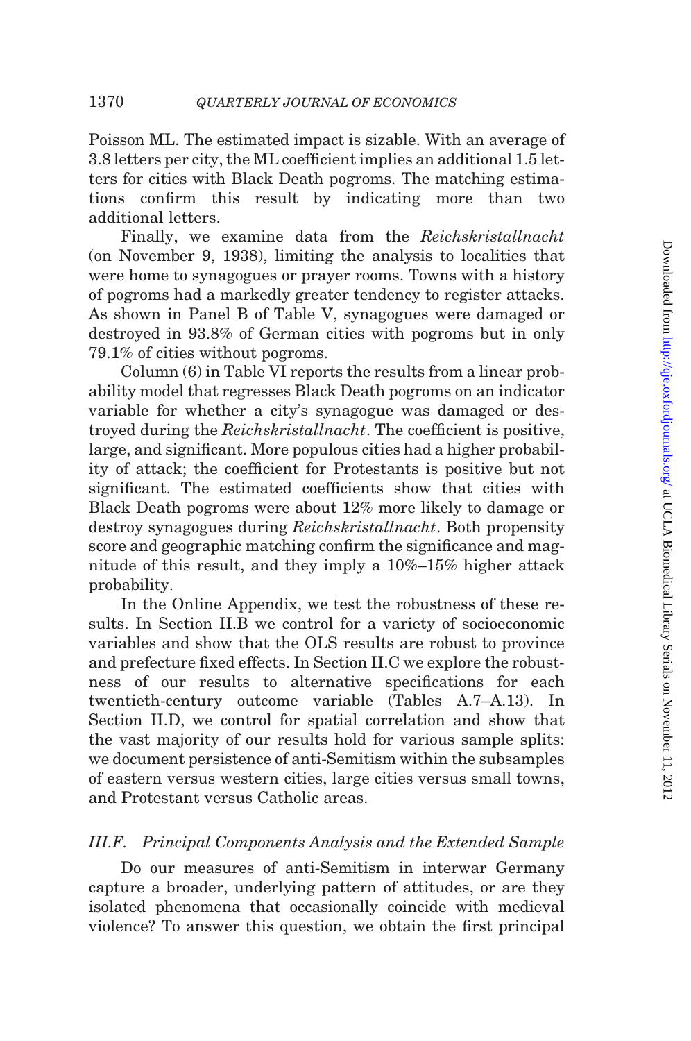Poisson ML. The estimated impact is sizable. With an average of 3.8 letters per city, the ML coefficient implies an additional 1.5 letters for cities with Black Death pogroms. The matching estimations confirm this result by indicating more than two additional letters.

Finally, we examine data from the *Reichskristallnacht* (on November 9, 1938), limiting the analysis to localities that were home to synagogues or prayer rooms. Towns with a history of pogroms had a markedly greater tendency to register attacks. As shown in Panel B of Table V, synagogues were damaged or destroyed in 93.8% of German cities with pogroms but in only 79.1% of cities without pogroms.

Column (6) in Table VI reports the results from a linear probability model that regresses Black Death pogroms on an indicator variable for whether a city's synagogue was damaged or destroyed during the *Reichskristallnacht*. The coefficient is positive, large, and significant. More populous cities had a higher probability of attack; the coefficient for Protestants is positive but not significant. The estimated coefficients show that cities with Black Death pogroms were about 12% more likely to damage or destroy synagogues during *Reichskristallnacht*. Both propensity score and geographic matching confirm the significance and magnitude of this result, and they imply a 10%–15% higher attack probability.

In the Online Appendix, we test the robustness of these results. In Section II.B we control for a variety of socioeconomic variables and show that the OLS results are robust to province and prefecture fixed effects. In Section II.C we explore the robustness of our results to alternative specifications for each twentieth-century outcome variable (Tables A.7–A.13). In Section II.D, we control for spatial correlation and show that the vast majority of our results hold for various sample splits: we document persistence of anti-Semitism within the subsamples of eastern versus western cities, large cities versus small towns, and Protestant versus Catholic areas.

### III.F. *Principal Components Analysis and the Extended Sample*

Do our measures of anti-Semitism in interwar Germany capture a broader, underlying pattern of attitudes, or are they isolated phenomena that occasionally coincide with medieval violence? To answer this question, we obtain the first principal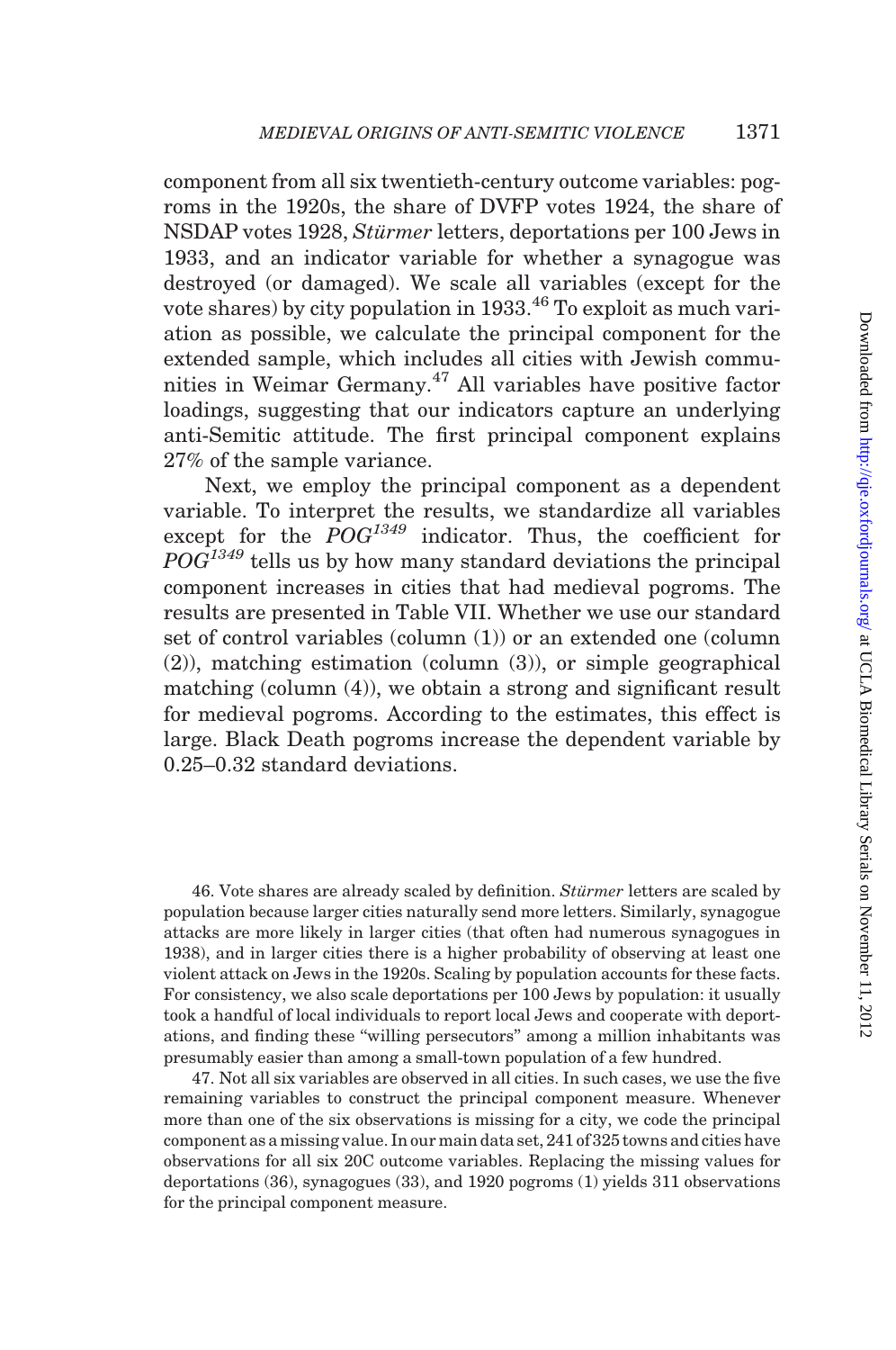component from all six twentieth-century outcome variables: pogroms in the 1920s, the share of DVFP votes 1924, the share of NSDAP votes 1928, *Stürmer* letters, deportations per 100 Jews in 1933, and an indicator variable for whether a synagogue was destroyed (or damaged). We scale all variables (except for the vote shares) by city population in 1933.[46] To exploit as much variation as possible, we calculate the principal component for the extended sample, which includes all cities with Jewish communities in Weimar Germany.[47] All variables have positive factor loadings, suggesting that our indicators capture an underlying anti-Semitic attitude. The first principal component explains 27% of the sample variance.

Next, we employ the principal component as a dependent variable. To interpret the results, we standardize all variables except for the $POG^{1349}$ indicator. Thus, the coefficient for $POG^{1349}$ tells us by how many standard deviations the principal component increases in cities that had medieval pogroms. The results are presented in Table VII. Whether we use our standard set of control variables (column (1)) or an extended one (column (2)), matching estimation (column (3)), or simple geographical matching (column (4)), we obtain a strong and significant result for medieval pogroms. According to the estimates, this effect is large. Black Death pogroms increase the dependent variable by 0.25–0.32 standard deviations.

46. Vote shares are already scaled by definition. *Stürmer* letters are scaled by population because larger cities naturally send more letters. Similarly, synagogue attacks are more likely in larger cities (that often had numerous synagogues in 1938), and in larger cities there is a higher probability of observing at least one violent attack on Jews in the 1920s. Scaling by population accounts for these facts. For consistency, we also scale deportations per 100 Jews by population: it usually took a handful of local individuals to report local Jews and cooperate with deportations, and finding these "willing persecutors" among a million inhabitants was presumably easier than among a small-town population of a few hundred.

47. Not all six variables are observed in all cities. In such cases, we use the five remaining variables to construct the principal component measure. Whenever more than one of the six observations is missing for a city, we code the principal component as a missing value. In our main data set, 241 of 325 towns and cities have observations for all six 20C outcome variables. Replacing the missing values for deportations (36), synagogues (33), and 1920 pogroms (1) yields 311 observations for the principal component measure.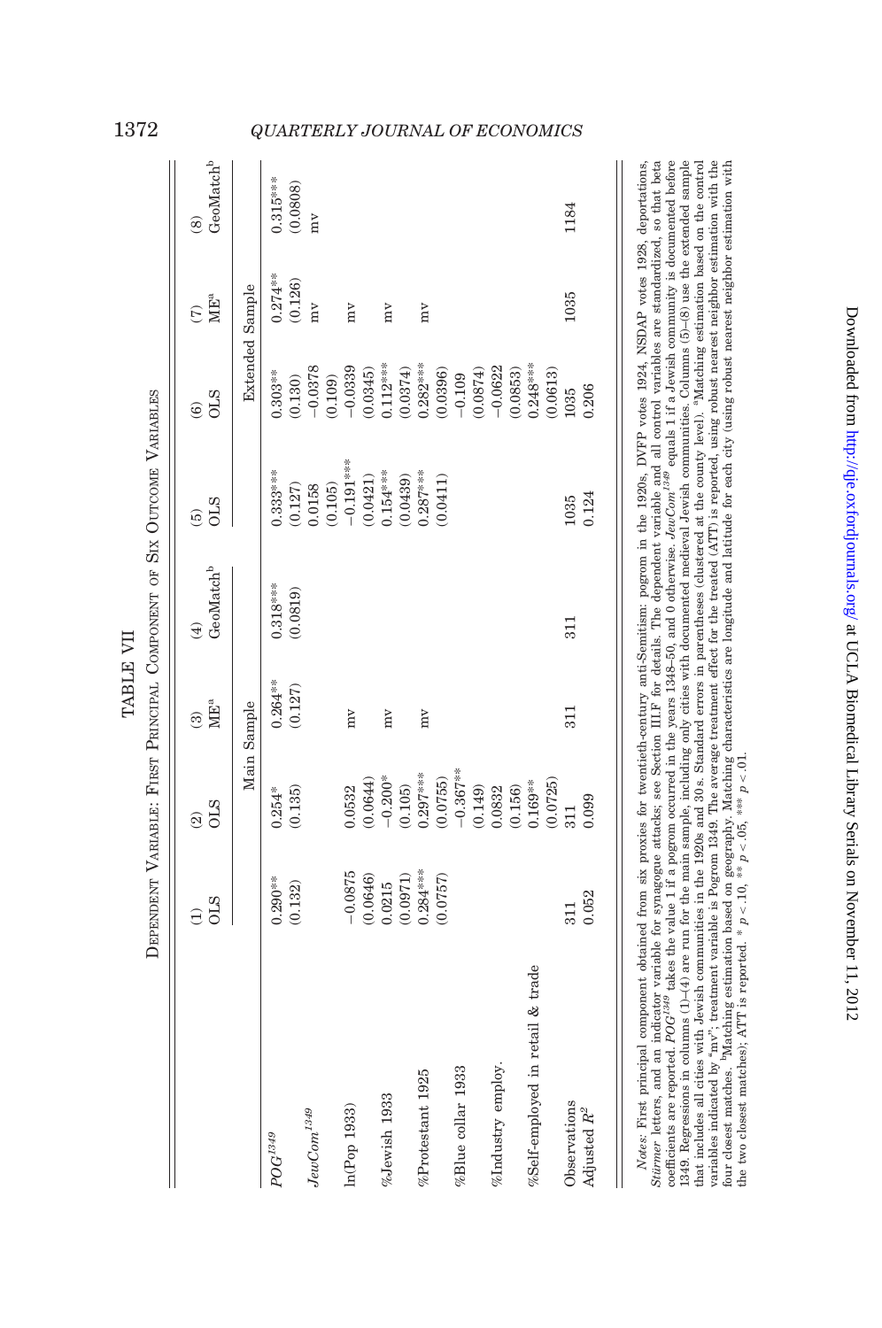TABLE VII

DEPENDENT VARIABLE: FIRST PRINCIPAL COMPONENT OF SIX OUTCOME VARIABLES

| | (1) OLS | (2) OLS | (3) ME[a] | (4) GeoMatch[b] | (5) OLS | (6) OLS | (7) ME[a] | (8) GeoMatch[b] |
|---|---|---|---|---|---|---|---|---|
| | Main Sample | | | | Extended Sample | | | |
| $POG^{1349}$ | 0.290** | 0.254* | 0.264** | 0.318*** | 0.333*** | 0.303** | 0.274** | 0.315*** |
| | (0.132) | (0.135) | (0.127) | (0.0819) | (0.127) | (0.130) | (0.126) | (0.0808) |
| $JewCom^{1349}$ | | | | | 0.0158 | −0.0378 | mv | mv |
| | | | | | (0.105) | (0.109) | | |
| ln(Pop 1933) | −0.0875 | 0.0532 | mv | | −0.191*** | −0.0339 | mv | |
| | (0.0646) | (0.0644) | | | (0.0421) | (0.0345) | | |
| %Jewish 1933 | 0.0215 | −0.200* | mv | | 0.154*** | 0.112*** | mv | |
| | (0.0971) | (0.105) | | | (0.0439) | (0.0374) | | |
| %Protestant 1925 | 0.284*** | 0.297*** | mv | | 0.287*** | 0.282*** | mv | |
| | (0.0757) | (0.0755) | | | (0.0411) | (0.0396) | | |
| %Blue collar 1933 | | −0.367** | | | | −0.109 | | |
| | | (0.149) | | | | (0.0874) | | |
| %Industry employ. | | 0.0832 | | | | −0.0622 | | |
| | | (0.156) | | | | (0.0853) | | |
| %Self-employed in retail & trade | | 0.169** | | | | 0.248*** | | |
| | | (0.0725) | | | | (0.0613) | | |
| Observations | 311 | 311 | 311 | 311 | 1035 | 1035 | 1035 | 1184 |
| Adjusted $R^2$ | 0.052 | 0.099 | | | 0.124 | 0.206 | | |

*Notes:* First principal component obtained from six proxies for twentieth-century anti-Semitism: pogrom in the 1920s, DVFP votes 1924, NSDAP votes 1928, deportations, *Stürmer* letters, and an indicator variable for synagogue attacks; see Section III.F for details. The dependent variable and all control variables are standardized, so that beta coefficients are reported. $POG^{1349}$ takes the value 1 if a pogrom occurred in the years 1348–50, and 0 otherwise. $JewCom^{1349}$ equals 1 if a Jewish community is documented before 1349. Regressions in columns (1)–(4) are run for the main sample, including only cities with documented medieval Jewish communities. Columns (5)–(8) use the extended sample that includes all cities with Jewish communities in the 1920s and 30s. Standard errors in parentheses (clustered at the county level). [a]Matching estimation based on the control variables indicated by "mv"; treatment variable is Pogrom 1349. The average treatment effect for the treated (ATT) is reported, using robust nearest neighbor estimation with the four closest matches. [b]Matching estimation based on geography. Matching characteristics are longitude and latitude for each city (using robust nearest neighbor estimation with the two closest matches); ATT is reported. * $p < .10$, ** $p < .05$, *** $p < .01$.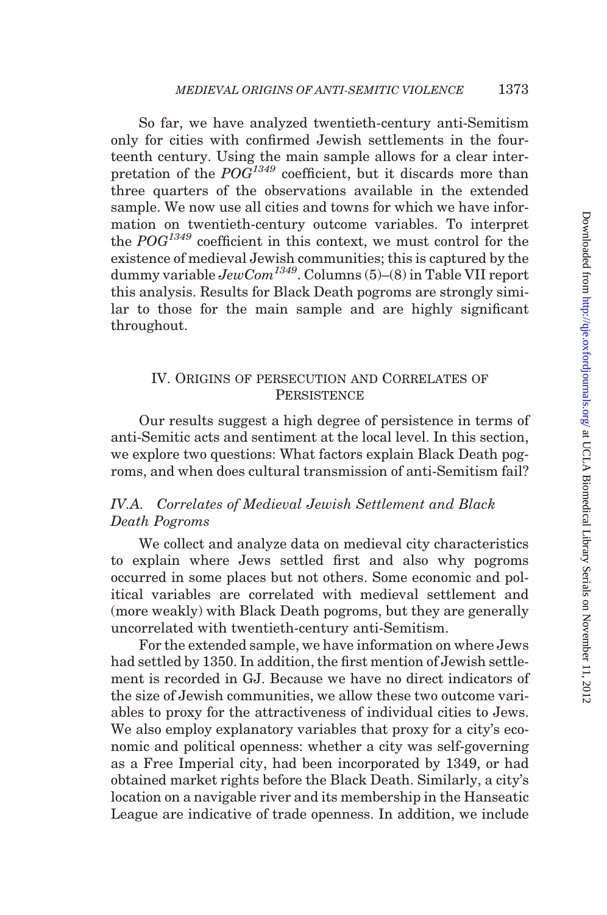So far, we have analyzed twentieth-century anti-Semitism only for cities with confirmed Jewish settlements in the fourteenth century. Using the main sample allows for a clear interpretation of the $POG^{1349}$ coefficient, but it discards more than three quarters of the observations available in the extended sample. We now use all cities and towns for which we have information on twentieth-century outcome variables. To interpret the $POG^{1349}$ coefficient in this context, we must control for the existence of medieval Jewish communities; this is captured by the dummy variable $JewCom^{1349}$. Columns (5)–(8) in Table VII report this analysis. Results for Black Death pogroms are strongly similar to those for the main sample and are highly significant throughout.

## IV. Origins of persecution and Correlates of Persistence

Our results suggest a high degree of persistence in terms of anti-Semitic acts and sentiment at the local level. In this section, we explore two questions: What factors explain Black Death pogroms, and when does cultural transmission of anti-Semitism fail?

### *IV.A. Correlates of Medieval Jewish Settlement and Black Death Pogroms*

We collect and analyze data on medieval city characteristics to explain where Jews settled first and also why pogroms occurred in some places but not others. Some economic and political variables are correlated with medieval settlement and (more weakly) with Black Death pogroms, but they are generally uncorrelated with twentieth-century anti-Semitism.

For the extended sample, we have information on where Jews had settled by 1350. In addition, the first mention of Jewish settlement is recorded in GJ. Because we have no direct indicators of the size of Jewish communities, we allow these two outcome variables to proxy for the attractiveness of individual cities to Jews. We also employ explanatory variables that proxy for a city's economic and political openness: whether a city was self-governing as a Free Imperial city, had been incorporated by 1349, or had obtained market rights before the Black Death. Similarly, a city's location on a navigable river and its membership in the Hanseatic League are indicative of trade openness. In addition, we include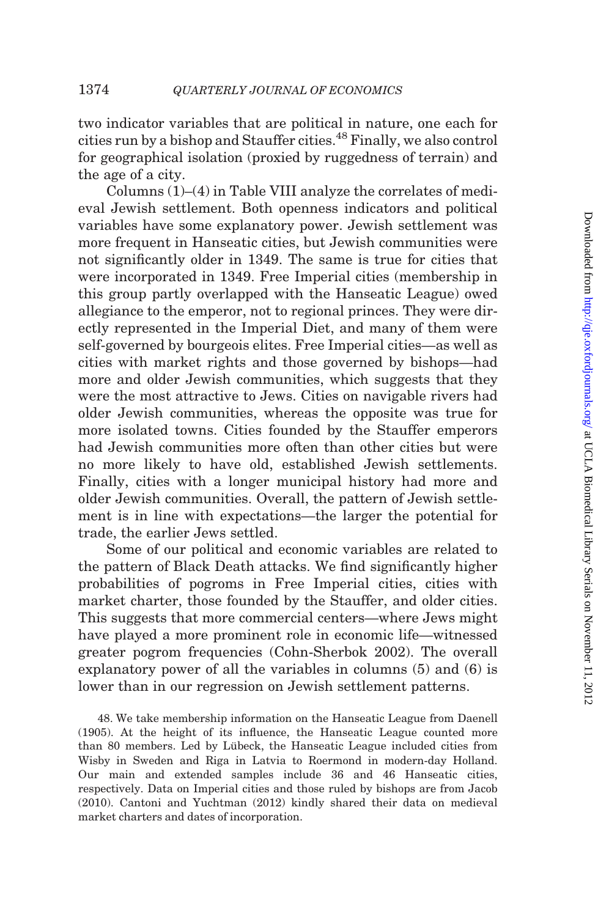two indicator variables that are political in nature, one each for cities run by a bishop and Stauffer cities.[48] Finally, we also control for geographical isolation (proxied by ruggedness of terrain) and the age of a city.

Columns (1)–(4) in Table VIII analyze the correlates of medieval Jewish settlement. Both openness indicators and political variables have some explanatory power. Jewish settlement was more frequent in Hanseatic cities, but Jewish communities were not significantly older in 1349. The same is true for cities that were incorporated in 1349. Free Imperial cities (membership in this group partly overlapped with the Hanseatic League) owed allegiance to the emperor, not to regional princes. They were directly represented in the Imperial Diet, and many of them were self-governed by bourgeois elites. Free Imperial cities—as well as cities with market rights and those governed by bishops—had more and older Jewish communities, which suggests that they were the most attractive to Jews. Cities on navigable rivers had older Jewish communities, whereas the opposite was true for more isolated towns. Cities founded by the Stauffer emperors had Jewish communities more often than other cities but were no more likely to have old, established Jewish settlements. Finally, cities with a longer municipal history had more and older Jewish communities. Overall, the pattern of Jewish settlement is in line with expectations—the larger the potential for trade, the earlier Jews settled.

Some of our political and economic variables are related to the pattern of Black Death attacks. We find significantly higher probabilities of pogroms in Free Imperial cities, cities with market charter, those founded by the Stauffer, and older cities. This suggests that more commercial centers—where Jews might have played a more prominent role in economic life—witnessed greater pogrom frequencies (Cohn-Sherbok 2002). The overall explanatory power of all the variables in columns (5) and (6) is lower than in our regression on Jewish settlement patterns.

48. We take membership information on the Hanseatic League from Daenell (1905). At the height of its influence, the Hanseatic League counted more than 80 members. Led by Lübeck, the Hanseatic League included cities from Wisby in Sweden and Riga in Latvia to Roermond in modern-day Holland. Our main and extended samples include 36 and 46 Hanseatic cities, respectively. Data on Imperial cities and those ruled by bishops are from Jacob (2010). Cantoni and Yuchtman (2012) kindly shared their data on medieval market charters and dates of incorporation.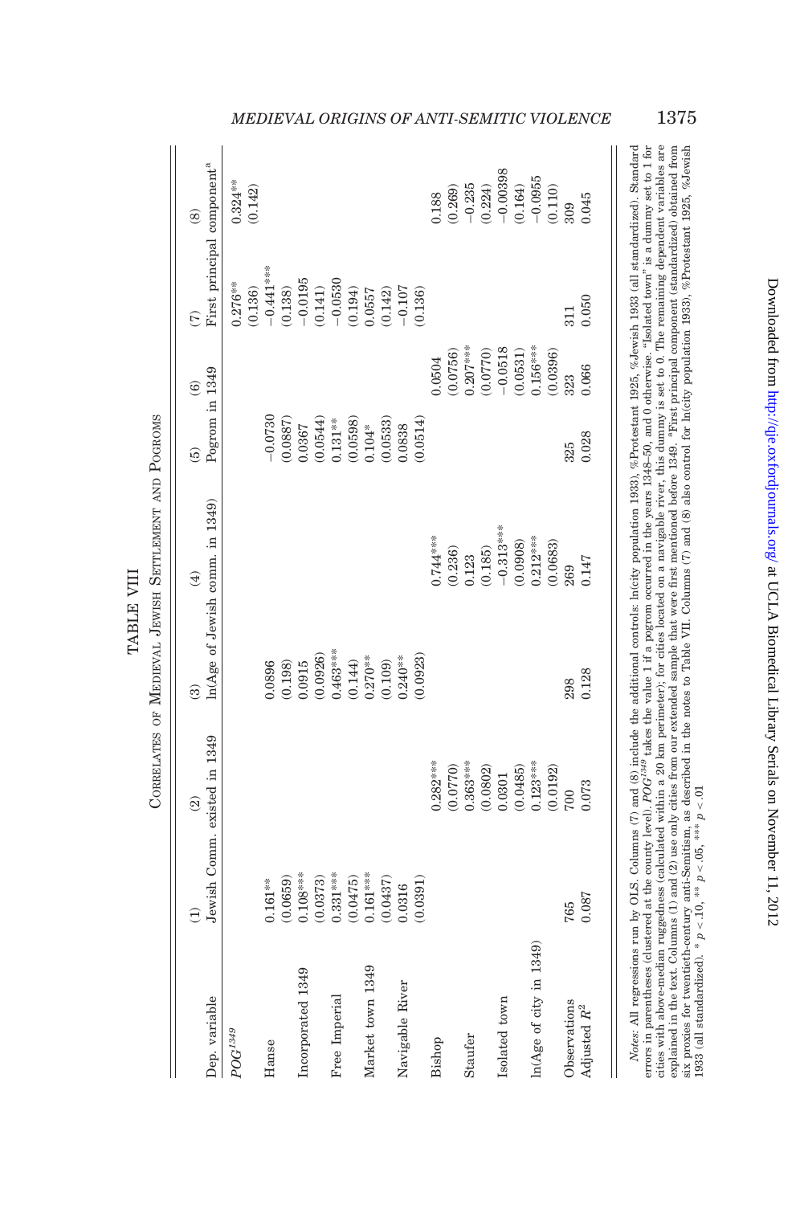TABLE VIII

CORRELATES OF MEDIEVAL JEWISH SETTLEMENT AND POGROMS

| Dep. variable | (1) Jewish Comm. existed in 1349 | (2) Jewish Comm. existed in 1349 | (3) ln(Age of Jewish comm. in 1349) | (4) ln(Age of Jewish comm. in 1349) | (5) Pogrom in 1349 | (6) Pogrom in 1349 | (7) First principal component[a] | (8) First principal component[a] |
|---|---|---|---|---|---|---|---|---|
| $POG^{1349}$ | | | | | | | 0.276** | 0.324** |
| | | | | | | | (0.136) | (0.142) |
| Hanse | 0.161** | | 0.0896 | | −0.0730 | | −0.441*** | |
| | (0.0659) | | (0.198) | | (0.0887) | | (0.138) | |
| Incorporated 1349 | 0.108*** | | 0.0915 | | 0.0367 | | −0.0195 | |
| | (0.0373) | | (0.0926) | | (0.0544) | | (0.141) | |
| Free Imperial | 0.331*** | | 0.463*** | | 0.131** | | −0.0530 | |
| | (0.0475) | | (0.144) | | (0.0598) | | (0.194) | |
| Market town 1349 | 0.161*** | | 0.270** | | 0.104* | | 0.0557 | |
| | (0.0437) | | (0.109) | | (0.0533) | | (0.142) | |
| Navigable River | 0.0316 | | 0.240** | | 0.0838 | | −0.107 | |
| | (0.0391) | | (0.0923) | | (0.0514) | | (0.136) | |
| Bishop | | 0.282*** | | 0.744*** | | 0.0504 | | 0.188 |
| | | (0.0770) | | (0.236) | | (0.0756) | | (0.269) |
| Staufer | | 0.363*** | | 0.123 | | 0.207*** | | −0.235 |
| | | (0.0802) | | (0.185) | | (0.0770) | | (0.224) |
| Isolated town | | 0.0301 | | −0.313*** | | −0.0518 | | −0.00398 |
| | | (0.0485) | | (0.0908) | | (0.0531) | | (0.164) |
| ln(Age of city in 1349) | | 0.123*** | | 0.212*** | | 0.156*** | | −0.0955 |
| | | (0.0192) | | (0.0683) | | (0.0396) | | (0.110) |
| Observations | 765 | 700 | 298 | 269 | 325 | 323 | 311 | 309 |
| Adjusted $R^2$ | 0.087 | 0.073 | 0.128 | 0.147 | 0.028 | 0.066 | 0.050 | 0.045 |

*Notes:* All regressions run by OLS. Columns (7) and (8) include the additional controls: ln(city population 1933), %Protestant 1925, %Jewish 1933 (all standardized). Standard errors in parentheses (clustered at the county level). $POG^{1349}$ takes the value 1 if a pogrom occurred in the years 1348–50, and 0 otherwise. "Isolated town" is a dummy set to 1 for cities with above-median ruggedness (calculated within a 20 km perimeter); for cities located on a navigable river, this dummy is set to 0. The remaining dependent variables are explained in the text. Columns (1) and (2) use only cities from our extended sample that were first mentioned before 1349. [a]First principal component (standardized) obtained from six proxies for twentieth-century anti-Semitism, as described in the notes to Table VII. Columns (7) and (8) also control for ln(city population 1933), %Protestant 1925, %Jewish 1933 (all standardized). * $p < .10$, ** $p < .05$, *** $p < .01$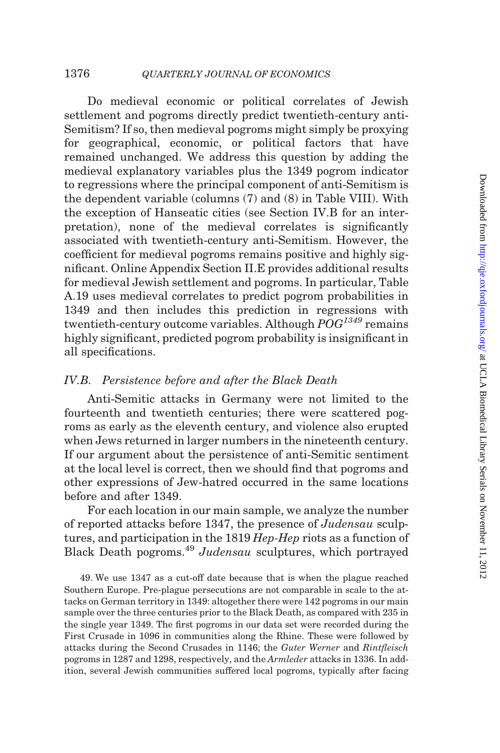Do medieval economic or political correlates of Jewish settlement and pogroms directly predict twentieth-century anti-Semitism? If so, then medieval pogroms might simply be proxying for geographical, economic, or political factors that have remained unchanged. We address this question by adding the medieval explanatory variables plus the 1349 pogrom indicator to regressions where the principal component of anti-Semitism is the dependent variable (columns (7) and (8) in Table VIII). With the exception of Hanseatic cities (see Section IV.B for an interpretation), none of the medieval correlates is significantly associated with twentieth-century anti-Semitism. However, the coefficient for medieval pogroms remains positive and highly significant. Online Appendix Section II.E provides additional results for medieval Jewish settlement and pogroms. In particular, Table A.19 uses medieval correlates to predict pogrom probabilities in 1349 and then includes this prediction in regressions with twentieth-century outcome variables. Although $POG^{1349}$ remains highly significant, predicted pogrom probability is insignificant in all specifications.

### *IV.B. Persistence before and after the Black Death*

Anti-Semitic attacks in Germany were not limited to the fourteenth and twentieth centuries; there were scattered pogroms as early as the eleventh century, and violence also erupted when Jews returned in larger numbers in the nineteenth century. If our argument about the persistence of anti-Semitic sentiment at the local level is correct, then we should find that pogroms and other expressions of Jew-hatred occurred in the same locations before and after 1349.

For each location in our main sample, we analyze the number of reported attacks before 1347, the presence of *Judensau* sculptures, and participation in the 1819 *Hep-Hep* riots as a function of Black Death pogroms.[49] *Judensau* sculptures, which portrayed

49. We use 1347 as a cut-off date because that is when the plague reached Southern Europe. Pre-plague persecutions are not comparable in scale to the attacks on German territory in 1349: altogether there were 142 pogroms in our main sample over the three centuries prior to the Black Death, as compared with 235 in the single year 1349. The first pogroms in our data set were recorded during the First Crusade in 1096 in communities along the Rhine. These were followed by attacks during the Second Crusades in 1146; the *Guter Werner* and *Rintfleisch* pogroms in 1287 and 1298, respectively, and the *Armleder* attacks in 1336. In addition, several Jewish communities suffered local pogroms, typically after facing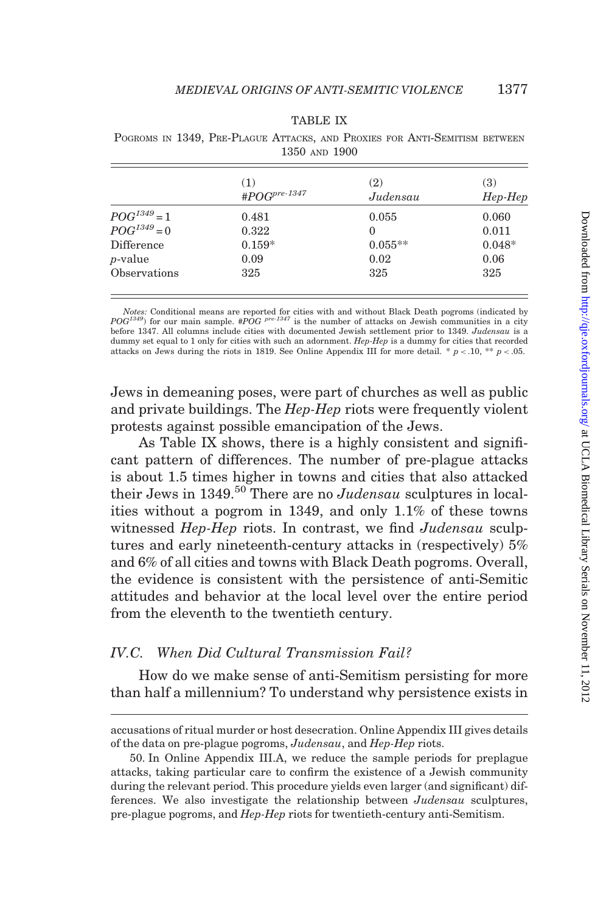TABLE IX

POGROMS IN 1349, PRE-PLAGUE ATTACKS, AND PROXIES FOR ANTI-SEMITISM BETWEEN 1350 AND 1900

| | (1) $\#POG^{pre\text{-}1347}$ | (2) *Judensau* | (3) *Hep-Hep* |
|---|---|---|---|
| $POG^{1349} = 1$ | 0.481 | 0.055 | 0.060 |
| $POG^{1349} = 0$ | 0.322 | 0 | 0.011 |
| Difference | 0.159* | 0.055** | 0.048* |
| *p*-value | 0.09 | 0.02 | 0.06 |
| Observations | 325 | 325 | 325 |

*Notes:* Conditional means are reported for cities with and without Black Death pogroms (indicated by $POG^{1349}$) for our main sample. $\#POG^{pre\text{-}1347}$ is the number of attacks on Jewish communities in a city before 1347. All columns include cities with documented Jewish settlement prior to 1349. *Judensau* is a dummy set equal to 1 only for cities with such an adornment. *Hep-Hep* is a dummy for cities that recorded attacks on Jews during the riots in 1819. See Online Appendix III for more detail. * $p < .10$, ** $p < .05$.

Jews in demeaning poses, were part of churches as well as public and private buildings. The *Hep-Hep* riots were frequently violent protests against possible emancipation of the Jews.

As Table IX shows, there is a highly consistent and significant pattern of differences. The number of pre-plague attacks is about 1.5 times higher in towns and cities that also attacked their Jews in 1349.[50] There are no *Judensau* sculptures in localities without a pogrom in 1349, and only 1.1% of these towns witnessed *Hep-Hep* riots. In contrast, we find *Judensau* sculptures and early nineteenth-century attacks in (respectively) 5% and 6% of all cities and towns with Black Death pogroms. Overall, the evidence is consistent with the persistence of anti-Semitic attitudes and behavior at the local level over the entire period from the eleventh to the twentieth century.

## IV.C. *When Did Cultural Transmission Fail?*

How do we make sense of anti-Semitism persisting for more than half a millennium? To understand why persistence exists in

accusations of ritual murder or host desecration. Online Appendix III gives details of the data on pre-plague pogroms, *Judensau*, and *Hep-Hep* riots.

50. In Online Appendix III.A, we reduce the sample periods for preplague attacks, taking particular care to confirm the existence of a Jewish community during the relevant period. This procedure yields even larger (and significant) differences. We also investigate the relationship between *Judensau* sculptures, pre-plague pogroms, and *Hep-Hep* riots for twentieth-century anti-Semitism.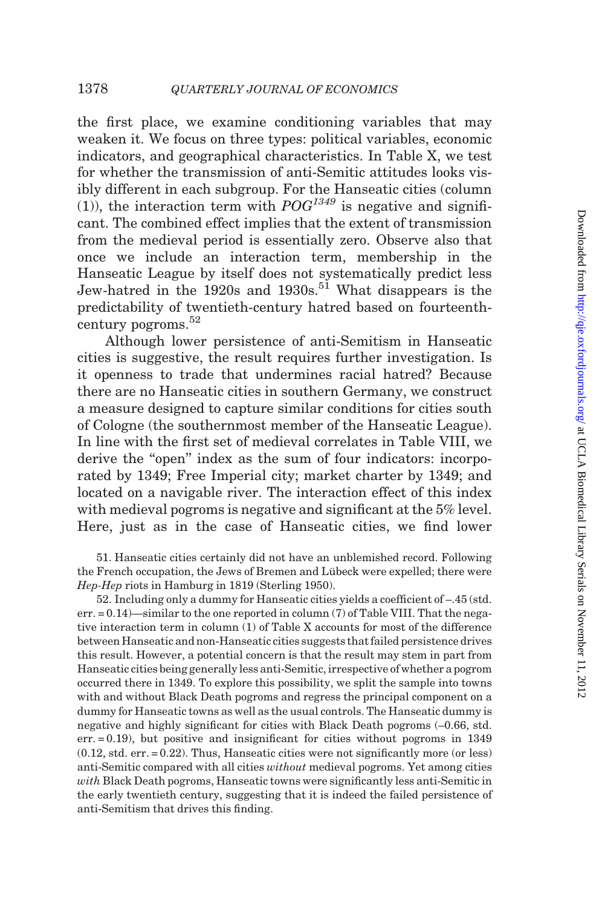the first place, we examine conditioning variables that may weaken it. We focus on three types: political variables, economic indicators, and geographical characteristics. In Table X, we test for whether the transmission of anti-Semitic attitudes looks visibly different in each subgroup. For the Hanseatic cities (column (1)), the interaction term with $POG^{1349}$ is negative and significant. The combined effect implies that the extent of transmission from the medieval period is essentially zero. Observe also that once we include an interaction term, membership in the Hanseatic League by itself does not systematically predict less Jew-hatred in the 1920s and 1930s.[51] What disappears is the predictability of twentieth-century hatred based on fourteenth-century pogroms.[52]

Although lower persistence of anti-Semitism in Hanseatic cities is suggestive, the result requires further investigation. Is it openness to trade that undermines racial hatred? Because there are no Hanseatic cities in southern Germany, we construct a measure designed to capture similar conditions for cities south of Cologne (the southernmost member of the Hanseatic League). In line with the first set of medieval correlates in Table VIII, we derive the "open" index as the sum of four indicators: incorporated by 1349; Free Imperial city; market charter by 1349; and located on a navigable river. The interaction effect of this index with medieval pogroms is negative and significant at the 5% level. Here, just as in the case of Hanseatic cities, we find lower

51. Hanseatic cities certainly did not have an unblemished record. Following the French occupation, the Jews of Bremen and Lübeck were expelled; there were *Hep-Hep* riots in Hamburg in 1819 (Sterling 1950).

52. Including only a dummy for Hanseatic cities yields a coefficient of –.45 (std. err. = 0.14)—similar to the one reported in column (7) of Table VIII. That the negative interaction term in column (1) of Table X accounts for most of the difference between Hanseatic and non-Hanseatic cities suggests that failed persistence drives this result. However, a potential concern is that the result may stem in part from Hanseatic cities being generally less anti-Semitic, irrespective of whether a pogrom occurred there in 1349. To explore this possibility, we split the sample into towns with and without Black Death pogroms and regress the principal component on a dummy for Hanseatic towns as well as the usual controls. The Hanseatic dummy is negative and highly significant for cities with Black Death pogroms (–0.66, std. err. = 0.19), but positive and insignificant for cities without pogroms in 1349 (0.12, std. err. = 0.22). Thus, Hanseatic cities were not significantly more (or less) anti-Semitic compared with all cities *without* medieval pogroms. Yet among cities *with* Black Death pogroms, Hanseatic towns were significantly less anti-Semitic in the early twentieth century, suggesting that it is indeed the failed persistence of anti-Semitism that drives this finding.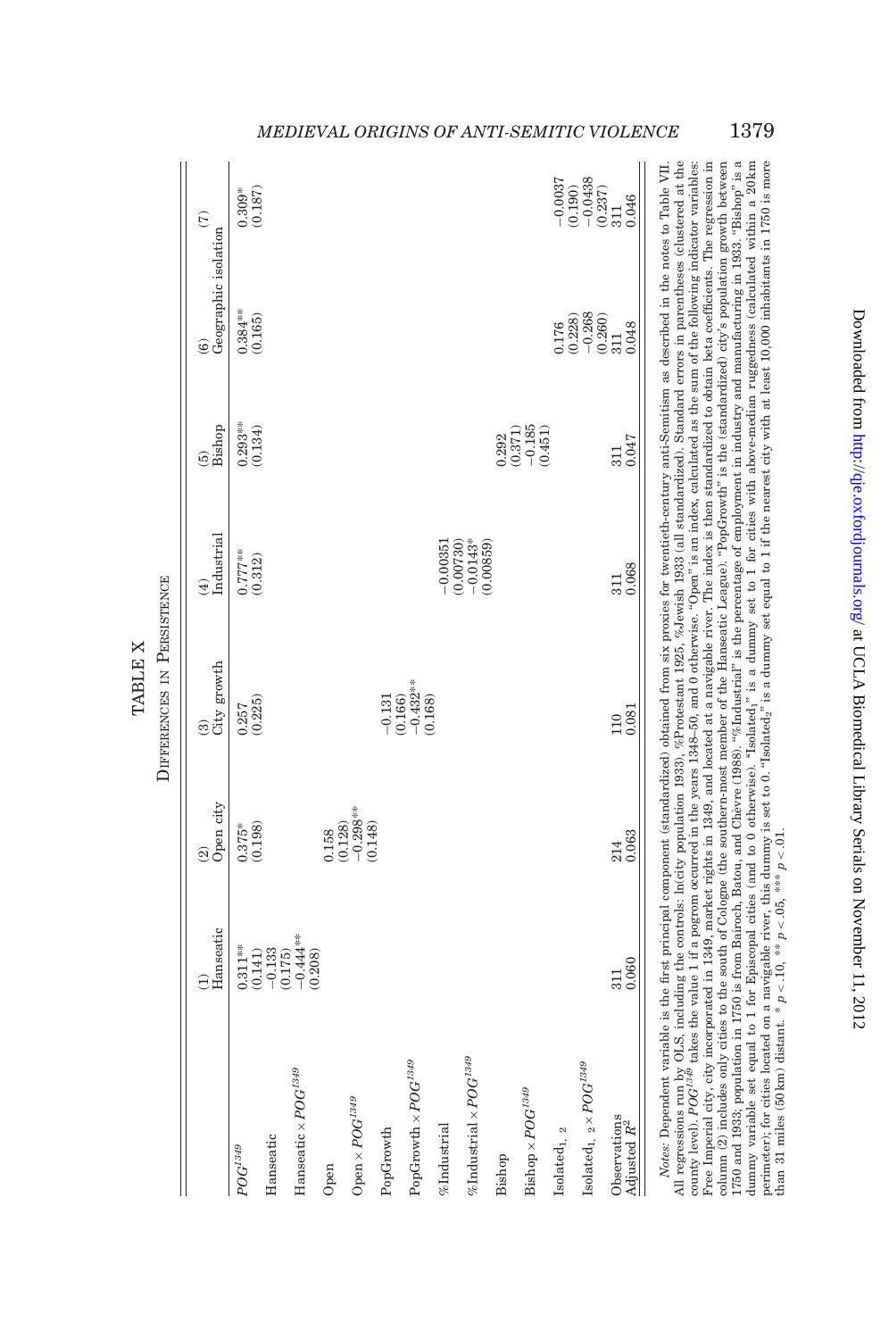TABLE X

DIFFERENCES IN PERSISTENCE

| | (1) Hanseatic | (2) Open city | (3) City growth | (4) Industrial | (5) Bishop | (6) Geographic isolation | (7) |
|---|---|---|---|---|---|---|---|
| $POG^{1349}$ | 0.311** | 0.375* | 0.257 | 0.777** | 0.293** | 0.384** | 0.309* |
| | (0.141) | (0.198) | (0.225) | (0.312) | (0.134) | (0.165) | (0.187) |
| Hanseatic | −0.133 | | | | | | |
| | (0.175) | | | | | | |
| Hanseatic × $POG^{1349}$ | −0.444** | | | | | | |
| | (0.208) | | | | | | |
| Open | | 0.158 | | | | | |
| | | (0.128) | | | | | |
| Open × $POG^{1349}$ | | −0.298** | | | | | |
| | | (0.148) | | | | | |
| PopGrowth | | | −0.131 | | | | |
| | | | (0.166) | | | | |
| PopGrowth × $POG^{1349}$ | | | −0.432** | | | | |
| | | | (0.168) | | | | |
| %Industrial | | | | −0.00351 | | | |
| | | | | (0.00730) | | | |
| %Industrial × $POG^{1349}$ | | | | −0.0143* | | | |
| | | | | (0.00859) | | | |
| Bishop | | | | | 0.292 | | |
| | | | | | (0.371) | | |
| Bishop × $POG^{1349}$ | | | | | −0.185 | | |
| | | | | | (0.451) | | |
| Isolated$_{1,\ 2}$ | | | | | | 0.176 | −0.0037 |
| | | | | | | (0.228) | (0.190) |
| Isolated$_{1,\ 2}$ × $POG^{1349}$ | | | | | | −0.268 | −0.0438 |
| | | | | | | (0.260) | (0.237) |
| Observations | 311 | 214 | 110 | 311 | 311 | 311 | 311 |
| Adjusted $R^2$ | 0.060 | 0.063 | 0.081 | 0.068 | 0.047 | 0.048 | 0.046 |

*Notes:* Dependent variable is the first principal component (standardized) obtained from six proxies for twentieth-century anti-Semitism as described in the notes to Table VII. All regressions run by OLS, including the controls: ln(city population 1933), %Protestant 1925, %Jewish 1933 (all standardized). Standard errors in parentheses (clustered at the county level). $POG^{1349}$ takes the value 1 if a pogrom occurred in the years 1348–50, and 0 otherwise. "Open" is an index, calculated as the sum of the following indicator variables: Free Imperial city, city incorporated in 1349, market rights in 1349, and located at a navigable river. The index is then standardized to obtain beta coefficients. The regression in column (2) includes only cities to the south of Cologne (the southern-most member of the Hanseatic League). "PopGrowth" is the (standardized) city's population growth between 1750 and 1933; population in 1750 is from Bairoch, Batou, and Chèvre (1988). "%Industrial" is the percentage of employment in industry and manufacturing in 1933. "Bishop" is a dummy variable set equal to 1 for Episcopal cities (and to 0 otherwise). "Isolated$_1$" is a dummy set to 1 for cities with above-median ruggedness (calculated within a 20km perimeter); for cities located on a navigable river, this dummy is set to 0. "Isolated$_2$" is a dummy set equal to 1 if the nearest city with at least 10,000 inhabitants in 1750 is more than 31 miles (50 km) distant. * $p < .10$, ** $p < .05$, *** $p < .01$.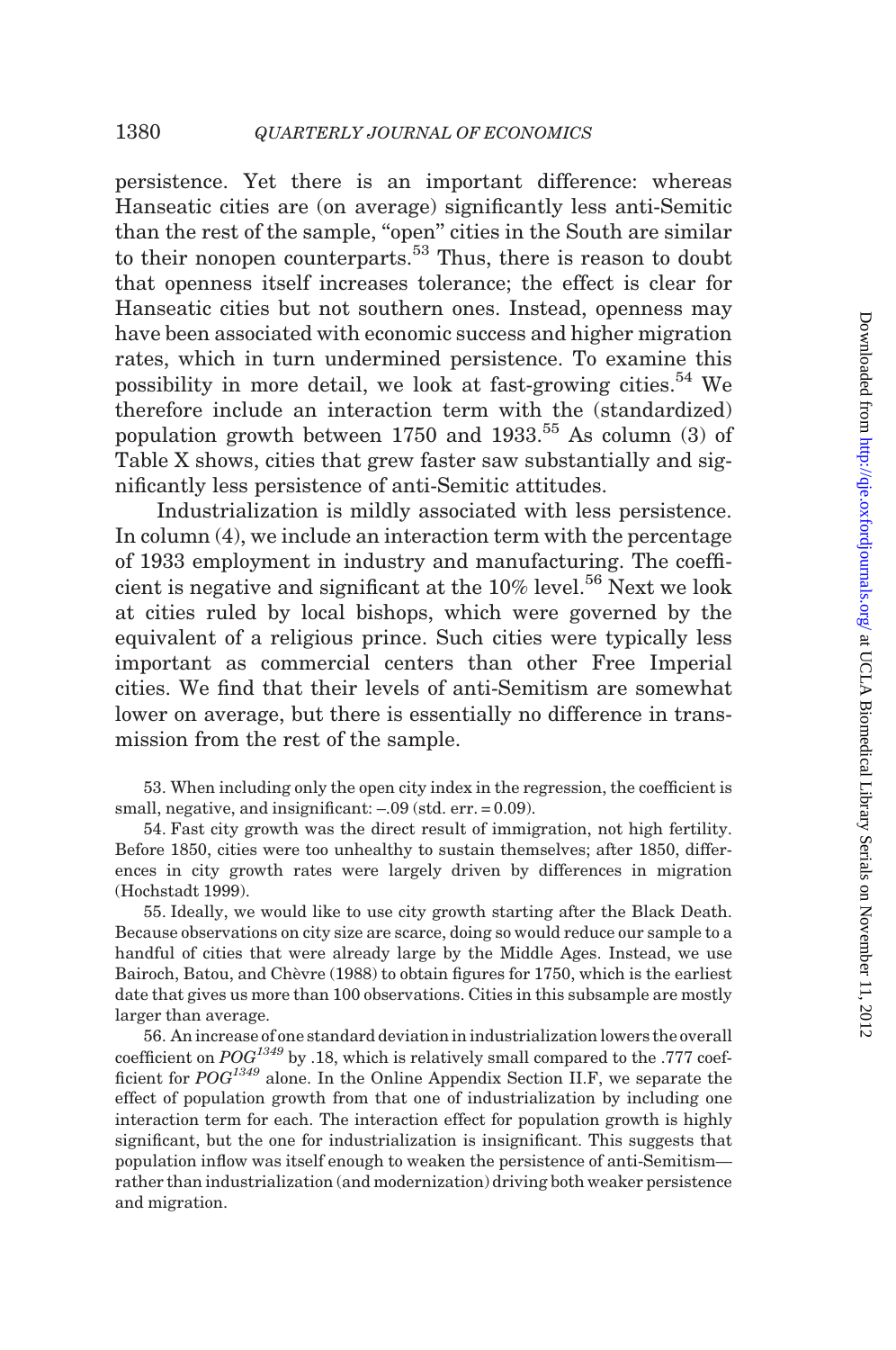persistence. Yet there is an important difference: whereas Hanseatic cities are (on average) significantly less anti-Semitic than the rest of the sample, "open" cities in the South are similar to their nonopen counterparts.[53] Thus, there is reason to doubt that openness itself increases tolerance; the effect is clear for Hanseatic cities but not southern ones. Instead, openness may have been associated with economic success and higher migration rates, which in turn undermined persistence. To examine this possibility in more detail, we look at fast-growing cities.[54] We therefore include an interaction term with the (standardized) population growth between 1750 and 1933.[55] As column (3) of Table X shows, cities that grew faster saw substantially and significantly less persistence of anti-Semitic attitudes.

Industrialization is mildly associated with less persistence. In column (4), we include an interaction term with the percentage of 1933 employment in industry and manufacturing. The coefficient is negative and significant at the 10% level.[56] Next we look at cities ruled by local bishops, which were governed by the equivalent of a religious prince. Such cities were typically less important as commercial centers than other Free Imperial cities. We find that their levels of anti-Semitism are somewhat lower on average, but there is essentially no difference in transmission from the rest of the sample.

53. When including only the open city index in the regression, the coefficient is small, negative, and insignificant: –.09 (std. err. = 0.09).

54. Fast city growth was the direct result of immigration, not high fertility. Before 1850, cities were too unhealthy to sustain themselves; after 1850, differences in city growth rates were largely driven by differences in migration (Hochstadt 1999).

55. Ideally, we would like to use city growth starting after the Black Death. Because observations on city size are scarce, doing so would reduce our sample to a handful of cities that were already large by the Middle Ages. Instead, we use Bairoch, Batou, and Chèvre (1988) to obtain figures for 1750, which is the earliest date that gives us more than 100 observations. Cities in this subsample are mostly larger than average.

56. An increase of one standard deviation in industrialization lowers the overall coefficient on $POG^{1349}$ by .18, which is relatively small compared to the .777 coefficient for $POG^{1349}$ alone. In the Online Appendix Section II.F, we separate the effect of population growth from that one of industrialization by including one interaction term for each. The interaction effect for population growth is highly significant, but the one for industrialization is insignificant. This suggests that population inflow was itself enough to weaken the persistence of anti-Semitism—rather than industrialization (and modernization) driving both weaker persistence and migration.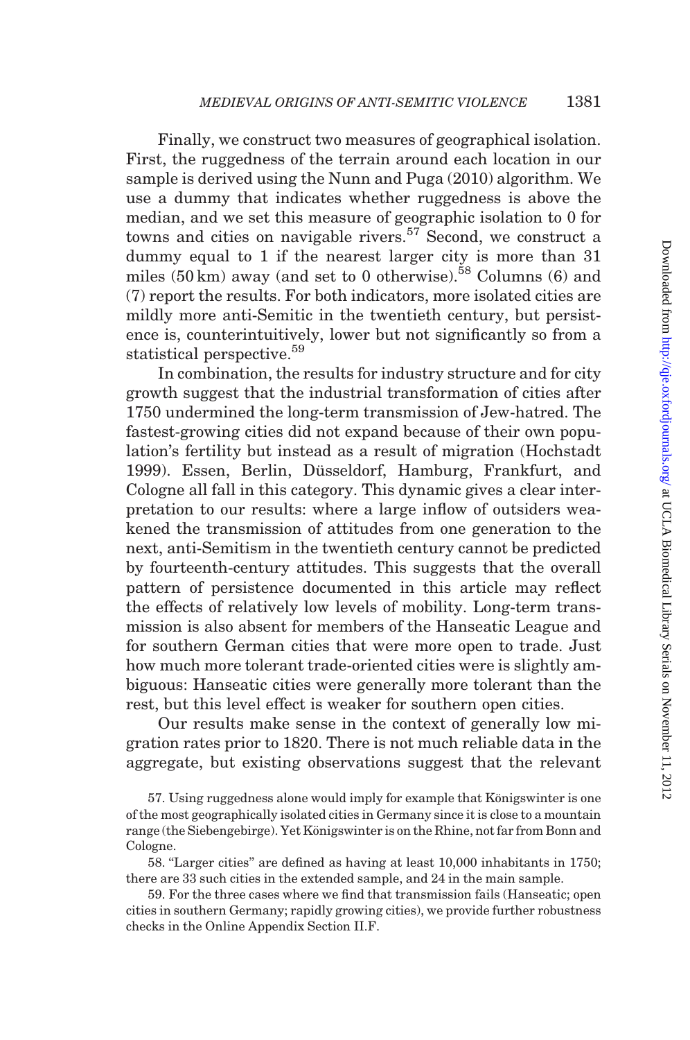Finally, we construct two measures of geographical isolation. First, the ruggedness of the terrain around each location in our sample is derived using the Nunn and Puga (2010) algorithm. We use a dummy that indicates whether ruggedness is above the median, and we set this measure of geographic isolation to 0 for towns and cities on navigable rivers.[57] Second, we construct a dummy equal to 1 if the nearest larger city is more than 31 miles (50 km) away (and set to 0 otherwise).[58] Columns (6) and (7) report the results. For both indicators, more isolated cities are mildly more anti-Semitic in the twentieth century, but persistence is, counterintuitively, lower but not significantly so from a statistical perspective.[59]

In combination, the results for industry structure and for city growth suggest that the industrial transformation of cities after 1750 undermined the long-term transmission of Jew-hatred. The fastest-growing cities did not expand because of their own population's fertility but instead as a result of migration (Hochstadt 1999). Essen, Berlin, Düsseldorf, Hamburg, Frankfurt, and Cologne all fall in this category. This dynamic gives a clear interpretation to our results: where a large inflow of outsiders weakened the transmission of attitudes from one generation to the next, anti-Semitism in the twentieth century cannot be predicted by fourteenth-century attitudes. This suggests that the overall pattern of persistence documented in this article may reflect the effects of relatively low levels of mobility. Long-term transmission is also absent for members of the Hanseatic League and for southern German cities that were more open to trade. Just how much more tolerant trade-oriented cities were is slightly ambiguous: Hanseatic cities were generally more tolerant than the rest, but this level effect is weaker for southern open cities.

Our results make sense in the context of generally low migration rates prior to 1820. There is not much reliable data in the aggregate, but existing observations suggest that the relevant

57. Using ruggedness alone would imply for example that Königswinter is one of the most geographically isolated cities in Germany since it is close to a mountain range (the Siebengebirge). Yet Königswinter is on the Rhine, not far from Bonn and Cologne.

58. "Larger cities" are defined as having at least 10,000 inhabitants in 1750; there are 33 such cities in the extended sample, and 24 in the main sample.

59. For the three cases where we find that transmission fails (Hanseatic; open cities in southern Germany; rapidly growing cities), we provide further robustness checks in the Online Appendix Section II.F.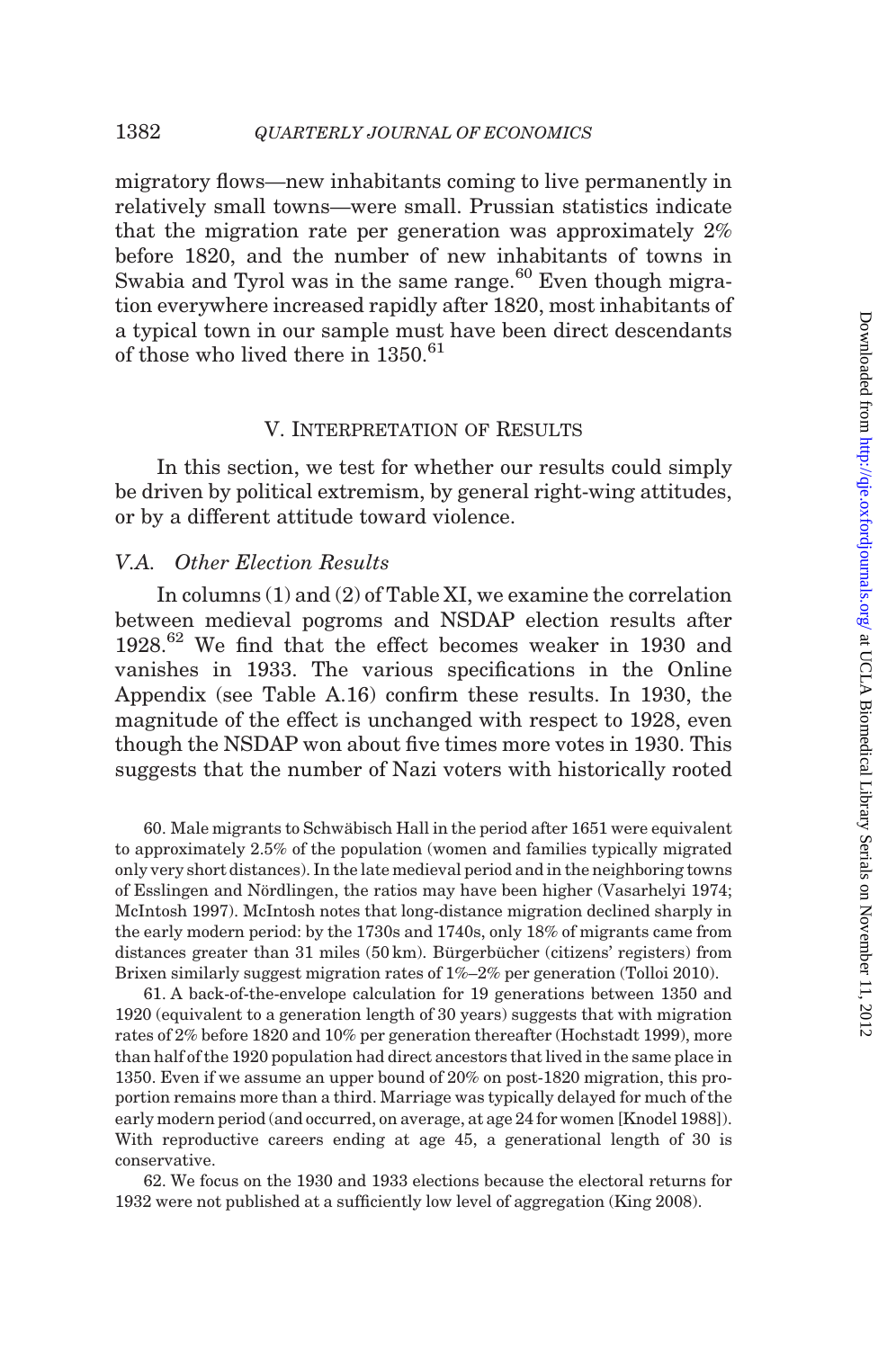migratory flows—new inhabitants coming to live permanently in relatively small towns—were small. Prussian statistics indicate that the migration rate per generation was approximately 2% before 1820, and the number of new inhabitants of towns in Swabia and Tyrol was in the same range.[60] Even though migration everywhere increased rapidly after 1820, most inhabitants of a typical town in our sample must have been direct descendants of those who lived there in 1350.[61]

## V. Interpretation of Results

In this section, we test for whether our results could simply be driven by political extremism, by general right-wing attitudes, or by a different attitude toward violence.

### V.A. Other Election Results

In columns (1) and (2) of Table XI, we examine the correlation between medieval pogroms and NSDAP election results after 1928.[62] We find that the effect becomes weaker in 1930 and vanishes in 1933. The various specifications in the Online Appendix (see Table A.16) confirm these results. In 1930, the magnitude of the effect is unchanged with respect to 1928, even though the NSDAP won about five times more votes in 1930. This suggests that the number of Nazi voters with historically rooted

60. Male migrants to Schwäbisch Hall in the period after 1651 were equivalent to approximately 2.5% of the population (women and families typically migrated only very short distances). In the late medieval period and in the neighboring towns of Esslingen and Nördlingen, the ratios may have been higher (Vasarhelyi 1974; McIntosh 1997). McIntosh notes that long-distance migration declined sharply in the early modern period: by the 1730s and 1740s, only 18% of migrants came from distances greater than 31 miles (50 km). Bürgerbücher (citizens' registers) from Brixen similarly suggest migration rates of 1%–2% per generation (Tolloi 2010).

61. A back-of-the-envelope calculation for 19 generations between 1350 and 1920 (equivalent to a generation length of 30 years) suggests that with migration rates of 2% before 1820 and 10% per generation thereafter (Hochstadt 1999), more than half of the 1920 population had direct ancestors that lived in the same place in 1350. Even if we assume an upper bound of 20% on post-1820 migration, this proportion remains more than a third. Marriage was typically delayed for much of the early modern period (and occurred, on average, at age 24 for women [Knodel 1988]). With reproductive careers ending at age 45, a generational length of 30 is conservative.

62. We focus on the 1930 and 1933 elections because the electoral returns for 1932 were not published at a sufficiently low level of aggregation (King 2008).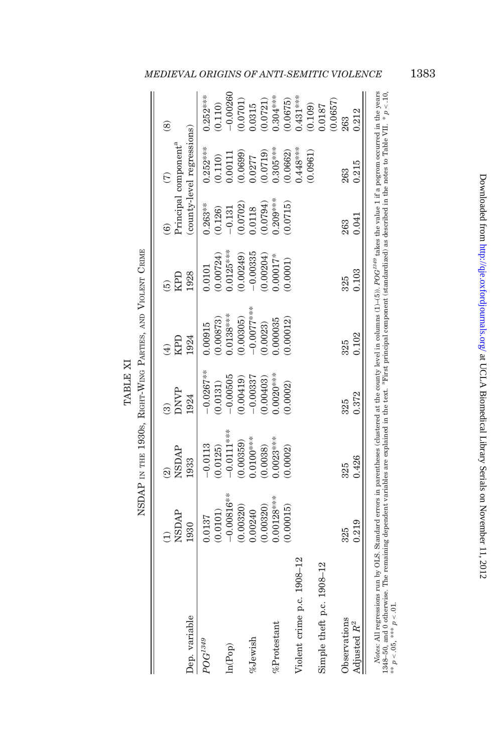TABLE XI

NSDAP IN THE 1930S, RIGHT-WING PARTIES, AND VIOLENT CRIME

| Dep. variable | (1) NSDAP 1930 | (2) NSDAP 1933 | (3) DNVP 1924 | (4) KPD 1924 | (5) KPD 1928 | (6) Principal component[a] (county-level regressions) | (7) | (8) |
|---|---|---|---|---|---|---|---|---|
| $POG^{1349}$ | 0.0137 | −0.0113 | −0.0267** | 0.00915 | 0.0101 | 0.263** | 0.252*** | 0.252*** |
| | (0.0101) | (0.0125) | (0.0131) | (0.00873) | (0.00724) | (0.126) | (0.110) | (0.110) |
| ln(Pop) | −0.00816** | −0.0111*** | −0.00505 | 0.0138*** | 0.0125*** | −0.131 | 0.00111 | −0.00260 |
| | (0.00320) | (0.00359) | (0.00419) | (0.00305) | (0.00249) | (0.0702) | (0.0699) | (0.0701) |
| %Jewish | 0.00240 | 0.0100*** | −0.00337 | −0.0077*** | −0.00335 | 0.0118 | 0.0277 | 0.0315 |
| | (0.00320) | (0.0038) | (0.00403) | (0.0023) | (0.00204) | (0.0794) | (0.0719) | (0.0721) |
| %Protestant | 0.00128*** | 0.0023*** | 0.0020*** | 0.000035 | 0.00017* | 0.209*** | 0.305*** | 0.304*** |
| | (0.00015) | (0.0002) | (0.0002) | (0.00012) | (0.0001) | (0.0715) | (0.0662) | (0.0675) |
| Violent crime p.c. 1908–12 | | | | | | | 0.448*** | 0.431*** |
| | | | | | | | (0.0961) | (0.109) |
| Simple theft p.c. 1908–12 | | | | | | | | 0.0187 |
| | | | | | | | | (0.0657) |
| Observations | 325 | 325 | 325 | 325 | 325 | 263 | 263 | 263 |
| Adjusted $R^2$ | 0.219 | 0.426 | 0.372 | 0.102 | 0.103 | 0.041 | 0.215 | 0.212 |

*Notes*: All regressions run by OLS. Standard errors in parentheses (clustered at the county level in columns (1)–(5)). $POG^{1349}$ takes the value 1 if a pogrom occurred in the years 1348–50, and 0 otherwise. The remaining dependent variables are explained in the text. [a]First principal component (standardized) as described in the notes to Table VII. * $p < .10$, ** $p < .05$, *** $p < .01$.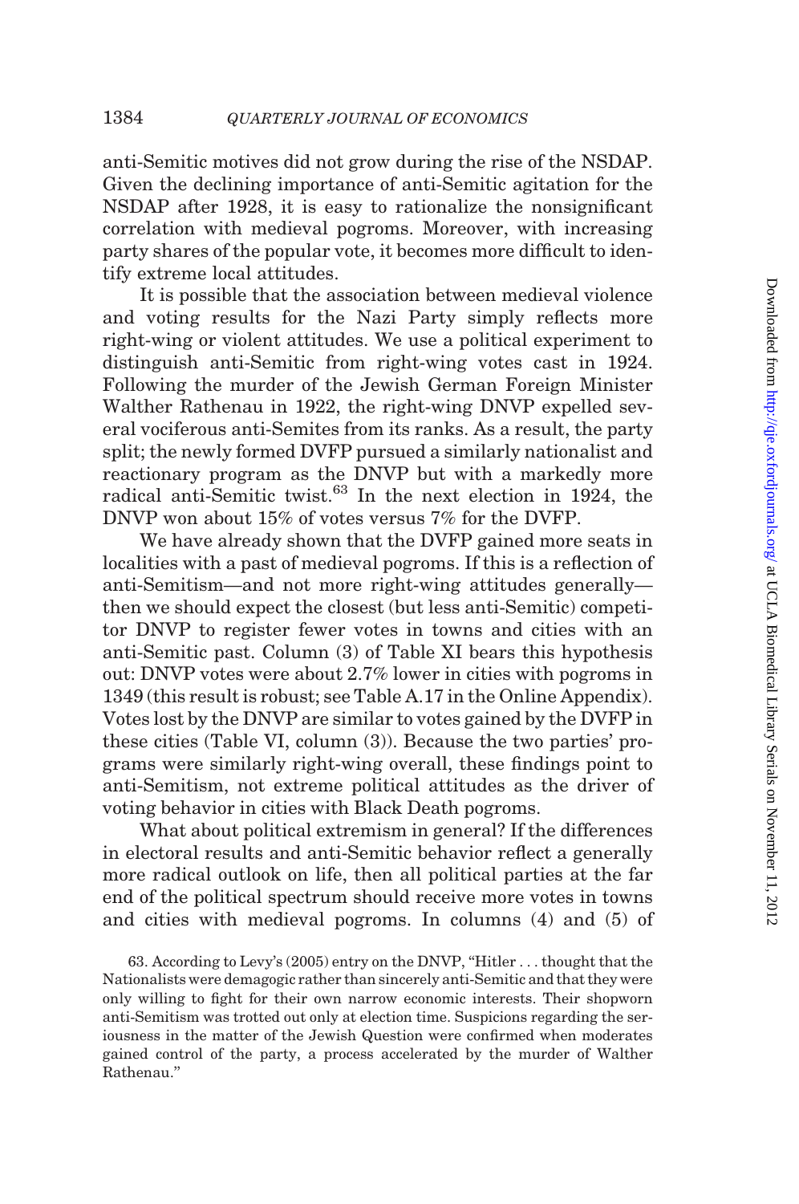anti-Semitic motives did not grow during the rise of the NSDAP. Given the declining importance of anti-Semitic agitation for the NSDAP after 1928, it is easy to rationalize the nonsignificant correlation with medieval pogroms. Moreover, with increasing party shares of the popular vote, it becomes more difficult to identify extreme local attitudes.

It is possible that the association between medieval violence and voting results for the Nazi Party simply reflects more right-wing or violent attitudes. We use a political experiment to distinguish anti-Semitic from right-wing votes cast in 1924. Following the murder of the Jewish German Foreign Minister Walther Rathenau in 1922, the right-wing DNVP expelled several vociferous anti-Semites from its ranks. As a result, the party split; the newly formed DVFP pursued a similarly nationalist and reactionary program as the DNVP but with a markedly more radical anti-Semitic twist.[63] In the next election in 1924, the DNVP won about 15% of votes versus 7% for the DVFP.

We have already shown that the DVFP gained more seats in localities with a past of medieval pogroms. If this is a reflection of anti-Semitism—and not more right-wing attitudes generally—then we should expect the closest (but less anti-Semitic) competitor DNVP to register fewer votes in towns and cities with an anti-Semitic past. Column (3) of Table XI bears this hypothesis out: DNVP votes were about 2.7% lower in cities with pogroms in 1349 (this result is robust; see Table A.17 in the Online Appendix). Votes lost by the DNVP are similar to votes gained by the DVFP in these cities (Table VI, column (3)). Because the two parties' programs were similarly right-wing overall, these findings point to anti-Semitism, not extreme political attitudes as the driver of voting behavior in cities with Black Death pogroms.

What about political extremism in general? If the differences in electoral results and anti-Semitic behavior reflect a generally more radical outlook on life, then all political parties at the far end of the political spectrum should receive more votes in towns and cities with medieval pogroms. In columns (4) and (5) of

63. According to Levy's (2005) entry on the DNVP, "Hitler . . . thought that the Nationalists were demagogic rather than sincerely anti-Semitic and that they were only willing to fight for their own narrow economic interests. Their shopworn anti-Semitism was trotted out only at election time. Suspicions regarding the seriousness in the matter of the Jewish Question were confirmed when moderates gained control of the party, a process accelerated by the murder of Walther Rathenau."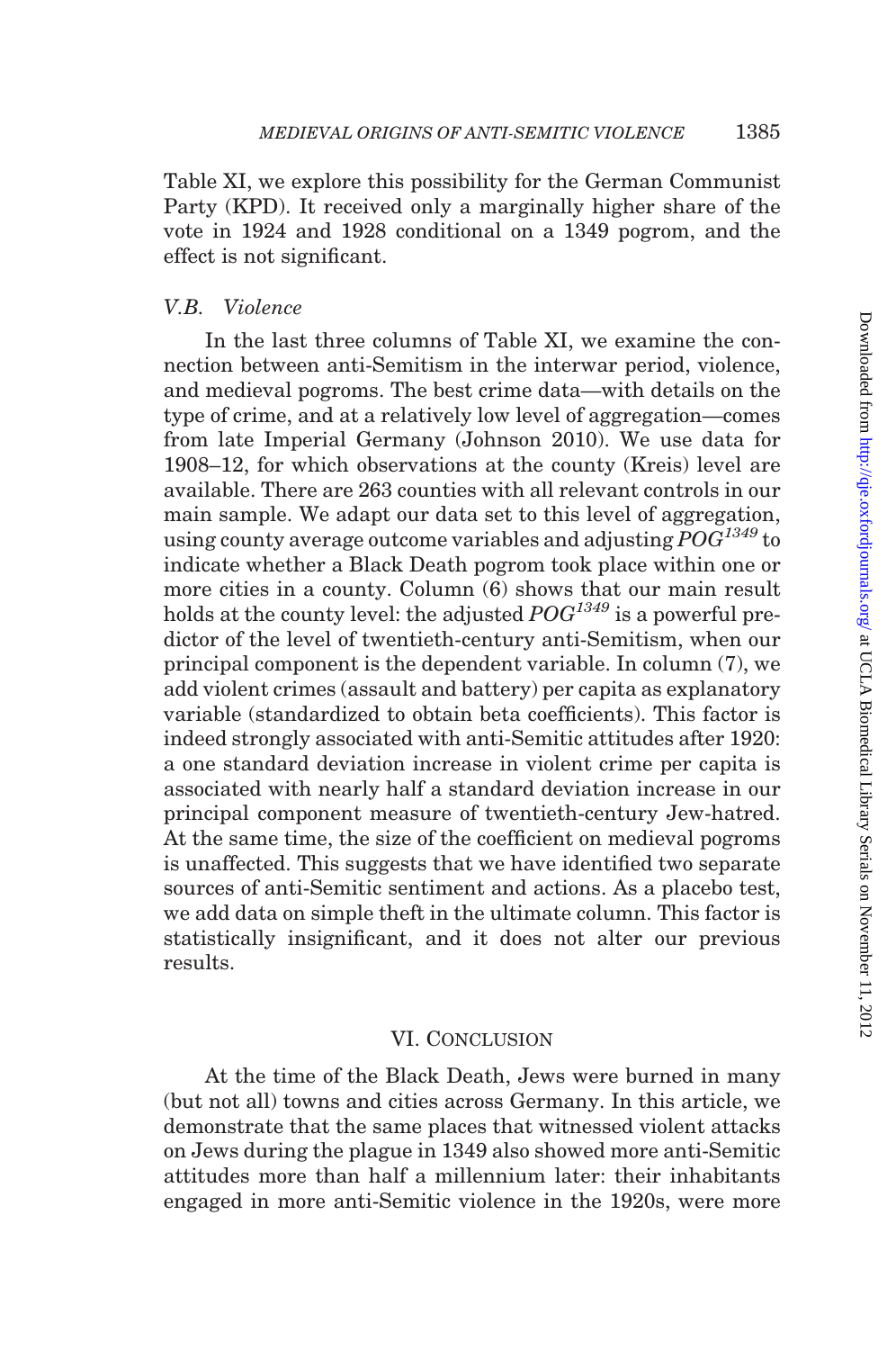Table XI, we explore this possibility for the German Communist Party (KPD). It received only a marginally higher share of the vote in 1924 and 1928 conditional on a 1349 pogrom, and the effect is not significant.

### *V.B. Violence*

In the last three columns of Table XI, we examine the connection between anti-Semitism in the interwar period, violence, and medieval pogroms. The best crime data—with details on the type of crime, and at a relatively low level of aggregation—comes from late Imperial Germany (Johnson 2010). We use data for 1908–12, for which observations at the county (Kreis) level are available. There are 263 counties with all relevant controls in our main sample. We adapt our data set to this level of aggregation, using county average outcome variables and adjusting $POG^{1349}$ to indicate whether a Black Death pogrom took place within one or more cities in a county. Column (6) shows that our main result holds at the county level: the adjusted $POG^{1349}$ is a powerful predictor of the level of twentieth-century anti-Semitism, when our principal component is the dependent variable. In column (7), we add violent crimes (assault and battery) per capita as explanatory variable (standardized to obtain beta coefficients). This factor is indeed strongly associated with anti-Semitic attitudes after 1920: a one standard deviation increase in violent crime per capita is associated with nearly half a standard deviation increase in our principal component measure of twentieth-century Jew-hatred. At the same time, the size of the coefficient on medieval pogroms is unaffected. This suggests that we have identified two separate sources of anti-Semitic sentiment and actions. As a placebo test, we add data on simple theft in the ultimate column. This factor is statistically insignificant, and it does not alter our previous results.

## VI. Conclusion

At the time of the Black Death, Jews were burned in many (but not all) towns and cities across Germany. In this article, we demonstrate that the same places that witnessed violent attacks on Jews during the plague in 1349 also showed more anti-Semitic attitudes more than half a millennium later: their inhabitants engaged in more anti-Semitic violence in the 1920s, were more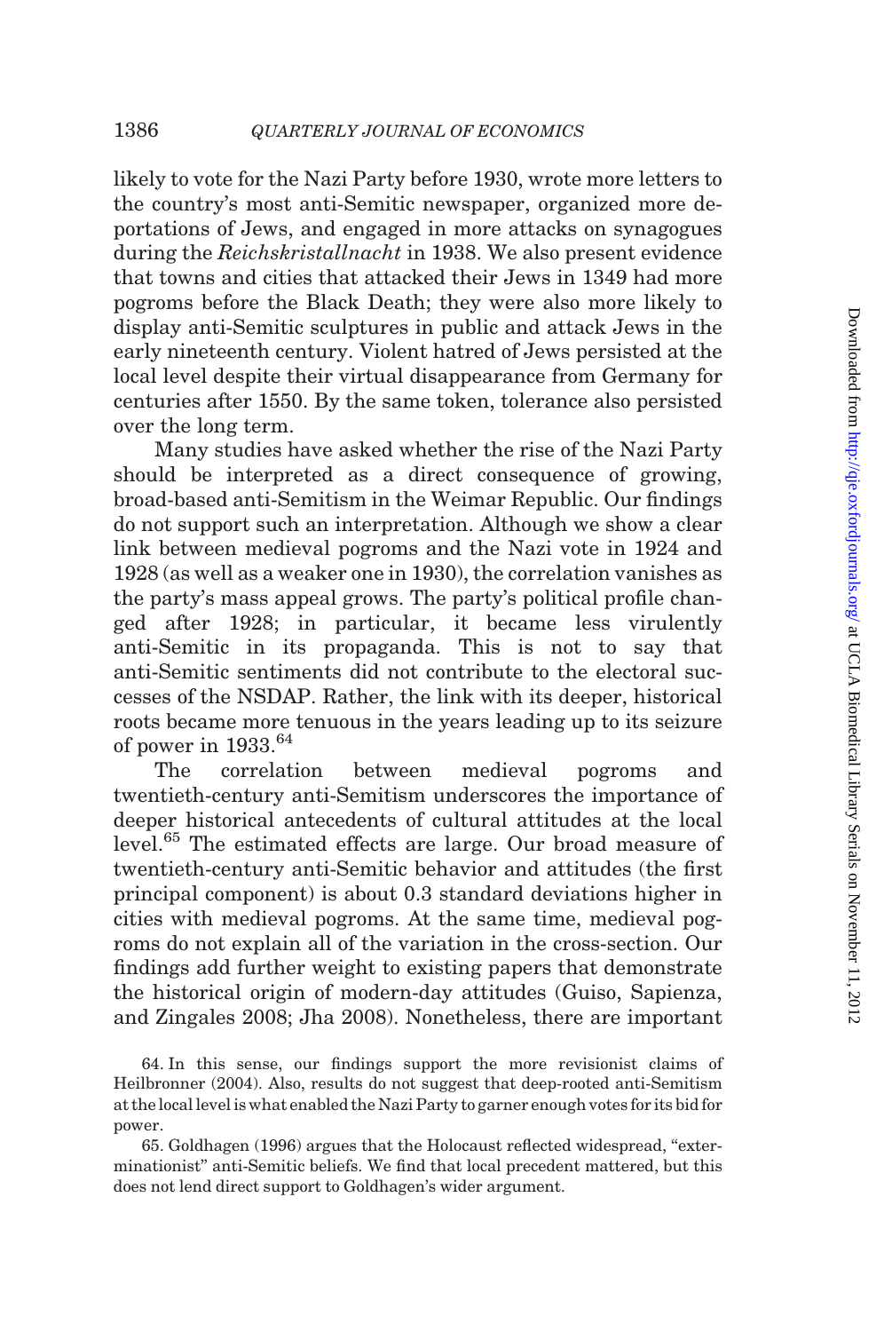likely to vote for the Nazi Party before 1930, wrote more letters to the country's most anti-Semitic newspaper, organized more deportations of Jews, and engaged in more attacks on synagogues during the *Reichskristallnacht* in 1938. We also present evidence that towns and cities that attacked their Jews in 1349 had more pogroms before the Black Death; they were also more likely to display anti-Semitic sculptures in public and attack Jews in the early nineteenth century. Violent hatred of Jews persisted at the local level despite their virtual disappearance from Germany for centuries after 1550. By the same token, tolerance also persisted over the long term.

Many studies have asked whether the rise of the Nazi Party should be interpreted as a direct consequence of growing, broad-based anti-Semitism in the Weimar Republic. Our findings do not support such an interpretation. Although we show a clear link between medieval pogroms and the Nazi vote in 1924 and 1928 (as well as a weaker one in 1930), the correlation vanishes as the party's mass appeal grows. The party's political profile changed after 1928; in particular, it became less virulently anti-Semitic in its propaganda. This is not to say that anti-Semitic sentiments did not contribute to the electoral successes of the NSDAP. Rather, the link with its deeper, historical roots became more tenuous in the years leading up to its seizure of power in 1933.[64]

The correlation between medieval pogroms and twentieth-century anti-Semitism underscores the importance of deeper historical antecedents of cultural attitudes at the local level.[65] The estimated effects are large. Our broad measure of twentieth-century anti-Semitic behavior and attitudes (the first principal component) is about 0.3 standard deviations higher in cities with medieval pogroms. At the same time, medieval pogroms do not explain all of the variation in the cross-section. Our findings add further weight to existing papers that demonstrate the historical origin of modern-day attitudes (Guiso, Sapienza, and Zingales 2008; Jha 2008). Nonetheless, there are important

64. In this sense, our findings support the more revisionist claims of Heilbronner (2004). Also, results do not suggest that deep-rooted anti-Semitism at the local level is what enabled the Nazi Party to garner enough votes for its bid for power.

65. Goldhagen (1996) argues that the Holocaust reflected widespread, "exterminationist" anti-Semitic beliefs. We find that local precedent mattered, but this does not lend direct support to Goldhagen's wider argument.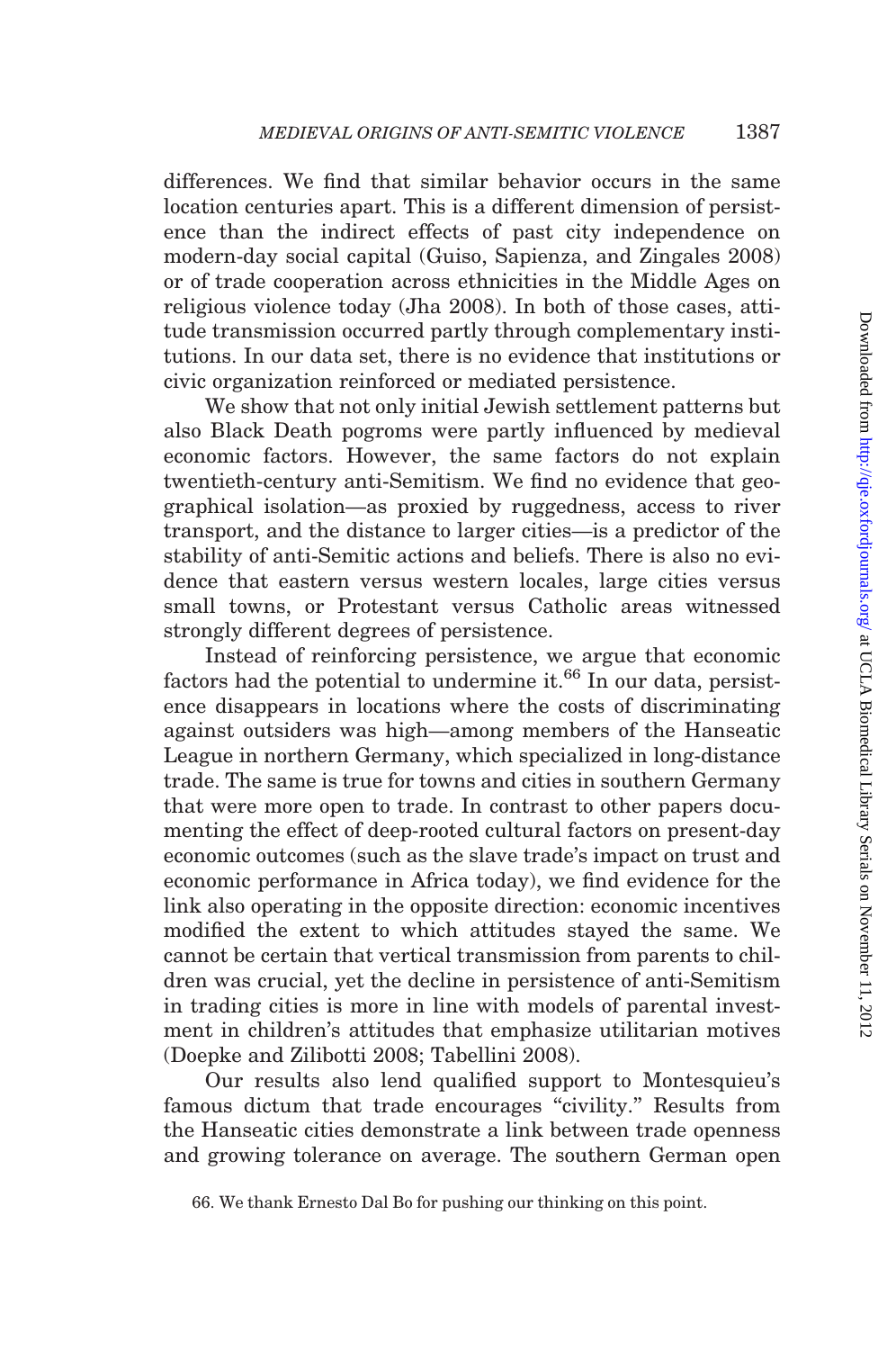differences. We find that similar behavior occurs in the same location centuries apart. This is a different dimension of persistence than the indirect effects of past city independence on modern-day social capital (Guiso, Sapienza, and Zingales 2008) or of trade cooperation across ethnicities in the Middle Ages on religious violence today (Jha 2008). In both of those cases, attitude transmission occurred partly through complementary institutions. In our data set, there is no evidence that institutions or civic organization reinforced or mediated persistence.

We show that not only initial Jewish settlement patterns but also Black Death pogroms were partly influenced by medieval economic factors. However, the same factors do not explain twentieth-century anti-Semitism. We find no evidence that geographical isolation—as proxied by ruggedness, access to river transport, and the distance to larger cities—is a predictor of the stability of anti-Semitic actions and beliefs. There is also no evidence that eastern versus western locales, large cities versus small towns, or Protestant versus Catholic areas witnessed strongly different degrees of persistence.

Instead of reinforcing persistence, we argue that economic factors had the potential to undermine it.[66] In our data, persistence disappears in locations where the costs of discriminating against outsiders was high—among members of the Hanseatic League in northern Germany, which specialized in long-distance trade. The same is true for towns and cities in southern Germany that were more open to trade. In contrast to other papers documenting the effect of deep-rooted cultural factors on present-day economic outcomes (such as the slave trade's impact on trust and economic performance in Africa today), we find evidence for the link also operating in the opposite direction: economic incentives modified the extent to which attitudes stayed the same. We cannot be certain that vertical transmission from parents to children was crucial, yet the decline in persistence of anti-Semitism in trading cities is more in line with models of parental investment in children's attitudes that emphasize utilitarian motives (Doepke and Zilibotti 2008; Tabellini 2008).

Our results also lend qualified support to Montesquieu's famous dictum that trade encourages "civility." Results from the Hanseatic cities demonstrate a link between trade openness and growing tolerance on average. The southern German open

66. We thank Ernesto Dal Bo for pushing our thinking on this point.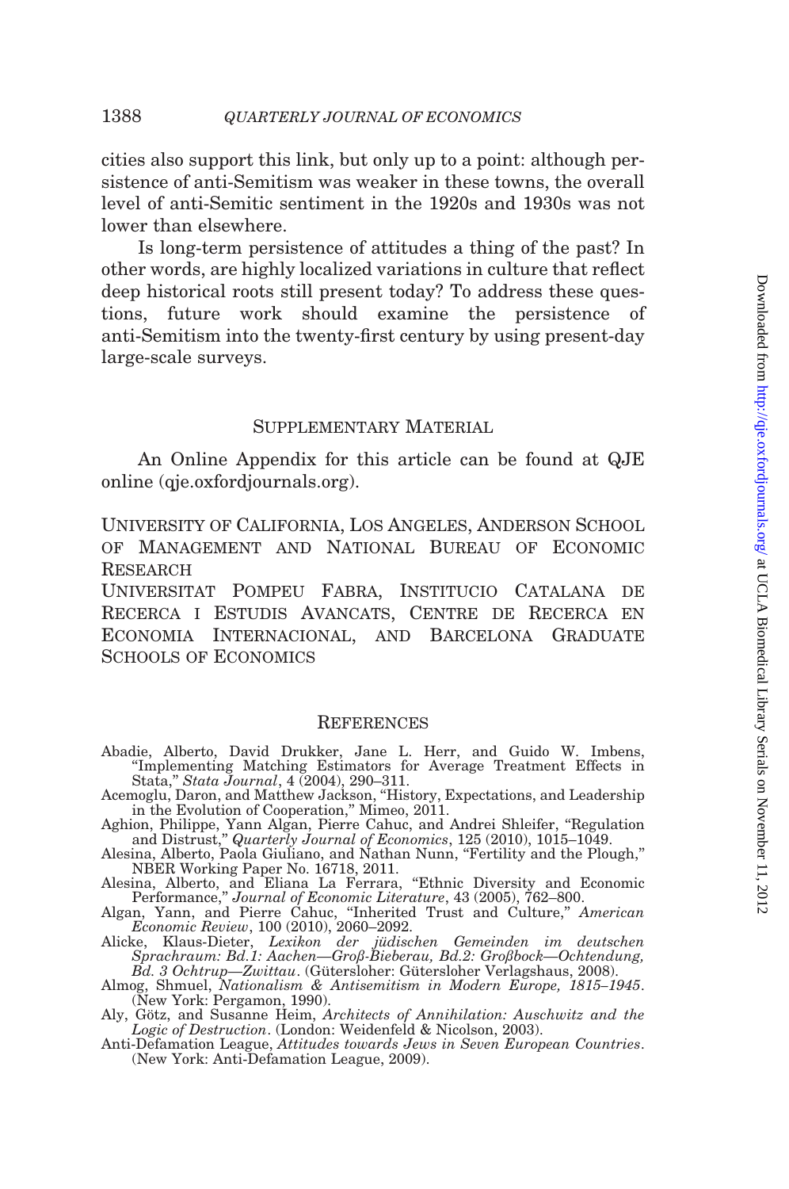cities also support this link, but only up to a point: although persistence of anti-Semitism was weaker in these towns, the overall level of anti-Semitic sentiment in the 1920s and 1930s was not lower than elsewhere.

Is long-term persistence of attitudes a thing of the past? In other words, are highly localized variations in culture that reflect deep historical roots still present today? To address these questions, future work should examine the persistence of anti-Semitism into the twenty-first century by using present-day large-scale surveys.

## Supplementary Material

An Online Appendix for this article can be found at QJE online (qje.oxfordjournals.org).

University of California, Los Angeles, Anderson School of Management and National Bureau of Economic Research

Universitat Pompeu Fabra, Institucio Catalana de Recerca i Estudis Avancats, Centre de Recerca en Economia Internacional, and Barcelona Graduate Schools of Economics

## References

Abadie, Alberto, David Drukker, Jane L. Herr, and Guido W. Imbens, "Implementing Matching Estimators for Average Treatment Effects in Stata," *Stata Journal*, 4 (2004), 290–311.

Acemoglu, Daron, and Matthew Jackson, "History, Expectations, and Leadership in the Evolution of Cooperation," Mimeo, 2011.

Aghion, Philippe, Yann Algan, Pierre Cahuc, and Andrei Shleifer, "Regulation and Distrust," *Quarterly Journal of Economics*, 125 (2010), 1015–1049.

Alesina, Alberto, Paola Giuliano, and Nathan Nunn, "Fertility and the Plough," NBER Working Paper No. 16718, 2011.

Alesina, Alberto, and Eliana La Ferrara, "Ethnic Diversity and Economic Performance," *Journal of Economic Literature*, 43 (2005), 762–800.

Algan, Yann, and Pierre Cahuc, "Inherited Trust and Culture," *American Economic Review*, 100 (2010), 2060–2092.

Alicke, Klaus-Dieter, *Lexikon der jüdischen Gemeinden im deutschen Sprachraum: Bd.1: Aachen—Groß-Bieberau, Bd.2: Großbock—Ochtendung, Bd. 3 Ochtrup—Zwittau*. (Gütersloher: Gütersloher Verlagshaus, 2008).

Almog, Shmuel, *Nationalism & Antisemitism in Modern Europe, 1815–1945*. (New York: Pergamon, 1990).

Aly, Götz, and Susanne Heim, *Architects of Annihilation: Auschwitz and the Logic of Destruction*. (London: Weidenfeld & Nicolson, 2003).

Anti-Defamation League, *Attitudes towards Jews in Seven European Countries*. (New York: Anti-Defamation League, 2009).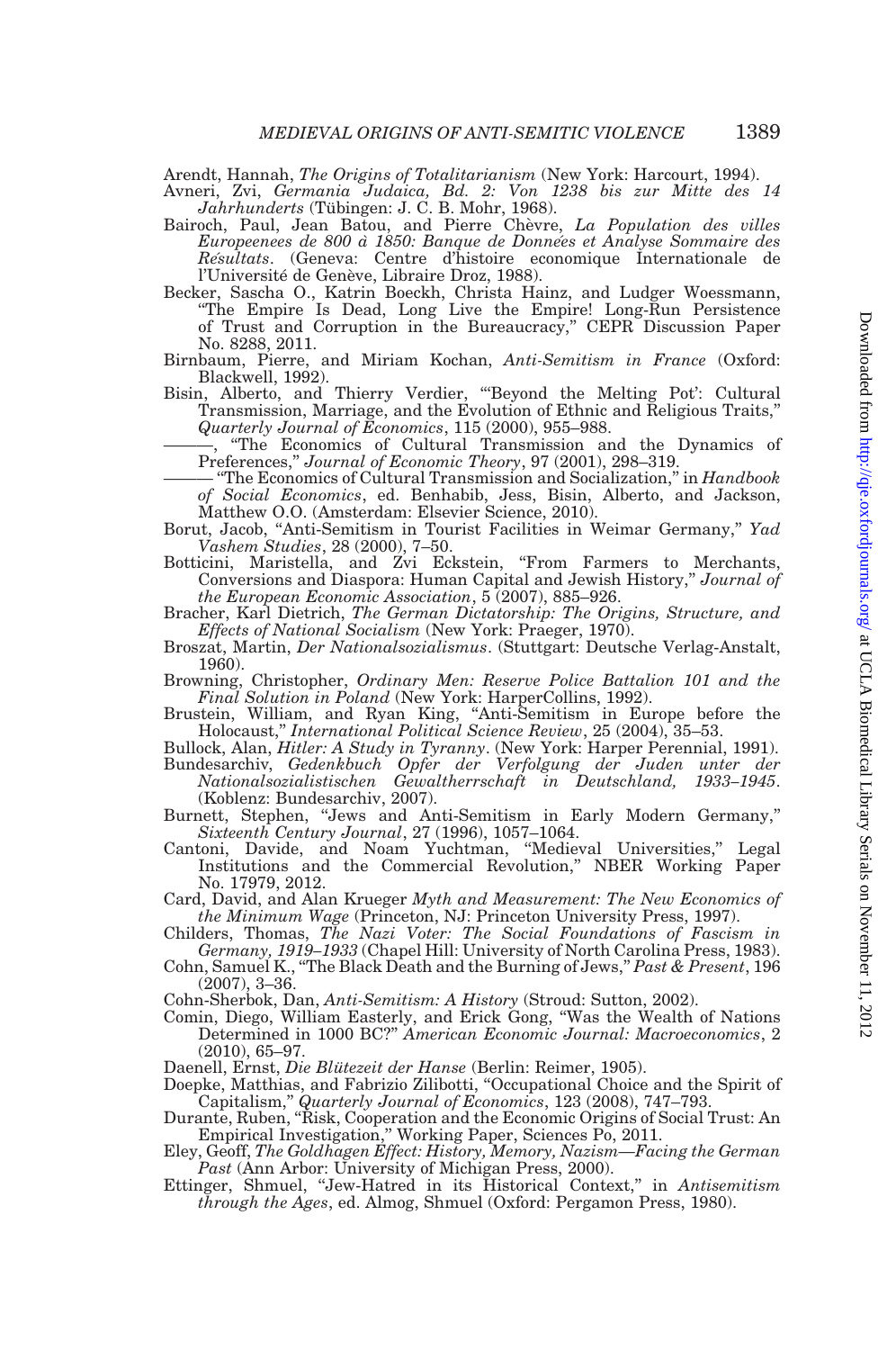Arendt, Hannah, *The Origins of Totalitarianism* (New York: Harcourt, 1994).

Avneri, Zvi, *Germania Judaica, Bd. 2: Von 1238 bis zur Mitte des 14 Jahrhunderts* (Tübingen: J. C. B. Mohr, 1968).

Bairoch, Paul, Jean Batou, and Pierre Chèvre, *La Population des villes Europeenees de 800 à 1850: Banque de Données et Analyse Sommaire des Résultats*. (Geneva: Centre d'histoire economique Internationale de l'Université de Genève, Libraire Droz, 1988).

Becker, Sascha O., Katrin Boeckh, Christa Hainz, and Ludger Woessmann, "The Empire Is Dead, Long Live the Empire! Long-Run Persistence of Trust and Corruption in the Bureaucracy," CEPR Discussion Paper No. 8288, 2011.

Birnbaum, Pierre, and Miriam Kochan, *Anti-Semitism in France* (Oxford: Blackwell, 1992).

Bisin, Alberto, and Thierry Verdier, "'Beyond the Melting Pot': Cultural Transmission, Marriage, and the Evolution of Ethnic and Religious Traits," *Quarterly Journal of Economics*, 115 (2000), 955–988.

———, "The Economics of Cultural Transmission and the Dynamics of Preferences," *Journal of Economic Theory*, 97 (2001), 298–319.

——— "The Economics of Cultural Transmission and Socialization," in *Handbook of Social Economics*, ed. Benhabib, Jess, Bisin, Alberto, and Jackson, Matthew O.O. (Amsterdam: Elsevier Science, 2010).

Borut, Jacob, "Anti-Semitism in Tourist Facilities in Weimar Germany," *Yad Vashem Studies*, 28 (2000), 7–50.

Botticini, Maristella, and Zvi Eckstein, "From Farmers to Merchants, Conversions and Diaspora: Human Capital and Jewish History," *Journal of the European Economic Association*, 5 (2007), 885–926.

Bracher, Karl Dietrich, *The German Dictatorship: The Origins, Structure, and Effects of National Socialism* (New York: Praeger, 1970).

Broszat, Martin, *Der Nationalsozialismus*. (Stuttgart: Deutsche Verlag-Anstalt, 1960).

Browning, Christopher, *Ordinary Men: Reserve Police Battalion 101 and the Final Solution in Poland* (New York: HarperCollins, 1992).

Brustein, William, and Ryan King, "Anti-Semitism in Europe before the Holocaust," *International Political Science Review*, 25 (2004), 35–53.

Bullock, Alan, *Hitler: A Study in Tyranny*. (New York: Harper Perennial, 1991).

Bundesarchiv, *Gedenkbuch Opfer der Verfolgung der Juden unter der Nationalsozialistischen Gewaltherrschaft in Deutschland, 1933–1945*. (Koblenz: Bundesarchiv, 2007).

Burnett, Stephen, "Jews and Anti-Semitism in Early Modern Germany," *Sixteenth Century Journal*, 27 (1996), 1057–1064.

Cantoni, Davide, and Noam Yuchtman, "Medieval Universities," Legal Institutions and the Commercial Revolution," NBER Working Paper No. 17979, 2012.

Card, David, and Alan Krueger *Myth and Measurement: The New Economics of the Minimum Wage* (Princeton, NJ: Princeton University Press, 1997).

Childers, Thomas, *The Nazi Voter: The Social Foundations of Fascism in Germany, 1919–1933* (Chapel Hill: University of North Carolina Press, 1983).

Cohn, Samuel K., "The Black Death and the Burning of Jews," *Past & Present*, 196 (2007), 3–36.

Cohn-Sherbok, Dan, *Anti-Semitism: A History* (Stroud: Sutton, 2002).

Comin, Diego, William Easterly, and Erick Gong, "Was the Wealth of Nations Determined in 1000 BC?" *American Economic Journal: Macroeconomics*, 2 (2010), 65–97.

Daenell, Ernst, *Die Blütezeit der Hanse* (Berlin: Reimer, 1905).

Doepke, Matthias, and Fabrizio Zilibotti, "Occupational Choice and the Spirit of Capitalism," *Quarterly Journal of Economics*, 123 (2008), 747–793.

Durante, Ruben, "Risk, Cooperation and the Economic Origins of Social Trust: An Empirical Investigation," Working Paper, Sciences Po, 2011.

Eley, Geoff, *The Goldhagen Effect: History, Memory, Nazism—Facing the German Past* (Ann Arbor: University of Michigan Press, 2000).

Ettinger, Shmuel, "Jew-Hatred in its Historical Context," in *Antisemitism through the Ages*, ed. Almog, Shmuel (Oxford: Pergamon Press, 1980).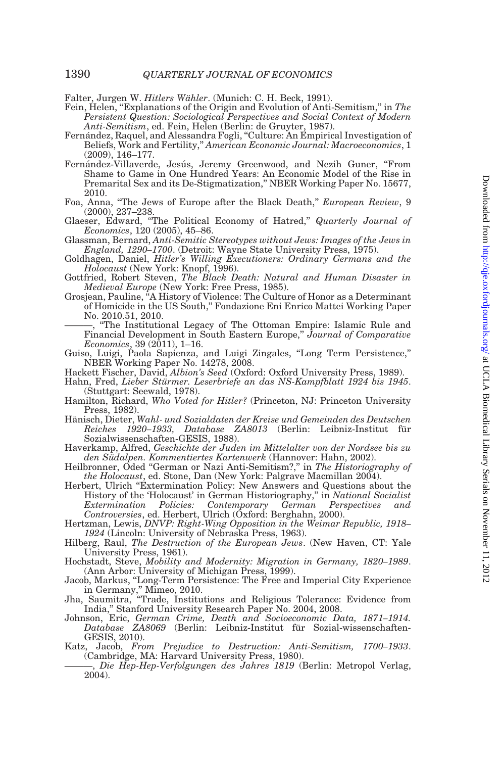Falter, Jurgen W. *Hitlers Wähler*. (Munich: C. H. Beck, 1991).

Fein, Helen, "Explanations of the Origin and Evolution of Anti-Semitism," in *The Persistent Question: Sociological Perspectives and Social Context of Modern Anti-Semitism*, ed. Fein, Helen (Berlin: de Gruyter, 1987).

Fernández, Raquel, and Alessandra Fogli, "Culture: An Empirical Investigation of Beliefs, Work and Fertility," *American Economic Journal: Macroeconomics*, 1 (2009), 146–177.

Fernández-Villaverde, Jesús, Jeremy Greenwood, and Nezih Guner, "From Shame to Game in One Hundred Years: An Economic Model of the Rise in Premarital Sex and its De-Stigmatization," NBER Working Paper No. 15677, 2010.

Foa, Anna, "The Jews of Europe after the Black Death," *European Review*, 9 (2000), 237–238.

Glaeser, Edward, "The Political Economy of Hatred," *Quarterly Journal of Economics*, 120 (2005), 45–86.

Glassman, Bernard, *Anti-Semitic Stereotypes without Jews: Images of the Jews in England, 1290–1700*. (Detroit: Wayne State University Press, 1975).

Goldhagen, Daniel, *Hitler's Willing Executioners: Ordinary Germans and the Holocaust* (New York: Knopf, 1996).

Gottfried, Robert Steven, *The Black Death: Natural and Human Disaster in Medieval Europe* (New York: Free Press, 1985).

Grosjean, Pauline, "A History of Violence: The Culture of Honor as a Determinant of Homicide in the US South," Fondazione Eni Enrico Mattei Working Paper No. 2010.51, 2010.

———, "The Institutional Legacy of The Ottoman Empire: Islamic Rule and Financial Development in South Eastern Europe," *Journal of Comparative Economics*, 39 (2011), 1–16.

Guiso, Luigi, Paola Sapienza, and Luigi Zingales, "Long Term Persistence," NBER Working Paper No. 14278, 2008.

Hackett Fischer, David, *Albion's Seed* (Oxford: Oxford University Press, 1989).

Hahn, Fred, *Lieber Stürmer. Leserbriefe an das NS-Kampfblatt 1924 bis 1945*. (Stuttgart: Seewald, 1978).

Hamilton, Richard, *Who Voted for Hitler?* (Princeton, NJ: Princeton University Press, 1982).

Hänisch, Dieter, *Wahl- und Sozialdaten der Kreise und Gemeinden des Deutschen Reiches 1920–1933, Database ZA8013* (Berlin: Leibniz-Institut für Sozialwissenschaften-GESIS, 1988).

Haverkamp, Alfred, *Geschichte der Juden im Mittelalter von der Nordsee bis zu den Südalpen. Kommentiertes Kartenwerk* (Hannover: Hahn, 2002).

Heilbronner, Oded "German or Nazi Anti-Semitism?," in *The Historiography of the Holocaust*, ed. Stone, Dan (New York: Palgrave Macmillan 2004).

Herbert, Ulrich "Extermination Policy: New Answers and Questions about the History of the 'Holocaust' in German Historiography," in *National Socialist Extermination Policies: Contemporary German Perspectives and Controversies*, ed. Herbert, Ulrich (Oxford: Berghahn, 2000).

Hertzman, Lewis, *DNVP: Right-Wing Opposition in the Weimar Republic, 1918–1924* (Lincoln: University of Nebraska Press, 1963).

Hilberg, Raul, *The Destruction of the European Jews*. (New Haven, CT: Yale University Press, 1961).

Hochstadt, Steve, *Mobility and Modernity: Migration in Germany, 1820–1989*. (Ann Arbor: University of Michigan Press, 1999).

Jacob, Markus, "Long-Term Persistence: The Free and Imperial City Experience in Germany," Mimeo, 2010.

Jha, Saumitra, "Trade, Institutions and Religious Tolerance: Evidence from India," Stanford University Research Paper No. 2004, 2008.

Johnson, Eric, *German Crime, Death and Socioeconomic Data, 1871–1914. Database ZA8069* (Berlin: Leibniz-Institut für Sozial-wissenschaften-GESIS, 2010).

Katz, Jacob, *From Prejudice to Destruction: Anti-Semitism, 1700–1933*. (Cambridge, MA: Harvard University Press, 1980).

———, *Die Hep-Hep-Verfolgungen des Jahres 1819* (Berlin: Metropol Verlag, 2004).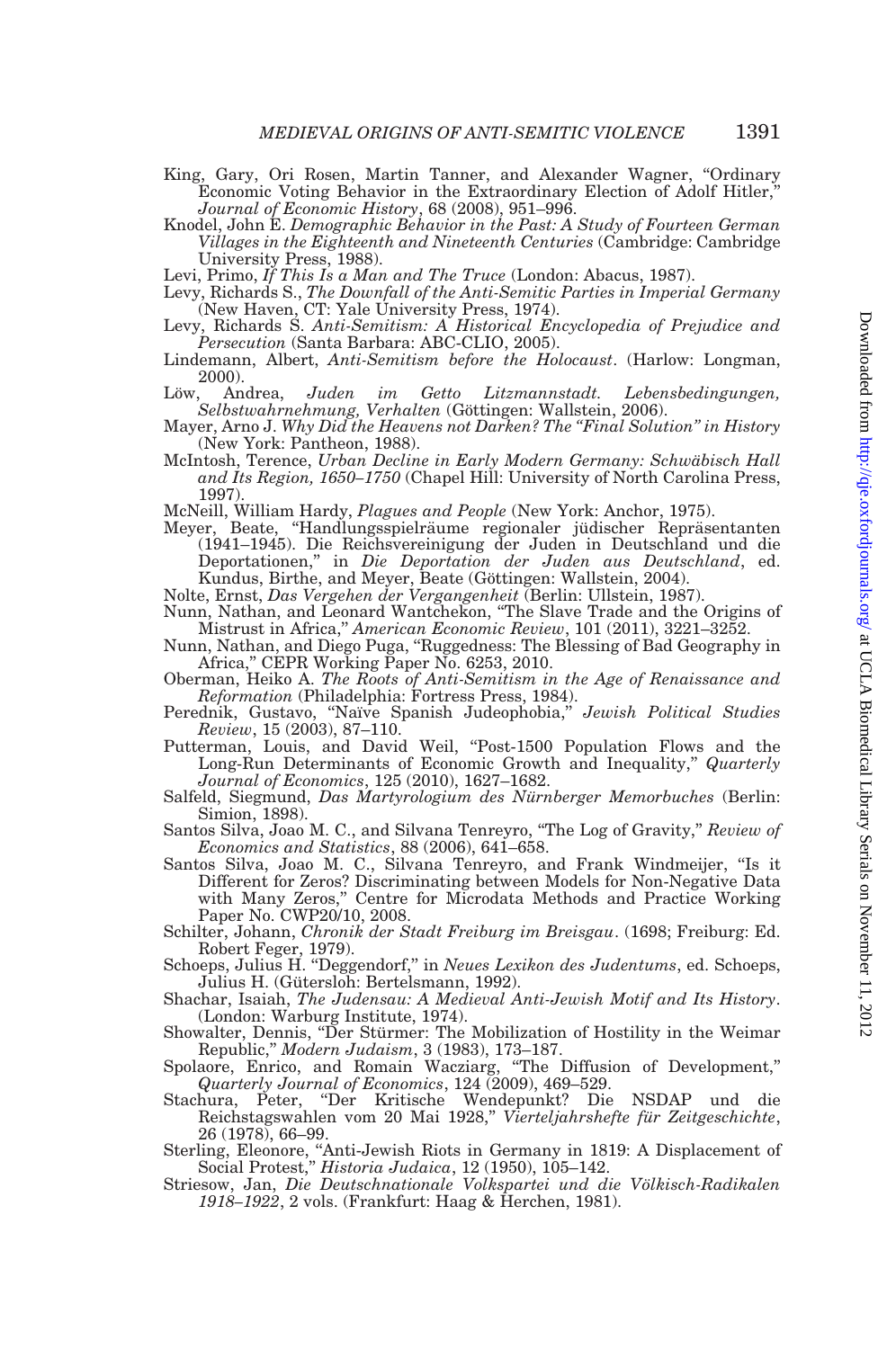King, Gary, Ori Rosen, Martin Tanner, and Alexander Wagner, "Ordinary Economic Voting Behavior in the Extraordinary Election of Adolf Hitler," *Journal of Economic History*, 68 (2008), 951–996.

Knodel, John E. *Demographic Behavior in the Past: A Study of Fourteen German Villages in the Eighteenth and Nineteenth Centuries* (Cambridge: Cambridge University Press, 1988).

Levi, Primo, *If This Is a Man and The Truce* (London: Abacus, 1987).

Levy, Richards S., *The Downfall of the Anti-Semitic Parties in Imperial Germany* (New Haven, CT: Yale University Press, 1974).

Levy, Richards S. *Anti-Semitism: A Historical Encyclopedia of Prejudice and Persecution* (Santa Barbara: ABC-CLIO, 2005).

Lindemann, Albert, *Anti-Semitism before the Holocaust*. (Harlow: Longman, 2000).

Löw, Andrea, *Juden im Getto Litzmannstadt. Lebensbedingungen, Selbstwahrnehmung, Verhalten* (Göttingen: Wallstein, 2006).

Mayer, Arno J. *Why Did the Heavens not Darken? The "Final Solution" in History* (New York: Pantheon, 1988).

McIntosh, Terence, *Urban Decline in Early Modern Germany: Schwäbisch Hall and Its Region, 1650–1750* (Chapel Hill: University of North Carolina Press, 1997).

McNeill, William Hardy, *Plagues and People* (New York: Anchor, 1975).

Meyer, Beate, "Handlungsspielräume regionaler jüdischer Repräsentanten (1941–1945). Die Reichsvereinigung der Juden in Deutschland und die Deportationen," in *Die Deportation der Juden aus Deutschland*, ed. Kundus, Birthe, and Meyer, Beate (Göttingen: Wallstein, 2004).

Nolte, Ernst, *Das Vergehen der Vergangenheit* (Berlin: Ullstein, 1987).

Nunn, Nathan, and Leonard Wantchekon, "The Slave Trade and the Origins of Mistrust in Africa," *American Economic Review*, 101 (2011), 3221–3252.

Nunn, Nathan, and Diego Puga, "Ruggedness: The Blessing of Bad Geography in Africa," CEPR Working Paper No. 6253, 2010.

Oberman, Heiko A. *The Roots of Anti-Semitism in the Age of Renaissance and Reformation* (Philadelphia: Fortress Press, 1984).

Perednik, Gustavo, "Naïve Spanish Judeophobia," *Jewish Political Studies Review*, 15 (2003), 87–110.

Putterman, Louis, and David Weil, "Post-1500 Population Flows and the Long-Run Determinants of Economic Growth and Inequality," *Quarterly Journal of Economics*, 125 (2010), 1627–1682.

Salfeld, Siegmund, *Das Martyrologium des Nürnberger Memorbuches* (Berlin: Simion, 1898).

Santos Silva, Joao M. C., and Silvana Tenreyro, "The Log of Gravity," *Review of Economics and Statistics*, 88 (2006), 641–658.

Santos Silva, Joao M. C., Silvana Tenreyro, and Frank Windmeijer, "Is it Different for Zeros? Discriminating between Models for Non-Negative Data with Many Zeros," Centre for Microdata Methods and Practice Working Paper No. CWP20/10, 2008.

Schilter, Johann, *Chronik der Stadt Freiburg im Breisgau*. (1698; Freiburg: Ed. Robert Feger, 1979).

Schoeps, Julius H. "Deggendorf," in *Neues Lexikon des Judentums*, ed. Schoeps, Julius H. (Gütersloh: Bertelsmann, 1992).

Shachar, Isaiah, *The Judensau: A Medieval Anti-Jewish Motif and Its History*. (London: Warburg Institute, 1974).

Showalter, Dennis, "Der Stürmer: The Mobilization of Hostility in the Weimar Republic," *Modern Judaism*, 3 (1983), 173–187.

Spolaore, Enrico, and Romain Wacziarg, "The Diffusion of Development," *Quarterly Journal of Economics*, 124 (2009), 469–529.

Stachura, Peter, "Der Kritische Wendepunkt? Die NSDAP und die Reichstagswahlen vom 20 Mai 1928," *Vierteljahrshefte für Zeitgeschichte*, 26 (1978), 66–99.

Sterling, Eleonore, "Anti-Jewish Riots in Germany in 1819: A Displacement of Social Protest," *Historia Judaica*, 12 (1950), 105–142.

Striesow, Jan, *Die Deutschnationale Volkspartei und die Völkisch-Radikalen 1918–1922*, 2 vols. (Frankfurt: Haag & Herchen, 1981).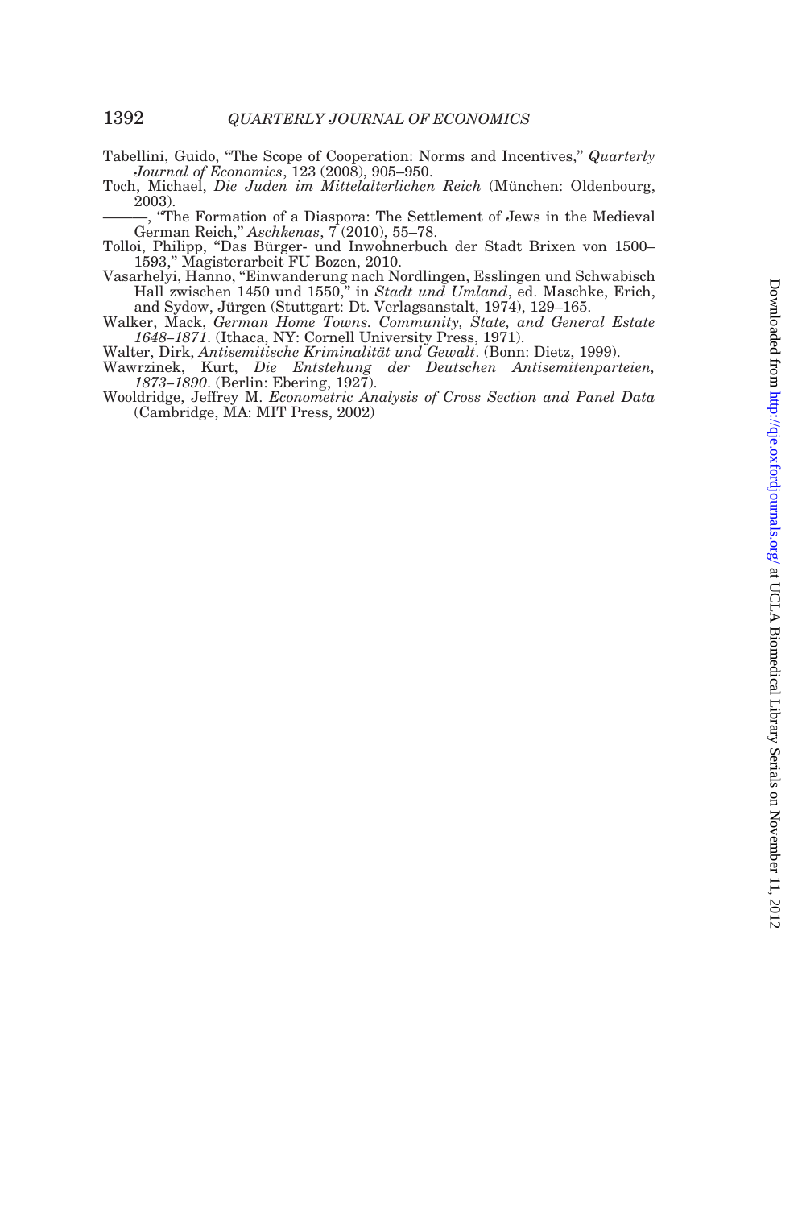Tabellini, Guido, "The Scope of Cooperation: Norms and Incentives," *Quarterly Journal of Economics*, 123 (2008), 905–950.

Toch, Michael, *Die Juden im Mittelalterlichen Reich* (München: Oldenbourg, 2003).

———, "The Formation of a Diaspora: The Settlement of Jews in the Medieval German Reich," *Aschkenas*, 7 (2010), 55–78.

Tolloi, Philipp, "Das Bürger- und Inwohnerbuch der Stadt Brixen von 1500–1593," Magisterarbeit FU Bozen, 2010.

Vasarhelyi, Hanno, "Einwanderung nach Nordlingen, Esslingen und Schwabisch Hall zwischen 1450 und 1550," in *Stadt und Umland*, ed. Maschke, Erich, and Sydow, Jürgen (Stuttgart: Dt. Verlagsanstalt, 1974), 129–165.

Walker, Mack, *German Home Towns. Community, State, and General Estate 1648–1871*. (Ithaca, NY: Cornell University Press, 1971).

Walter, Dirk, *Antisemitische Kriminalität und Gewalt*. (Bonn: Dietz, 1999).

Wawrzinek, Kurt, *Die Entstehung der Deutschen Antisemitenparteien, 1873–1890*. (Berlin: Ebering, 1927).

Wooldridge, Jeffrey M. *Econometric Analysis of Cross Section and Panel Data* (Cambridge, MA: MIT Press, 2002)